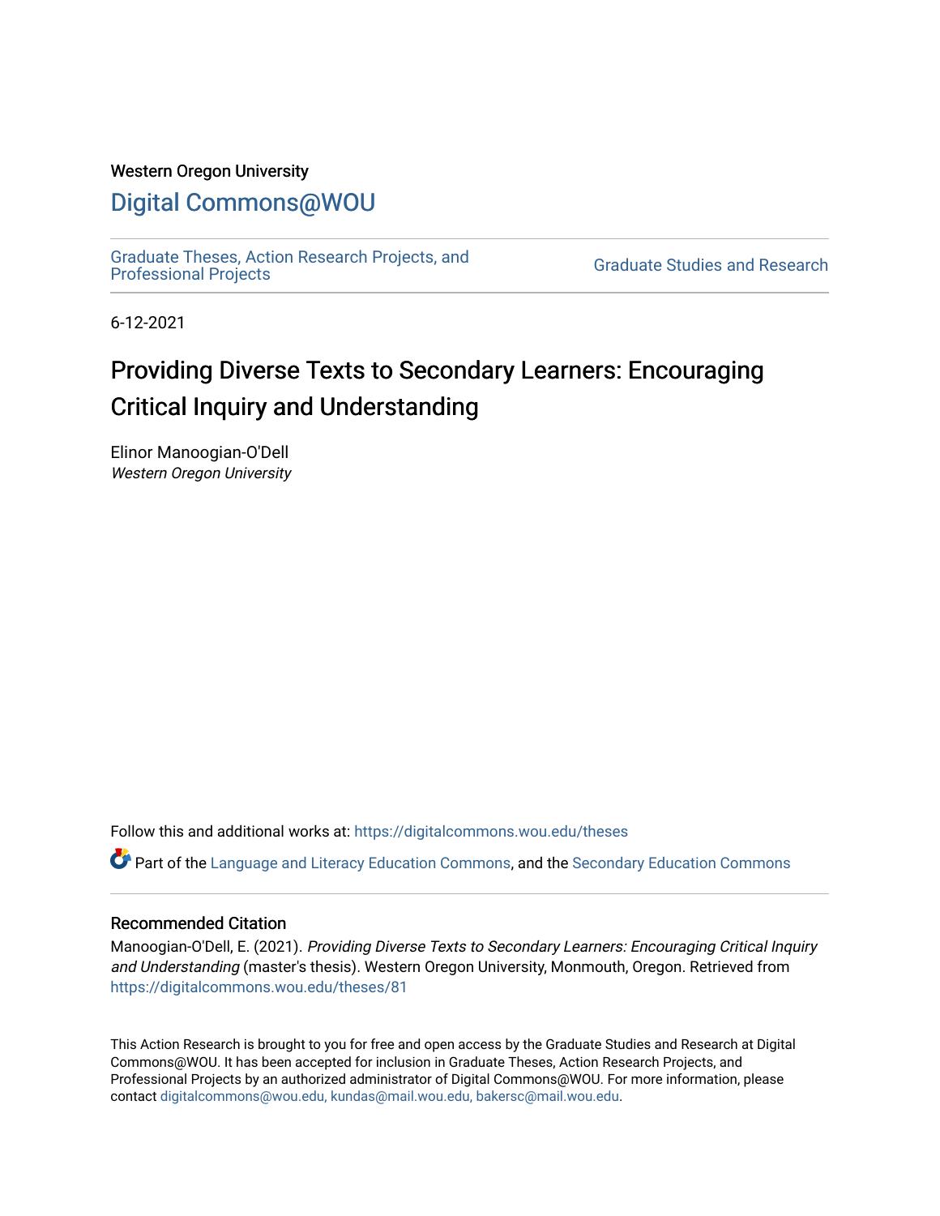Western Oregon University

# Digital Commons@WOU

Graduate Theses, Action Research Projects, and Professional Projects

Graduate Studies and Research

6-12-2021

## Providing Diverse Texts to Secondary Learners: Encouraging Critical Inquiry and Understanding

Elinor Manoogian-O'Dell
*Western Oregon University*

Follow this and additional works at: https://digitalcommons.wou.edu/theses

Part of the Language and Literacy Education Commons, and the Secondary Education Commons

### Recommended Citation

Manoogian-O'Dell, E. (2021). *Providing Diverse Texts to Secondary Learners: Encouraging Critical Inquiry and Understanding* (master's thesis). Western Oregon University, Monmouth, Oregon. Retrieved from https://digitalcommons.wou.edu/theses/81

This Action Research is brought to you for free and open access by the Graduate Studies and Research at Digital Commons@WOU. It has been accepted for inclusion in Graduate Theses, Action Research Projects, and Professional Projects by an authorized administrator of Digital Commons@WOU. For more information, please contact digitalcommons@wou.edu, kundas@mail.wou.edu, bakersc@mail.wou.edu.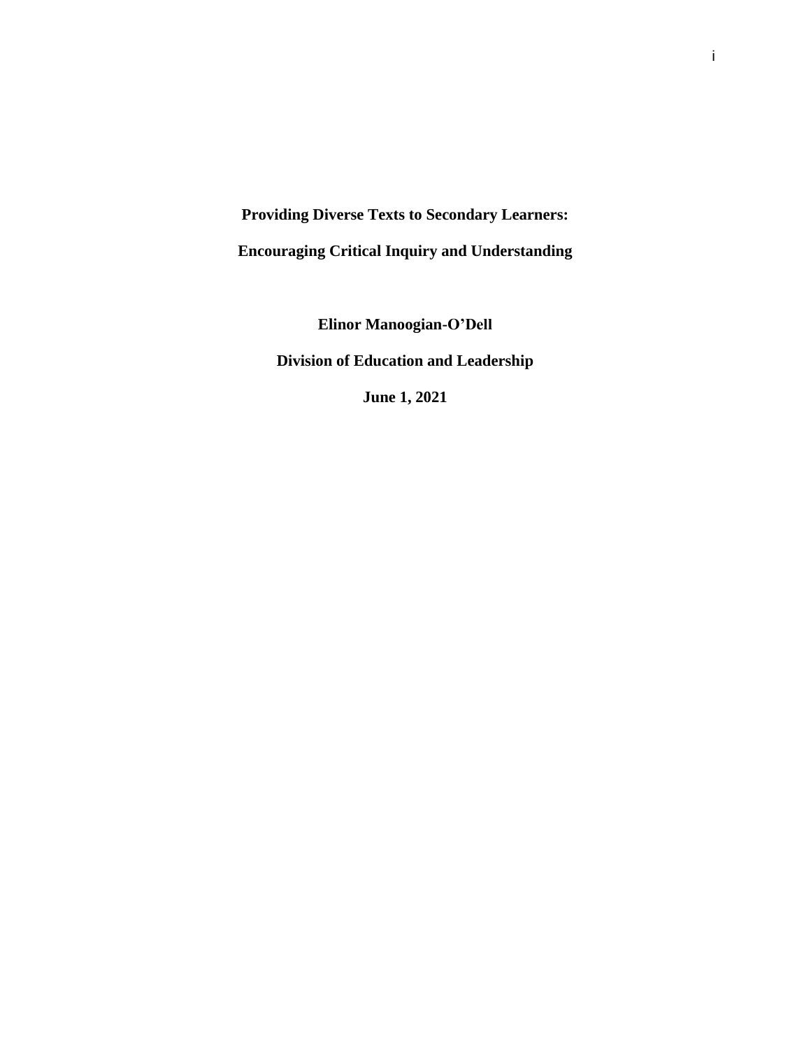**Providing Diverse Texts to Secondary Learners:**

**Encouraging Critical Inquiry and Understanding**

**Elinor Manoogian-O'Dell**

**Division of Education and Leadership**

**June 1, 2021**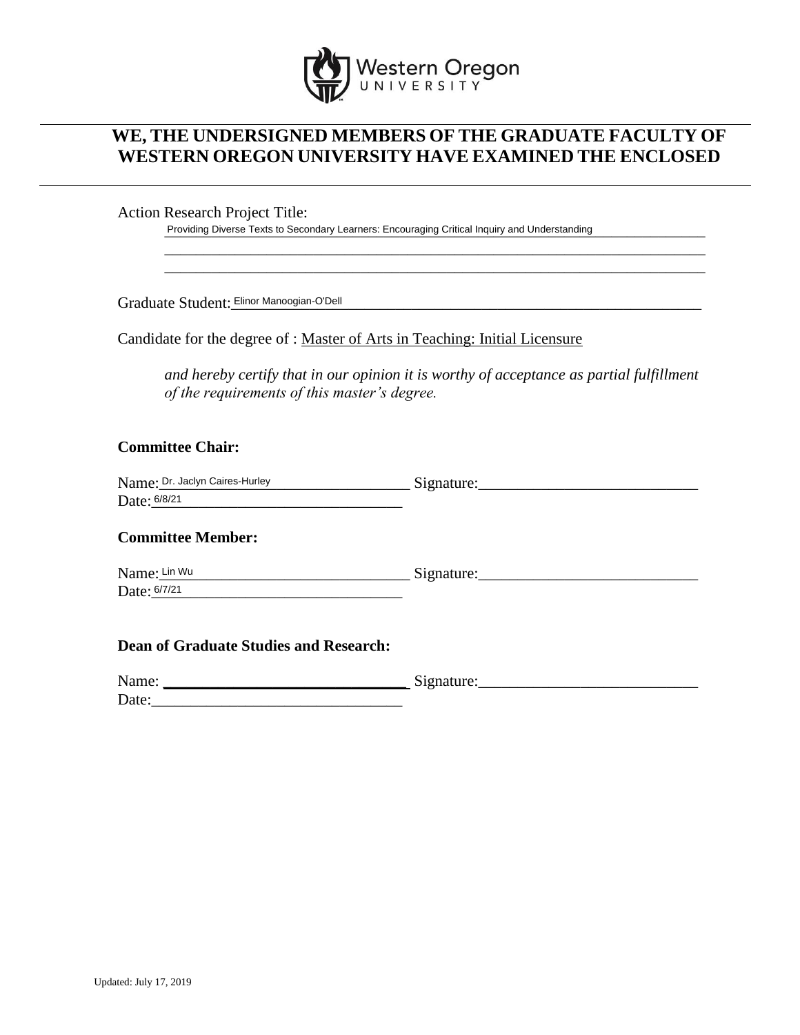Western Oregon UNIVERSITY

## WE, THE UNDERSIGNED MEMBERS OF THE GRADUATE FACULTY OF WESTERN OREGON UNIVERSITY HAVE EXAMINED THE ENCLOSED

Action Research Project Title:

Providing Diverse Texts to Secondary Learners: Encouraging Critical Inquiry and Understanding

Graduate Student: Elinor Manoogian-O'Dell

Candidate for the degree of : Master of Arts in Teaching: Initial Licensure

*and hereby certify that in our opinion it is worthy of acceptance as partial fulfillment of the requirements of this master's degree.*

**Committee Chair:**

Name: Dr. Jaclyn Caires-Hurley Signature:\_\_\_\_\_\_\_\_\_\_\_\_\_\_\_\_\_\_\_\_\_\_\_\_\_\_\_\_
Date: 6/8/21

**Committee Member:**

Name: Lin Wu Signature:\_\_\_\_\_\_\_\_\_\_\_\_\_\_\_\_\_\_\_\_\_\_\_\_\_\_\_\_
Date: 6/7/21

**Dean of Graduate Studies and Research:**

Name: \_\_\_\_\_\_\_\_\_\_\_\_\_\_\_\_\_\_\_\_\_\_\_\_\_\_\_\_ Signature:\_\_\_\_\_\_\_\_\_\_\_\_\_\_\_\_\_\_\_\_\_\_\_\_\_\_\_\_
Date:\_\_\_\_\_\_\_\_\_\_\_\_\_\_\_\_\_\_\_\_\_\_\_\_\_\_\_\_

Updated: July 17, 2019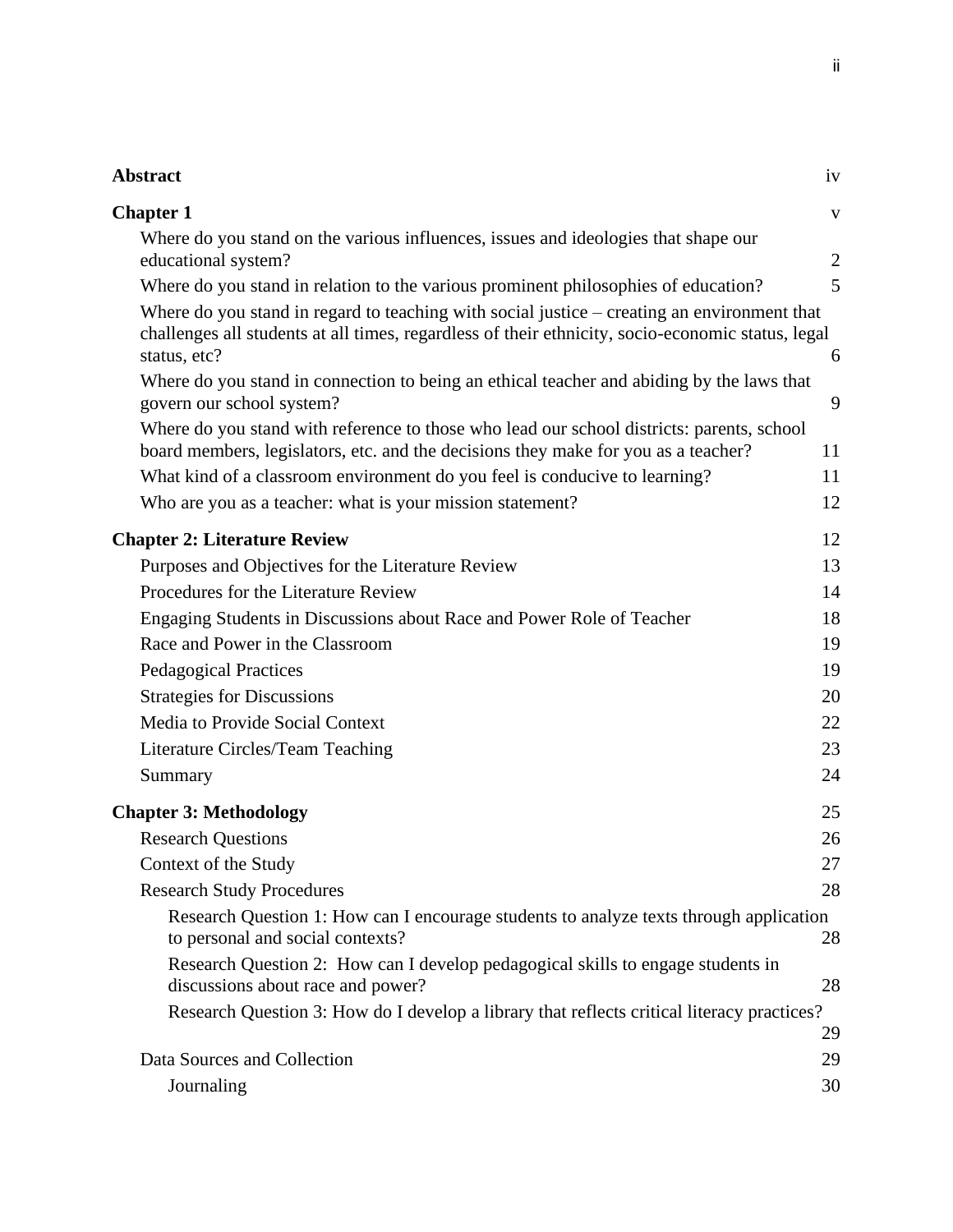| | |
|---|---|
| **Abstract** | iv |
| **Chapter 1** | v |
| Where do you stand on the various influences, issues and ideologies that shape our educational system? | 2 |
| Where do you stand in relation to the various prominent philosophies of education? | 5 |
| Where do you stand in regard to teaching with social justice – creating an environment that challenges all students at all times, regardless of their ethnicity, socio-economic status, legal status, etc? | 6 |
| Where do you stand in connection to being an ethical teacher and abiding by the laws that govern our school system? | 9 |
| Where do you stand with reference to those who lead our school districts: parents, school board members, legislators, etc. and the decisions they make for you as a teacher? | 11 |
| What kind of a classroom environment do you feel is conducive to learning? | 11 |
| Who are you as a teacher: what is your mission statement? | 12 |
| **Chapter 2: Literature Review** | 12 |
| Purposes and Objectives for the Literature Review | 13 |
| Procedures for the Literature Review | 14 |
| Engaging Students in Discussions about Race and Power Role of Teacher | 18 |
| Race and Power in the Classroom | 19 |
| Pedagogical Practices | 19 |
| Strategies for Discussions | 20 |
| Media to Provide Social Context | 22 |
| Literature Circles/Team Teaching | 23 |
| Summary | 24 |
| **Chapter 3: Methodology** | 25 |
| Research Questions | 26 |
| Context of the Study | 27 |
| Research Study Procedures | 28 |
| Research Question 1: How can I encourage students to analyze texts through application to personal and social contexts? | 28 |
| Research Question 2: How can I develop pedagogical skills to engage students in discussions about race and power? | 28 |
| Research Question 3: How do I develop a library that reflects critical literacy practices? | 29 |
| Data Sources and Collection | 29 |
| Journaling | 30 |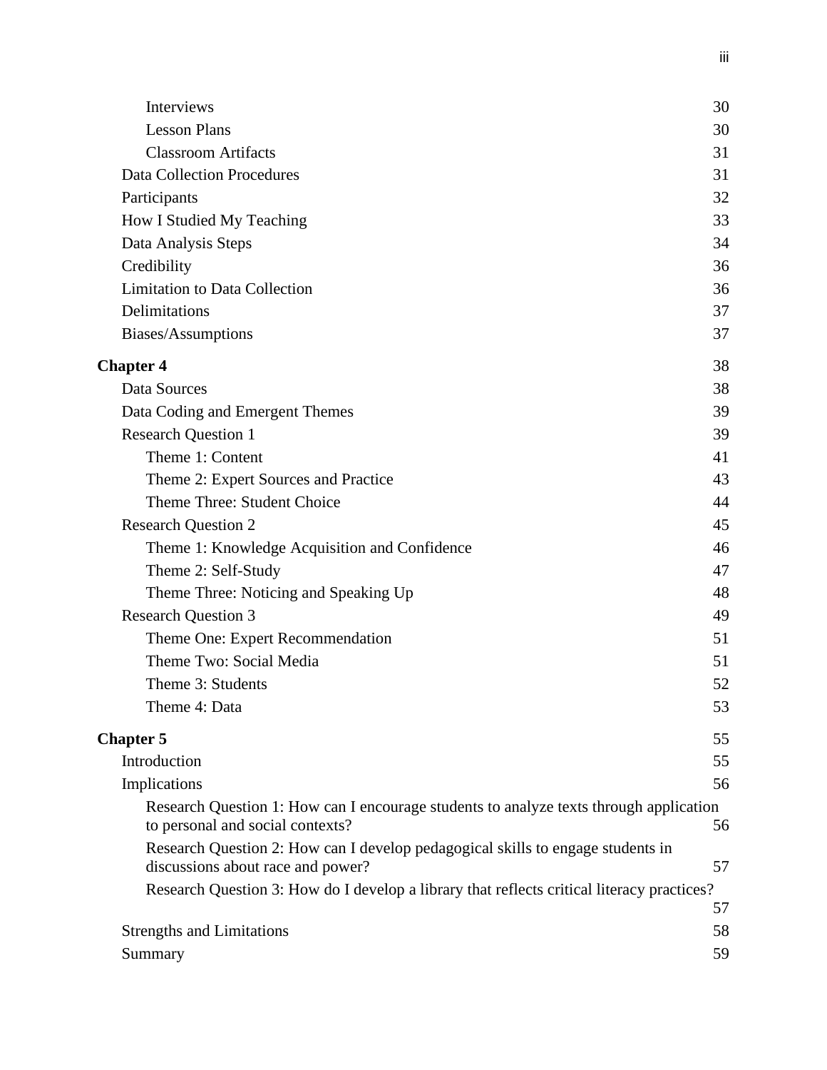Interviews 30

Lesson Plans 30

Classroom Artifacts 31

Data Collection Procedures 31

Participants 32

How I Studied My Teaching 33

Data Analysis Steps 34

Credibility 36

Limitation to Data Collection 36

Delimitations 37

Biases/Assumptions 37

**Chapter 4** 38

Data Sources 38

Data Coding and Emergent Themes 39

Research Question 1 39

Theme 1: Content 41

Theme 2: Expert Sources and Practice 43

Theme Three: Student Choice 44

Research Question 2 45

Theme 1: Knowledge Acquisition and Confidence 46

Theme 2: Self-Study 47

Theme Three: Noticing and Speaking Up 48

Research Question 3 49

Theme One: Expert Recommendation 51

Theme Two: Social Media 51

Theme 3: Students 52

Theme 4: Data 53

**Chapter 5** 55

Introduction 55

Implications 56

Research Question 1: How can I encourage students to analyze texts through application to personal and social contexts? 56

Research Question 2: How can I develop pedagogical skills to engage students in discussions about race and power? 57

Research Question 3: How do I develop a library that reflects critical literacy practices? 57

Strengths and Limitations 58

Summary 59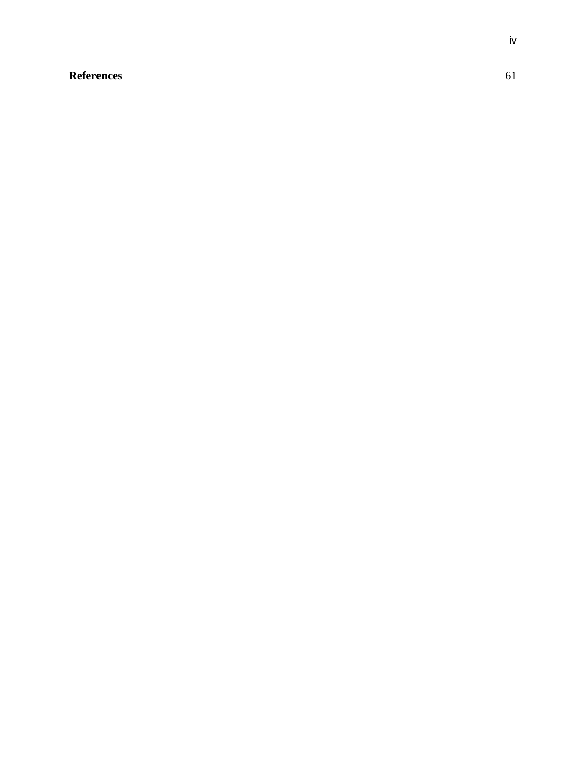**References** 61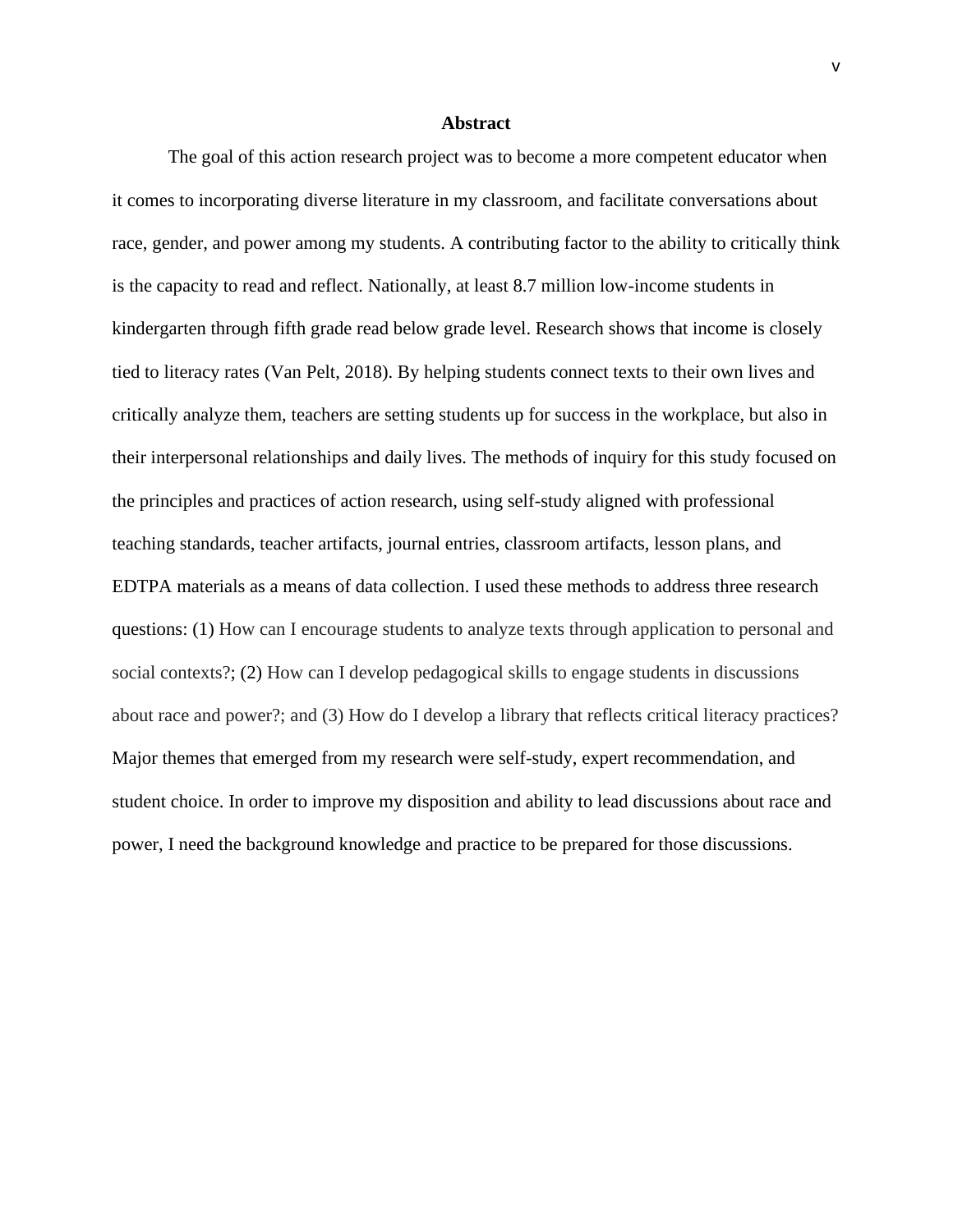# Abstract

The goal of this action research project was to become a more competent educator when it comes to incorporating diverse literature in my classroom, and facilitate conversations about race, gender, and power among my students. A contributing factor to the ability to critically think is the capacity to read and reflect. Nationally, at least 8.7 million low-income students in kindergarten through fifth grade read below grade level. Research shows that income is closely tied to literacy rates (Van Pelt, 2018). By helping students connect texts to their own lives and critically analyze them, teachers are setting students up for success in the workplace, but also in their interpersonal relationships and daily lives. The methods of inquiry for this study focused on the principles and practices of action research, using self-study aligned with professional teaching standards, teacher artifacts, journal entries, classroom artifacts, lesson plans, and EDTPA materials as a means of data collection. I used these methods to address three research questions: (1) How can I encourage students to analyze texts through application to personal and social contexts?; (2) How can I develop pedagogical skills to engage students in discussions about race and power?; and (3) How do I develop a library that reflects critical literacy practices? Major themes that emerged from my research were self-study, expert recommendation, and student choice. In order to improve my disposition and ability to lead discussions about race and power, I need the background knowledge and practice to be prepared for those discussions.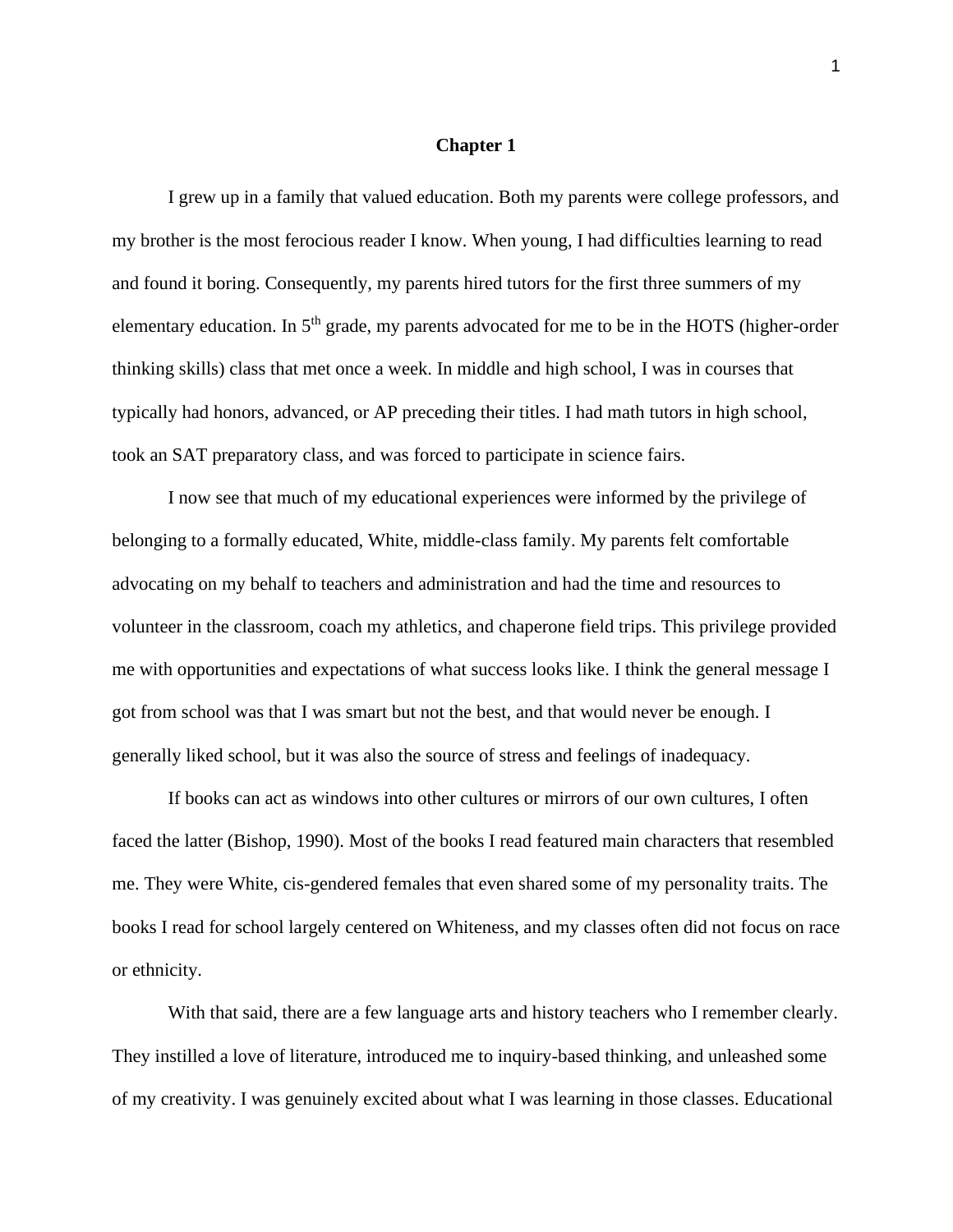# Chapter 1

I grew up in a family that valued education. Both my parents were college professors, and my brother is the most ferocious reader I know. When young, I had difficulties learning to read and found it boring. Consequently, my parents hired tutors for the first three summers of my elementary education. In 5th grade, my parents advocated for me to be in the HOTS (higher-order thinking skills) class that met once a week. In middle and high school, I was in courses that typically had honors, advanced, or AP preceding their titles. I had math tutors in high school, took an SAT preparatory class, and was forced to participate in science fairs.

I now see that much of my educational experiences were informed by the privilege of belonging to a formally educated, White, middle-class family. My parents felt comfortable advocating on my behalf to teachers and administration and had the time and resources to volunteer in the classroom, coach my athletics, and chaperone field trips. This privilege provided me with opportunities and expectations of what success looks like. I think the general message I got from school was that I was smart but not the best, and that would never be enough. I generally liked school, but it was also the source of stress and feelings of inadequacy.

If books can act as windows into other cultures or mirrors of our own cultures, I often faced the latter (Bishop, 1990). Most of the books I read featured main characters that resembled me. They were White, cis-gendered females that even shared some of my personality traits. The books I read for school largely centered on Whiteness, and my classes often did not focus on race or ethnicity.

With that said, there are a few language arts and history teachers who I remember clearly. They instilled a love of literature, introduced me to inquiry-based thinking, and unleashed some of my creativity. I was genuinely excited about what I was learning in those classes. Educational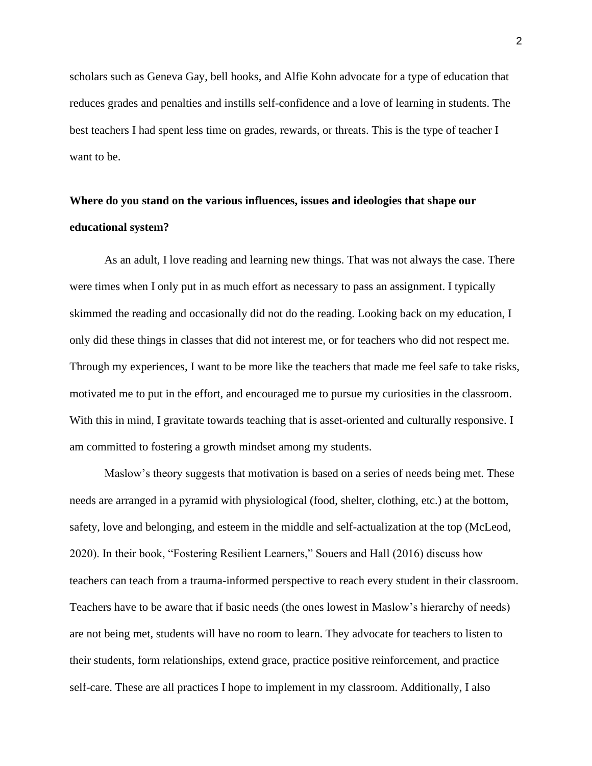scholars such as Geneva Gay, bell hooks, and Alfie Kohn advocate for a type of education that reduces grades and penalties and instills self-confidence and a love of learning in students. The best teachers I had spent less time on grades, rewards, or threats. This is the type of teacher I want to be.

**Where do you stand on the various influences, issues and ideologies that shape our educational system?**

As an adult, I love reading and learning new things. That was not always the case. There were times when I only put in as much effort as necessary to pass an assignment. I typically skimmed the reading and occasionally did not do the reading. Looking back on my education, I only did these things in classes that did not interest me, or for teachers who did not respect me. Through my experiences, I want to be more like the teachers that made me feel safe to take risks, motivated me to put in the effort, and encouraged me to pursue my curiosities in the classroom. With this in mind, I gravitate towards teaching that is asset-oriented and culturally responsive. I am committed to fostering a growth mindset among my students.

Maslow's theory suggests that motivation is based on a series of needs being met. These needs are arranged in a pyramid with physiological (food, shelter, clothing, etc.) at the bottom, safety, love and belonging, and esteem in the middle and self-actualization at the top (McLeod, 2020). In their book, "Fostering Resilient Learners," Souers and Hall (2016) discuss how teachers can teach from a trauma-informed perspective to reach every student in their classroom. Teachers have to be aware that if basic needs (the ones lowest in Maslow's hierarchy of needs) are not being met, students will have no room to learn. They advocate for teachers to listen to their students, form relationships, extend grace, practice positive reinforcement, and practice self-care. These are all practices I hope to implement in my classroom. Additionally, I also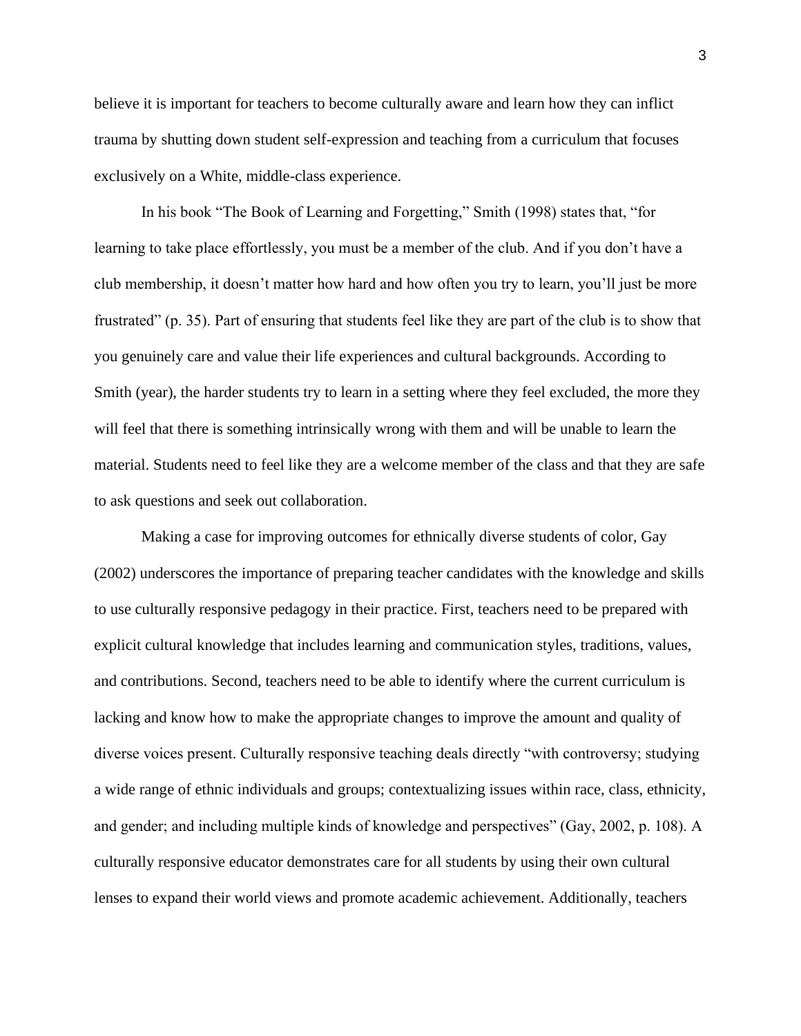believe it is important for teachers to become culturally aware and learn how they can inflict trauma by shutting down student self-expression and teaching from a curriculum that focuses exclusively on a White, middle-class experience.

In his book “The Book of Learning and Forgetting,” Smith (1998) states that, “for learning to take place effortlessly, you must be a member of the club. And if you don’t have a club membership, it doesn’t matter how hard and how often you try to learn, you’ll just be more frustrated” (p. 35). Part of ensuring that students feel like they are part of the club is to show that you genuinely care and value their life experiences and cultural backgrounds. According to Smith (year), the harder students try to learn in a setting where they feel excluded, the more they will feel that there is something intrinsically wrong with them and will be unable to learn the material. Students need to feel like they are a welcome member of the class and that they are safe to ask questions and seek out collaboration.

Making a case for improving outcomes for ethnically diverse students of color, Gay (2002) underscores the importance of preparing teacher candidates with the knowledge and skills to use culturally responsive pedagogy in their practice. First, teachers need to be prepared with explicit cultural knowledge that includes learning and communication styles, traditions, values, and contributions. Second, teachers need to be able to identify where the current curriculum is lacking and know how to make the appropriate changes to improve the amount and quality of diverse voices present. Culturally responsive teaching deals directly “with controversy; studying a wide range of ethnic individuals and groups; contextualizing issues within race, class, ethnicity, and gender; and including multiple kinds of knowledge and perspectives” (Gay, 2002, p. 108). A culturally responsive educator demonstrates care for all students by using their own cultural lenses to expand their world views and promote academic achievement. Additionally, teachers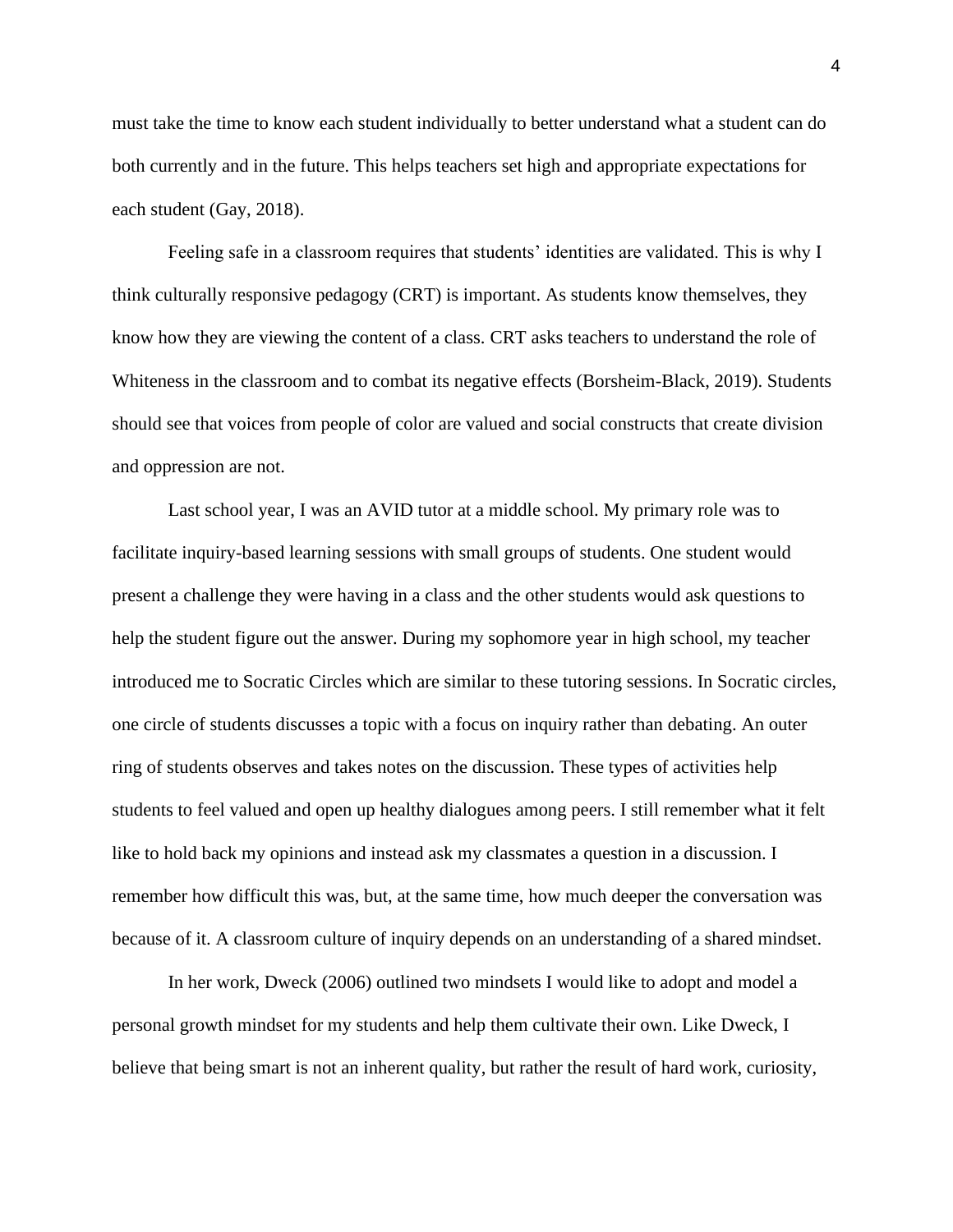must take the time to know each student individually to better understand what a student can do both currently and in the future. This helps teachers set high and appropriate expectations for each student (Gay, 2018).

Feeling safe in a classroom requires that students' identities are validated. This is why I think culturally responsive pedagogy (CRT) is important. As students know themselves, they know how they are viewing the content of a class. CRT asks teachers to understand the role of Whiteness in the classroom and to combat its negative effects (Borsheim-Black, 2019). Students should see that voices from people of color are valued and social constructs that create division and oppression are not.

Last school year, I was an AVID tutor at a middle school. My primary role was to facilitate inquiry-based learning sessions with small groups of students. One student would present a challenge they were having in a class and the other students would ask questions to help the student figure out the answer. During my sophomore year in high school, my teacher introduced me to Socratic Circles which are similar to these tutoring sessions. In Socratic circles, one circle of students discusses a topic with a focus on inquiry rather than debating. An outer ring of students observes and takes notes on the discussion. These types of activities help students to feel valued and open up healthy dialogues among peers. I still remember what it felt like to hold back my opinions and instead ask my classmates a question in a discussion. I remember how difficult this was, but, at the same time, how much deeper the conversation was because of it. A classroom culture of inquiry depends on an understanding of a shared mindset.

In her work, Dweck (2006) outlined two mindsets I would like to adopt and model a personal growth mindset for my students and help them cultivate their own. Like Dweck, I believe that being smart is not an inherent quality, but rather the result of hard work, curiosity,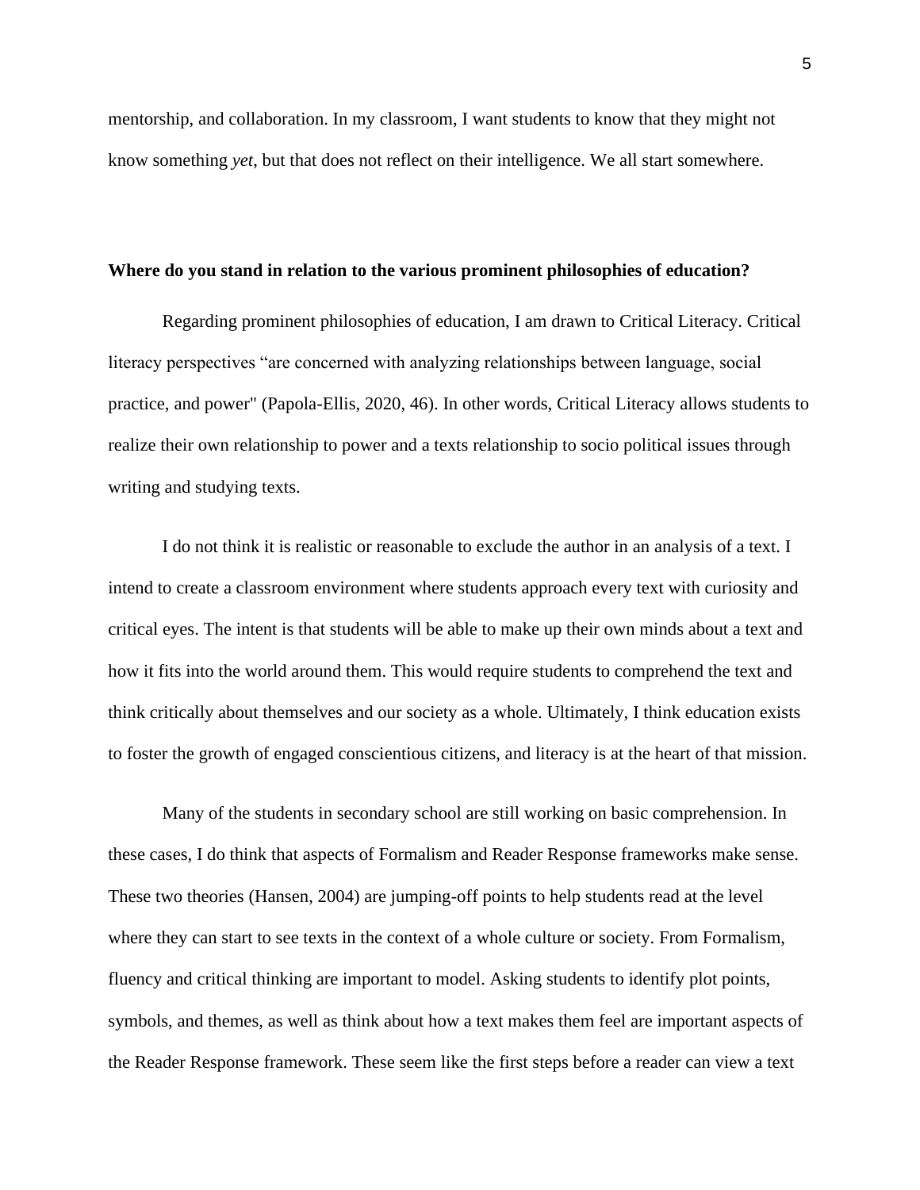mentorship, and collaboration. In my classroom, I want students to know that they might not know something *yet*, but that does not reflect on their intelligence. We all start somewhere.

**Where do you stand in relation to the various prominent philosophies of education?**

Regarding prominent philosophies of education, I am drawn to Critical Literacy. Critical literacy perspectives "are concerned with analyzing relationships between language, social practice, and power" (Papola-Ellis, 2020, 46). In other words, Critical Literacy allows students to realize their own relationship to power and a texts relationship to socio political issues through writing and studying texts.

I do not think it is realistic or reasonable to exclude the author in an analysis of a text. I intend to create a classroom environment where students approach every text with curiosity and critical eyes. The intent is that students will be able to make up their own minds about a text and how it fits into the world around them. This would require students to comprehend the text and think critically about themselves and our society as a whole. Ultimately, I think education exists to foster the growth of engaged conscientious citizens, and literacy is at the heart of that mission.

Many of the students in secondary school are still working on basic comprehension. In these cases, I do think that aspects of Formalism and Reader Response frameworks make sense. These two theories (Hansen, 2004) are jumping-off points to help students read at the level where they can start to see texts in the context of a whole culture or society. From Formalism, fluency and critical thinking are important to model. Asking students to identify plot points, symbols, and themes, as well as think about how a text makes them feel are important aspects of the Reader Response framework. These seem like the first steps before a reader can view a text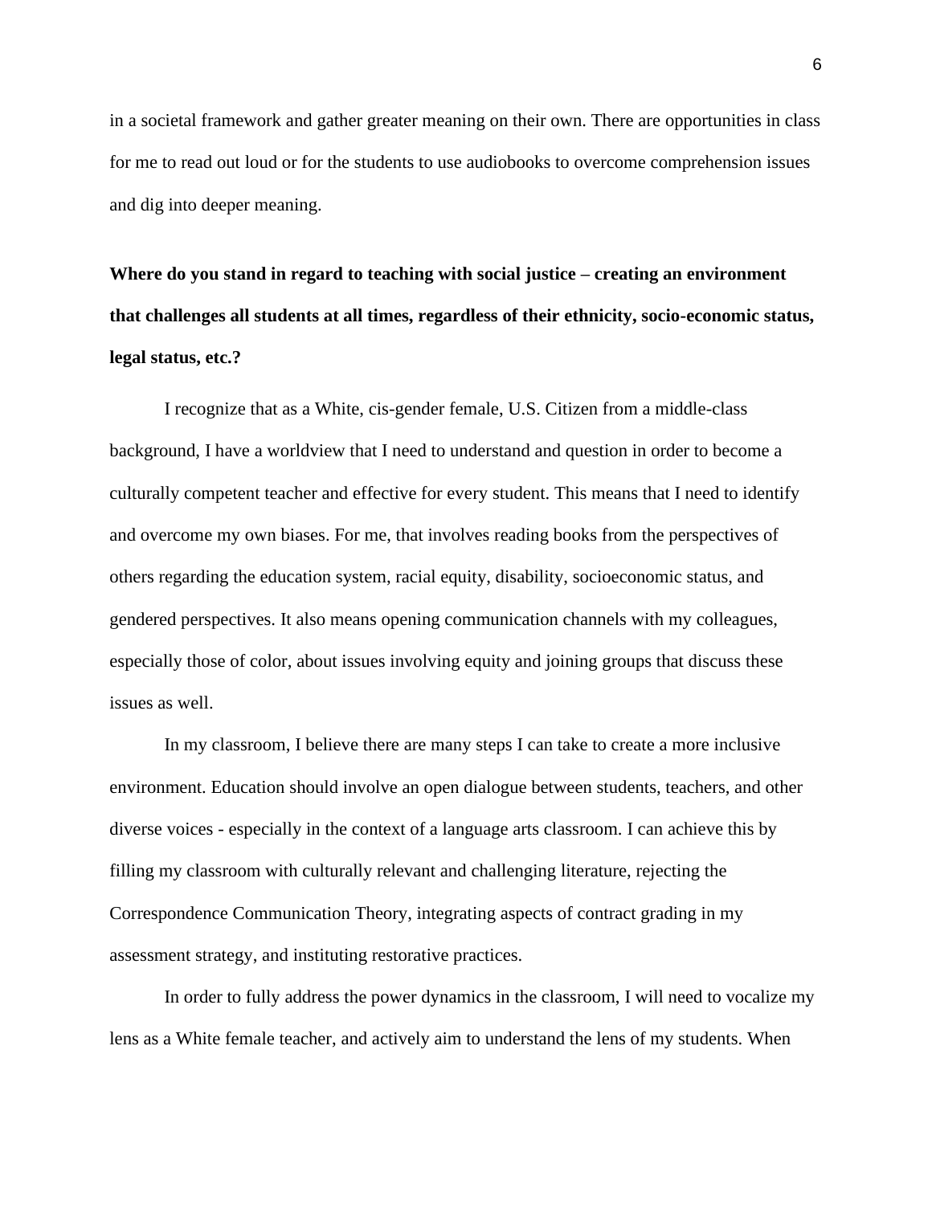in a societal framework and gather greater meaning on their own. There are opportunities in class for me to read out loud or for the students to use audiobooks to overcome comprehension issues and dig into deeper meaning.

**Where do you stand in regard to teaching with social justice – creating an environment that challenges all students at all times, regardless of their ethnicity, socio-economic status, legal status, etc.?**

I recognize that as a White, cis-gender female, U.S. Citizen from a middle-class background, I have a worldview that I need to understand and question in order to become a culturally competent teacher and effective for every student. This means that I need to identify and overcome my own biases. For me, that involves reading books from the perspectives of others regarding the education system, racial equity, disability, socioeconomic status, and gendered perspectives. It also means opening communication channels with my colleagues, especially those of color, about issues involving equity and joining groups that discuss these issues as well.

In my classroom, I believe there are many steps I can take to create a more inclusive environment. Education should involve an open dialogue between students, teachers, and other diverse voices - especially in the context of a language arts classroom. I can achieve this by filling my classroom with culturally relevant and challenging literature, rejecting the Correspondence Communication Theory, integrating aspects of contract grading in my assessment strategy, and instituting restorative practices.

In order to fully address the power dynamics in the classroom, I will need to vocalize my lens as a White female teacher, and actively aim to understand the lens of my students. When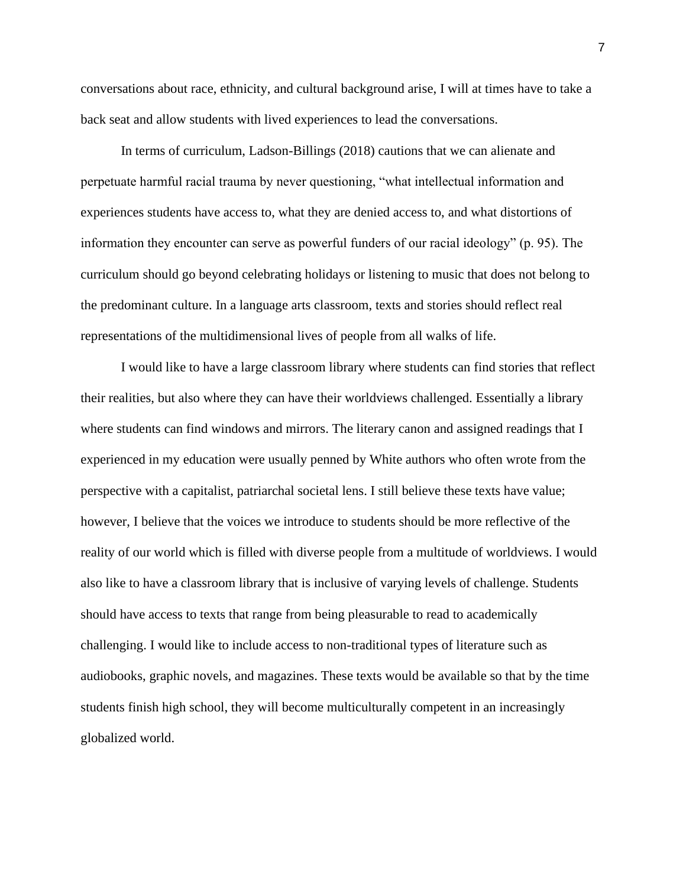conversations about race, ethnicity, and cultural background arise, I will at times have to take a back seat and allow students with lived experiences to lead the conversations.

In terms of curriculum, Ladson-Billings (2018) cautions that we can alienate and perpetuate harmful racial trauma by never questioning, "what intellectual information and experiences students have access to, what they are denied access to, and what distortions of information they encounter can serve as powerful funders of our racial ideology" (p. 95). The curriculum should go beyond celebrating holidays or listening to music that does not belong to the predominant culture. In a language arts classroom, texts and stories should reflect real representations of the multidimensional lives of people from all walks of life.

I would like to have a large classroom library where students can find stories that reflect their realities, but also where they can have their worldviews challenged. Essentially a library where students can find windows and mirrors. The literary canon and assigned readings that I experienced in my education were usually penned by White authors who often wrote from the perspective with a capitalist, patriarchal societal lens. I still believe these texts have value; however, I believe that the voices we introduce to students should be more reflective of the reality of our world which is filled with diverse people from a multitude of worldviews. I would also like to have a classroom library that is inclusive of varying levels of challenge. Students should have access to texts that range from being pleasurable to read to academically challenging. I would like to include access to non-traditional types of literature such as audiobooks, graphic novels, and magazines. These texts would be available so that by the time students finish high school, they will become multiculturally competent in an increasingly globalized world.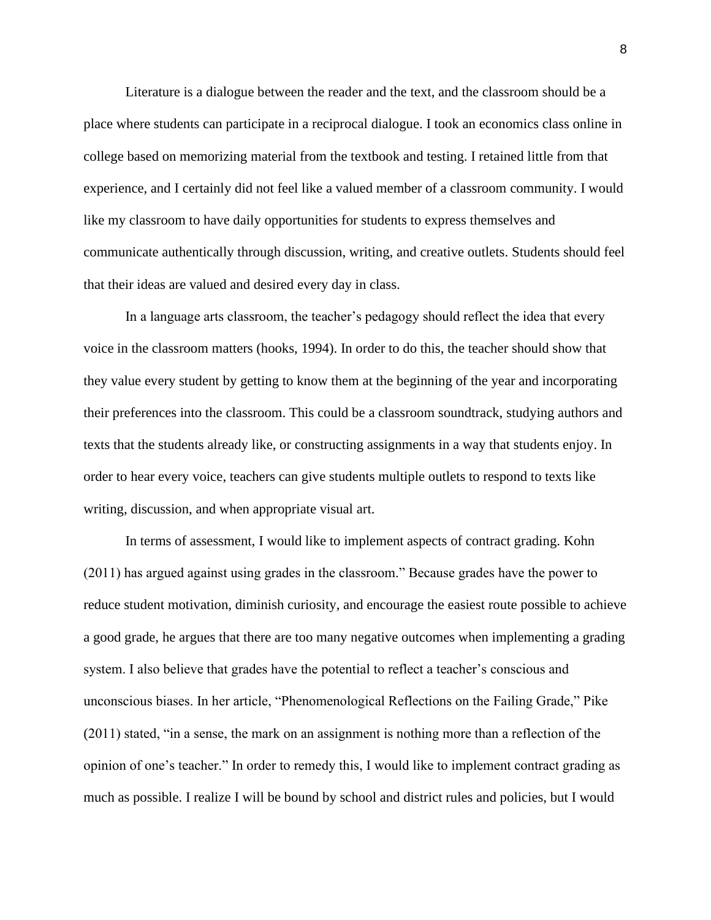Literature is a dialogue between the reader and the text, and the classroom should be a place where students can participate in a reciprocal dialogue. I took an economics class online in college based on memorizing material from the textbook and testing. I retained little from that experience, and I certainly did not feel like a valued member of a classroom community. I would like my classroom to have daily opportunities for students to express themselves and communicate authentically through discussion, writing, and creative outlets. Students should feel that their ideas are valued and desired every day in class.

In a language arts classroom, the teacher's pedagogy should reflect the idea that every voice in the classroom matters (hooks, 1994). In order to do this, the teacher should show that they value every student by getting to know them at the beginning of the year and incorporating their preferences into the classroom. This could be a classroom soundtrack, studying authors and texts that the students already like, or constructing assignments in a way that students enjoy. In order to hear every voice, teachers can give students multiple outlets to respond to texts like writing, discussion, and when appropriate visual art.

In terms of assessment, I would like to implement aspects of contract grading. Kohn (2011) has argued against using grades in the classroom." Because grades have the power to reduce student motivation, diminish curiosity, and encourage the easiest route possible to achieve a good grade, he argues that there are too many negative outcomes when implementing a grading system. I also believe that grades have the potential to reflect a teacher's conscious and unconscious biases. In her article, "Phenomenological Reflections on the Failing Grade," Pike (2011) stated, "in a sense, the mark on an assignment is nothing more than a reflection of the opinion of one's teacher." In order to remedy this, I would like to implement contract grading as much as possible. I realize I will be bound by school and district rules and policies, but I would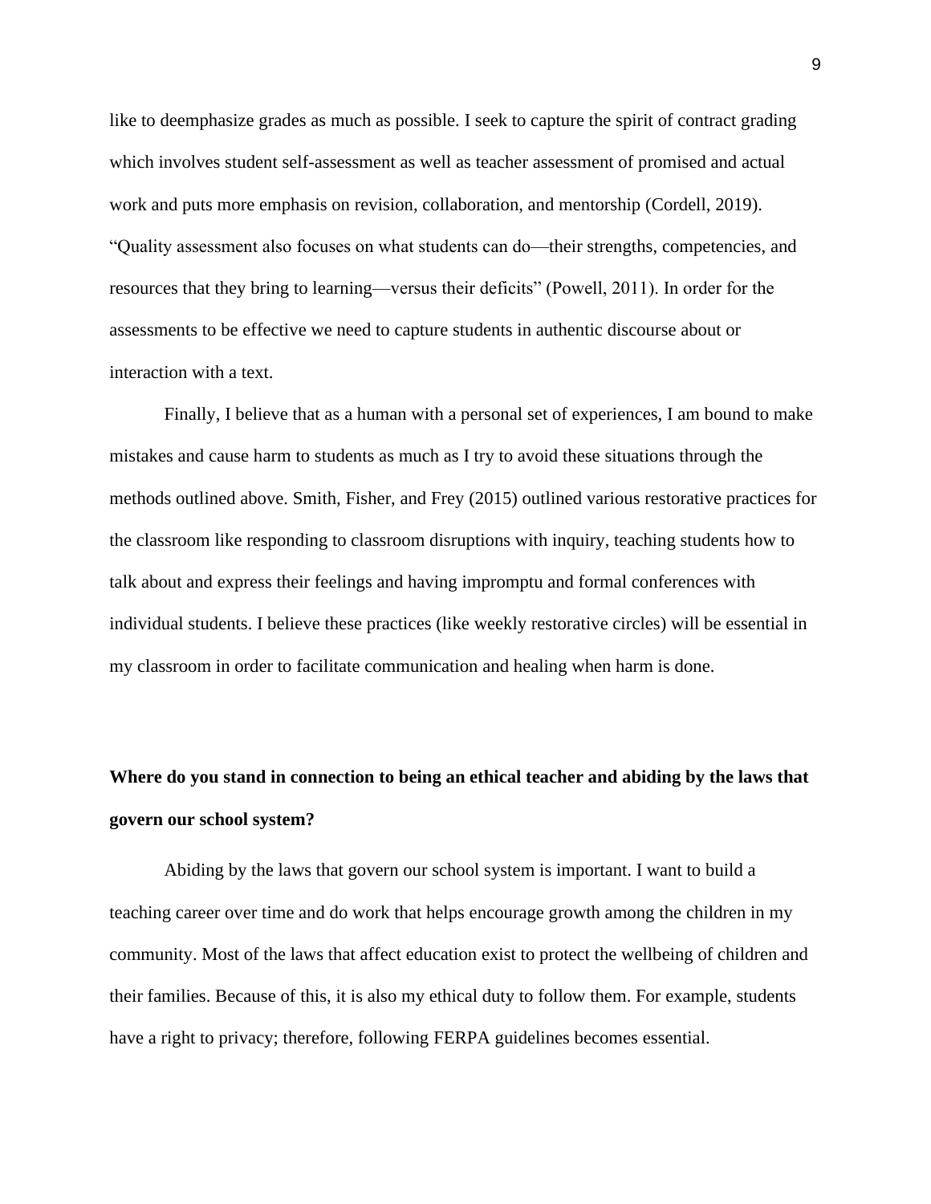like to deemphasize grades as much as possible. I seek to capture the spirit of contract grading which involves student self-assessment as well as teacher assessment of promised and actual work and puts more emphasis on revision, collaboration, and mentorship (Cordell, 2019). "Quality assessment also focuses on what students can do—their strengths, competencies, and resources that they bring to learning—versus their deficits" (Powell, 2011). In order for the assessments to be effective we need to capture students in authentic discourse about or interaction with a text.

Finally, I believe that as a human with a personal set of experiences, I am bound to make mistakes and cause harm to students as much as I try to avoid these situations through the methods outlined above. Smith, Fisher, and Frey (2015) outlined various restorative practices for the classroom like responding to classroom disruptions with inquiry, teaching students how to talk about and express their feelings and having impromptu and formal conferences with individual students. I believe these practices (like weekly restorative circles) will be essential in my classroom in order to facilitate communication and healing when harm is done.

**Where do you stand in connection to being an ethical teacher and abiding by the laws that govern our school system?**

Abiding by the laws that govern our school system is important. I want to build a teaching career over time and do work that helps encourage growth among the children in my community. Most of the laws that affect education exist to protect the wellbeing of children and their families. Because of this, it is also my ethical duty to follow them. For example, students have a right to privacy; therefore, following FERPA guidelines becomes essential.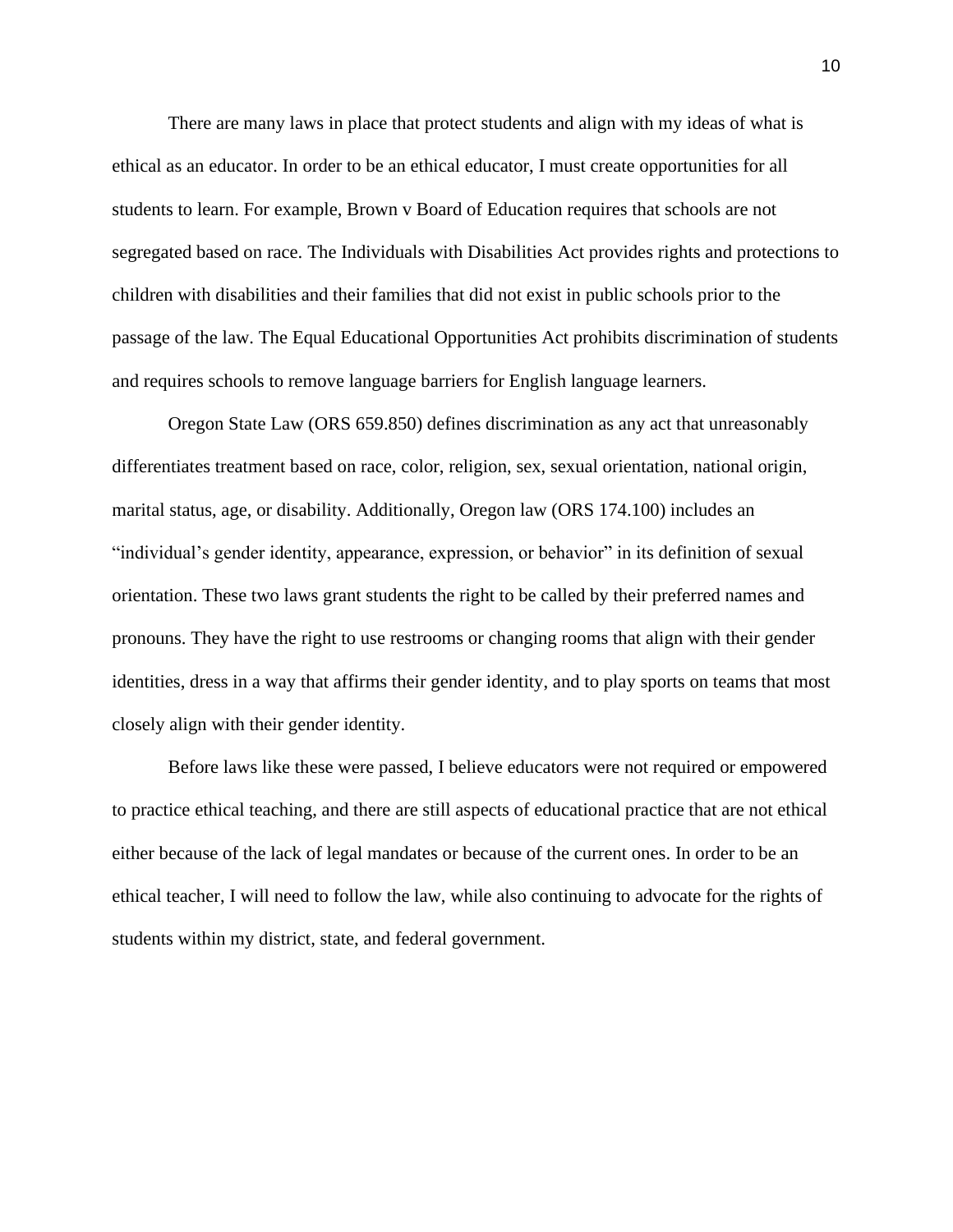There are many laws in place that protect students and align with my ideas of what is ethical as an educator. In order to be an ethical educator, I must create opportunities for all students to learn. For example, Brown v Board of Education requires that schools are not segregated based on race. The Individuals with Disabilities Act provides rights and protections to children with disabilities and their families that did not exist in public schools prior to the passage of the law. The Equal Educational Opportunities Act prohibits discrimination of students and requires schools to remove language barriers for English language learners.

Oregon State Law (ORS 659.850) defines discrimination as any act that unreasonably differentiates treatment based on race, color, religion, sex, sexual orientation, national origin, marital status, age, or disability. Additionally, Oregon law (ORS 174.100) includes an "individual's gender identity, appearance, expression, or behavior" in its definition of sexual orientation. These two laws grant students the right to be called by their preferred names and pronouns. They have the right to use restrooms or changing rooms that align with their gender identities, dress in a way that affirms their gender identity, and to play sports on teams that most closely align with their gender identity.

Before laws like these were passed, I believe educators were not required or empowered to practice ethical teaching, and there are still aspects of educational practice that are not ethical either because of the lack of legal mandates or because of the current ones. In order to be an ethical teacher, I will need to follow the law, while also continuing to advocate for the rights of students within my district, state, and federal government.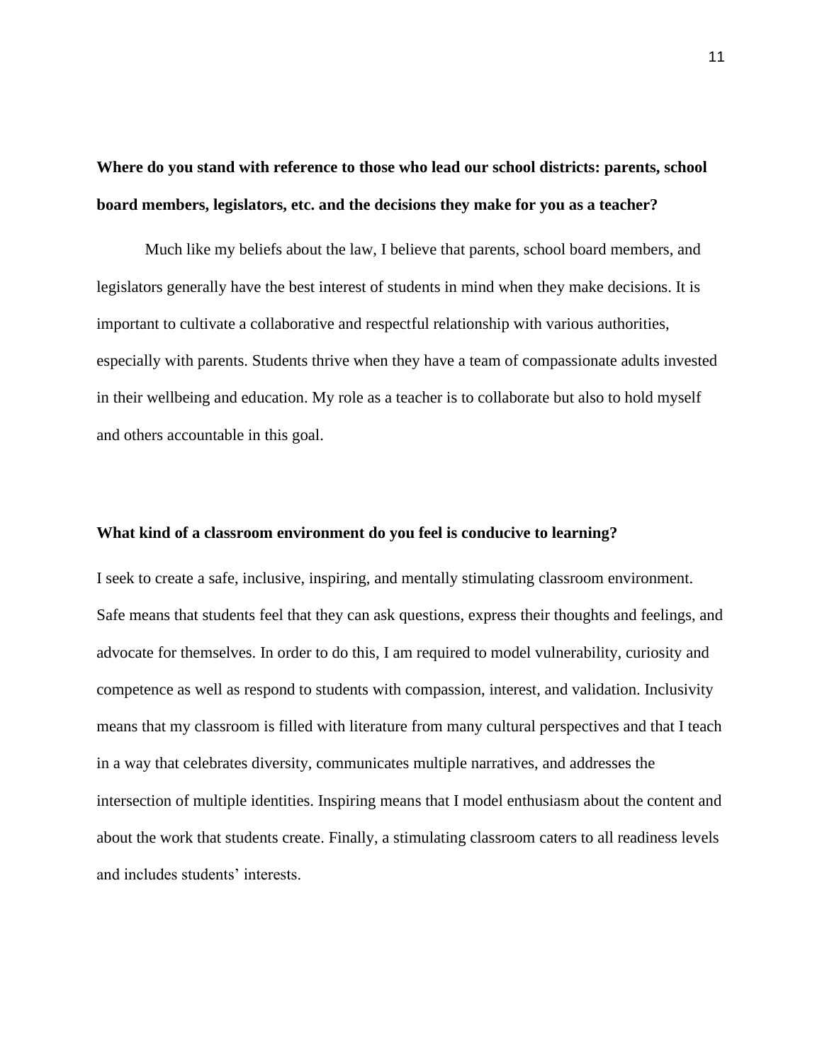**Where do you stand with reference to those who lead our school districts: parents, school board members, legislators, etc. and the decisions they make for you as a teacher?**

Much like my beliefs about the law, I believe that parents, school board members, and legislators generally have the best interest of students in mind when they make decisions. It is important to cultivate a collaborative and respectful relationship with various authorities, especially with parents. Students thrive when they have a team of compassionate adults invested in their wellbeing and education. My role as a teacher is to collaborate but also to hold myself and others accountable in this goal.

**What kind of a classroom environment do you feel is conducive to learning?**

I seek to create a safe, inclusive, inspiring, and mentally stimulating classroom environment. Safe means that students feel that they can ask questions, express their thoughts and feelings, and advocate for themselves. In order to do this, I am required to model vulnerability, curiosity and competence as well as respond to students with compassion, interest, and validation. Inclusivity means that my classroom is filled with literature from many cultural perspectives and that I teach in a way that celebrates diversity, communicates multiple narratives, and addresses the intersection of multiple identities. Inspiring means that I model enthusiasm about the content and about the work that students create. Finally, a stimulating classroom caters to all readiness levels and includes students' interests.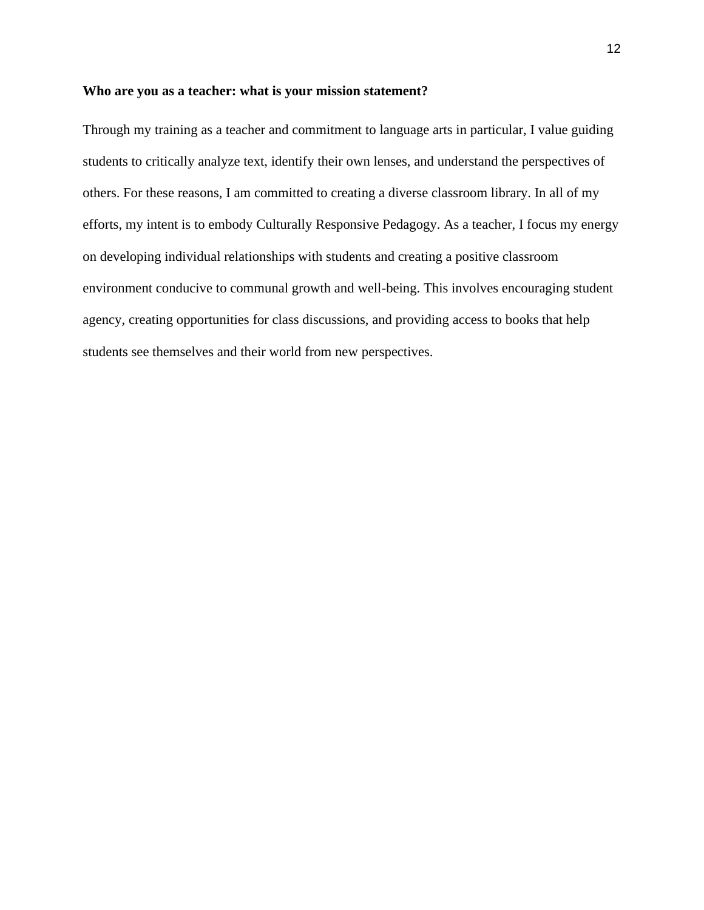**Who are you as a teacher: what is your mission statement?**

Through my training as a teacher and commitment to language arts in particular, I value guiding students to critically analyze text, identify their own lenses, and understand the perspectives of others. For these reasons, I am committed to creating a diverse classroom library. In all of my efforts, my intent is to embody Culturally Responsive Pedagogy. As a teacher, I focus my energy on developing individual relationships with students and creating a positive classroom environment conducive to communal growth and well-being. This involves encouraging student agency, creating opportunities for class discussions, and providing access to books that help students see themselves and their world from new perspectives.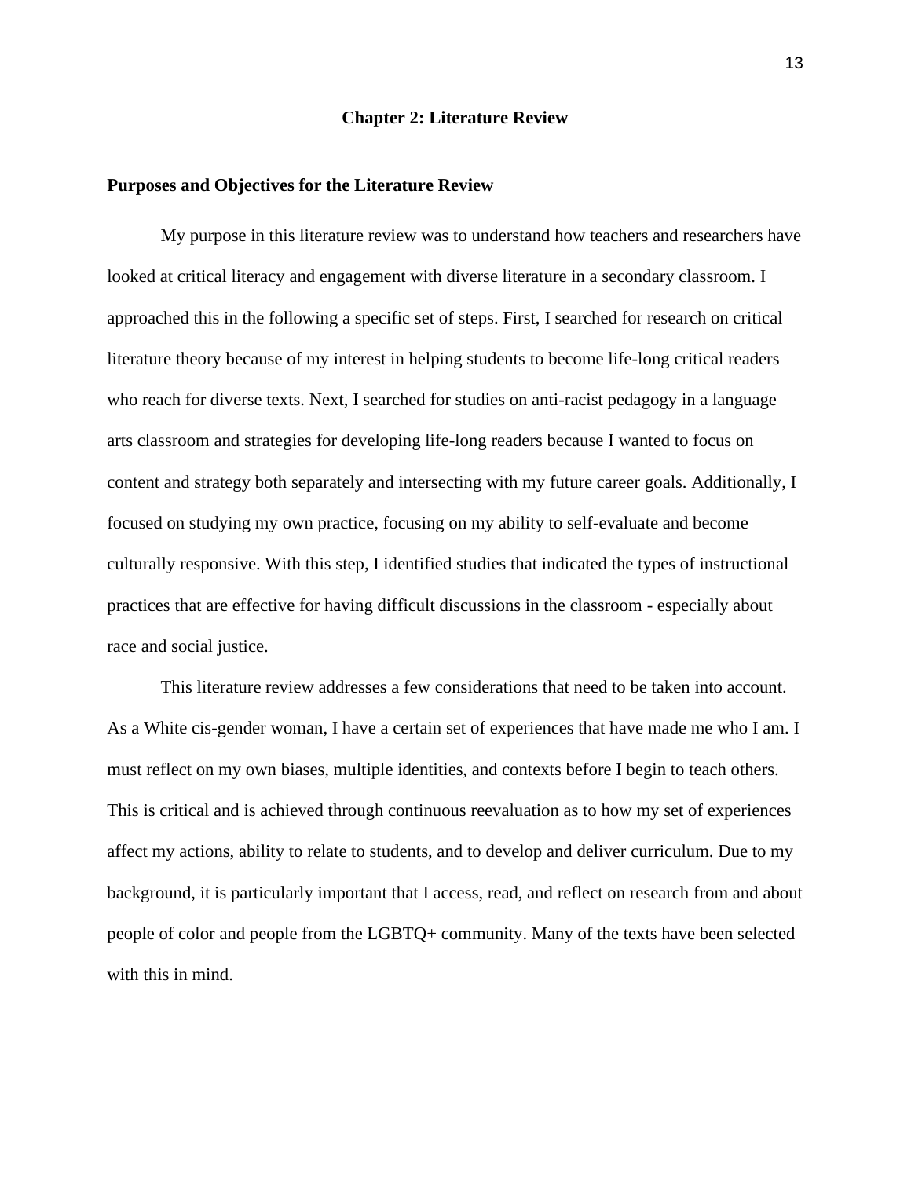# Chapter 2: Literature Review

## Purposes and Objectives for the Literature Review

My purpose in this literature review was to understand how teachers and researchers have looked at critical literacy and engagement with diverse literature in a secondary classroom. I approached this in the following a specific set of steps. First, I searched for research on critical literature theory because of my interest in helping students to become life-long critical readers who reach for diverse texts. Next, I searched for studies on anti-racist pedagogy in a language arts classroom and strategies for developing life-long readers because I wanted to focus on content and strategy both separately and intersecting with my future career goals. Additionally, I focused on studying my own practice, focusing on my ability to self-evaluate and become culturally responsive. With this step, I identified studies that indicated the types of instructional practices that are effective for having difficult discussions in the classroom - especially about race and social justice.

This literature review addresses a few considerations that need to be taken into account. As a White cis-gender woman, I have a certain set of experiences that have made me who I am. I must reflect on my own biases, multiple identities, and contexts before I begin to teach others. This is critical and is achieved through continuous reevaluation as to how my set of experiences affect my actions, ability to relate to students, and to develop and deliver curriculum. Due to my background, it is particularly important that I access, read, and reflect on research from and about people of color and people from the LGBTQ+ community. Many of the texts have been selected with this in mind.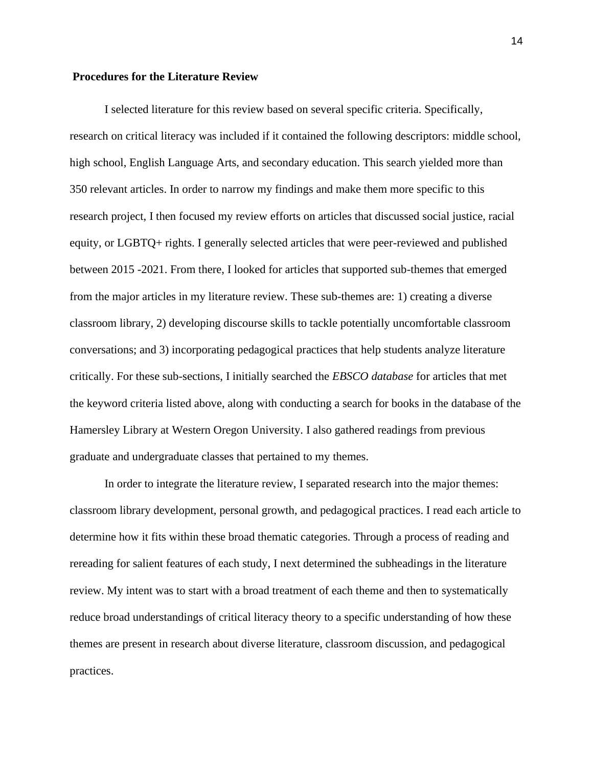## Procedures for the Literature Review

I selected literature for this review based on several specific criteria. Specifically, research on critical literacy was included if it contained the following descriptors: middle school, high school, English Language Arts, and secondary education. This search yielded more than 350 relevant articles. In order to narrow my findings and make them more specific to this research project, I then focused my review efforts on articles that discussed social justice, racial equity, or LGBTQ+ rights. I generally selected articles that were peer-reviewed and published between 2015 -2021. From there, I looked for articles that supported sub-themes that emerged from the major articles in my literature review. These sub-themes are: 1) creating a diverse classroom library, 2) developing discourse skills to tackle potentially uncomfortable classroom conversations; and 3) incorporating pedagogical practices that help students analyze literature critically. For these sub-sections, I initially searched the *EBSCO database* for articles that met the keyword criteria listed above, along with conducting a search for books in the database of the Hamersley Library at Western Oregon University. I also gathered readings from previous graduate and undergraduate classes that pertained to my themes.

In order to integrate the literature review, I separated research into the major themes: classroom library development, personal growth, and pedagogical practices. I read each article to determine how it fits within these broad thematic categories. Through a process of reading and rereading for salient features of each study, I next determined the subheadings in the literature review. My intent was to start with a broad treatment of each theme and then to systematically reduce broad understandings of critical literacy theory to a specific understanding of how these themes are present in research about diverse literature, classroom discussion, and pedagogical practices.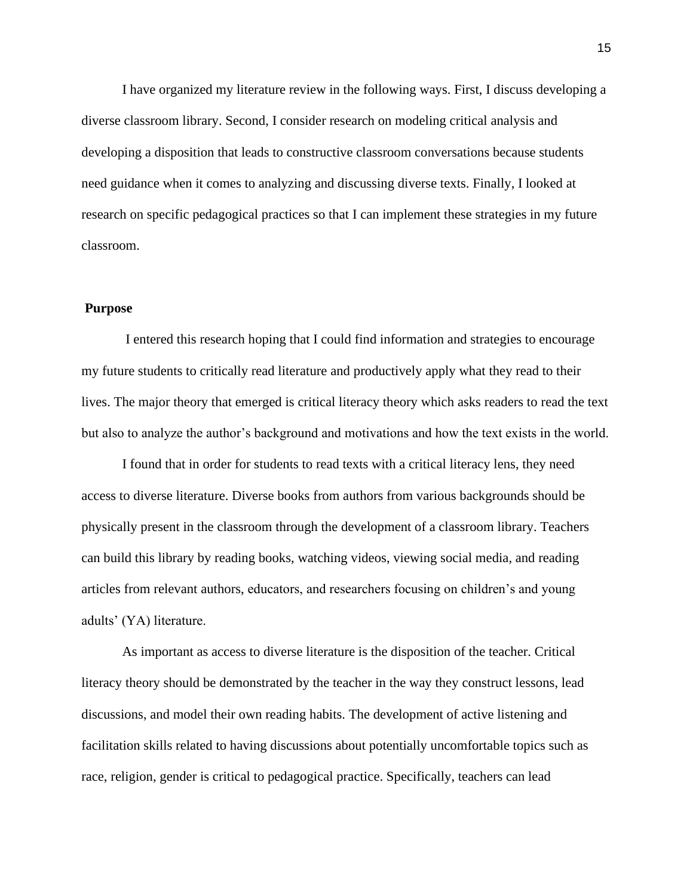I have organized my literature review in the following ways. First, I discuss developing a diverse classroom library. Second, I consider research on modeling critical analysis and developing a disposition that leads to constructive classroom conversations because students need guidance when it comes to analyzing and discussing diverse texts. Finally, I looked at research on specific pedagogical practices so that I can implement these strategies in my future classroom.

## Purpose

I entered this research hoping that I could find information and strategies to encourage my future students to critically read literature and productively apply what they read to their lives. The major theory that emerged is critical literacy theory which asks readers to read the text but also to analyze the author's background and motivations and how the text exists in the world.

I found that in order for students to read texts with a critical literacy lens, they need access to diverse literature. Diverse books from authors from various backgrounds should be physically present in the classroom through the development of a classroom library. Teachers can build this library by reading books, watching videos, viewing social media, and reading articles from relevant authors, educators, and researchers focusing on children's and young adults' (YA) literature.

As important as access to diverse literature is the disposition of the teacher. Critical literacy theory should be demonstrated by the teacher in the way they construct lessons, lead discussions, and model their own reading habits. The development of active listening and facilitation skills related to having discussions about potentially uncomfortable topics such as race, religion, gender is critical to pedagogical practice. Specifically, teachers can lead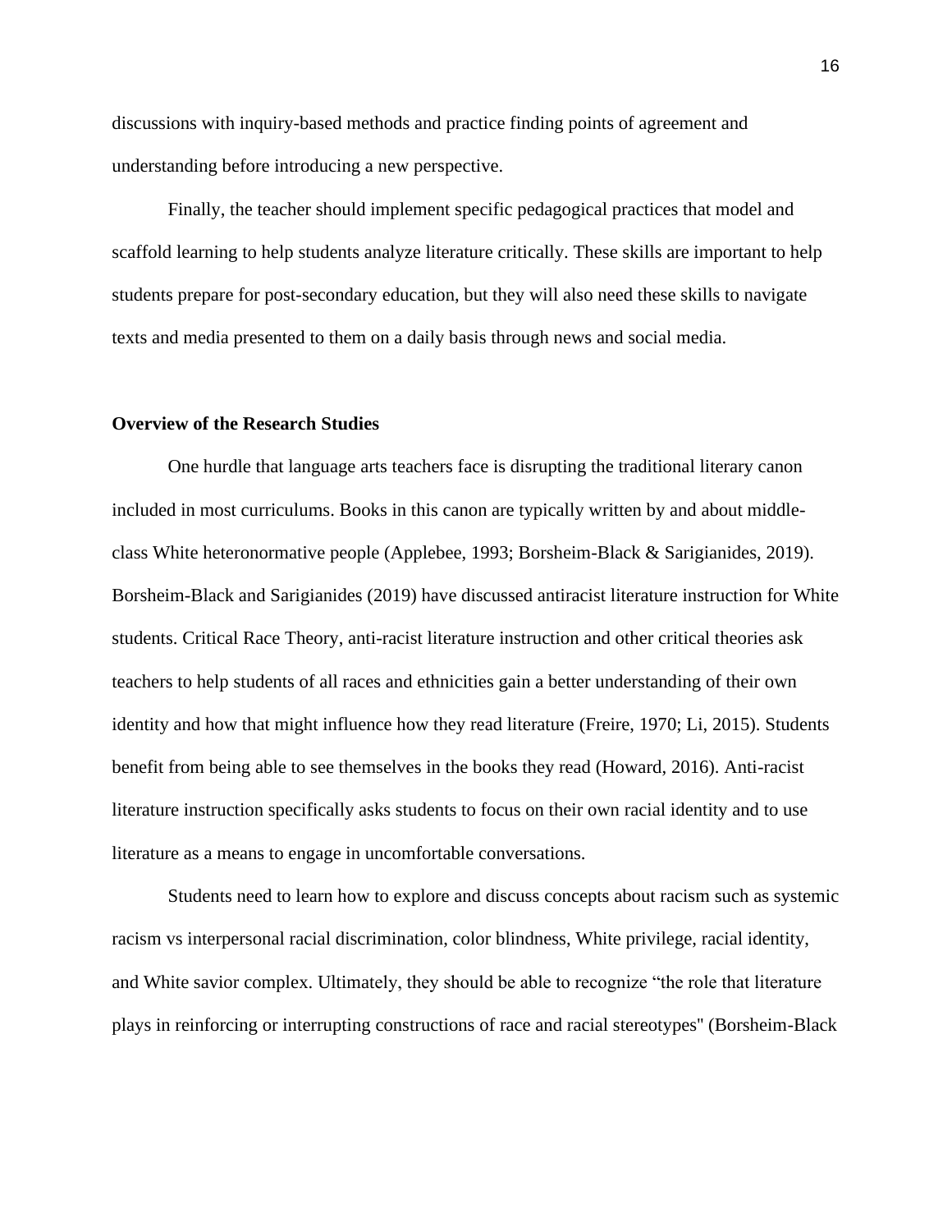discussions with inquiry-based methods and practice finding points of agreement and understanding before introducing a new perspective.

Finally, the teacher should implement specific pedagogical practices that model and scaffold learning to help students analyze literature critically. These skills are important to help students prepare for post-secondary education, but they will also need these skills to navigate texts and media presented to them on a daily basis through news and social media.

**Overview of the Research Studies**

One hurdle that language arts teachers face is disrupting the traditional literary canon included in most curriculums. Books in this canon are typically written by and about middle-class White heteronormative people (Applebee, 1993; Borsheim-Black & Sarigianides, 2019). Borsheim-Black and Sarigianides (2019) have discussed antiracist literature instruction for White students. Critical Race Theory, anti-racist literature instruction and other critical theories ask teachers to help students of all races and ethnicities gain a better understanding of their own identity and how that might influence how they read literature (Freire, 1970; Li, 2015). Students benefit from being able to see themselves in the books they read (Howard, 2016). Anti-racist literature instruction specifically asks students to focus on their own racial identity and to use literature as a means to engage in uncomfortable conversations.

Students need to learn how to explore and discuss concepts about racism such as systemic racism vs interpersonal racial discrimination, color blindness, White privilege, racial identity, and White savior complex. Ultimately, they should be able to recognize "the role that literature plays in reinforcing or interrupting constructions of race and racial stereotypes" (Borsheim-Black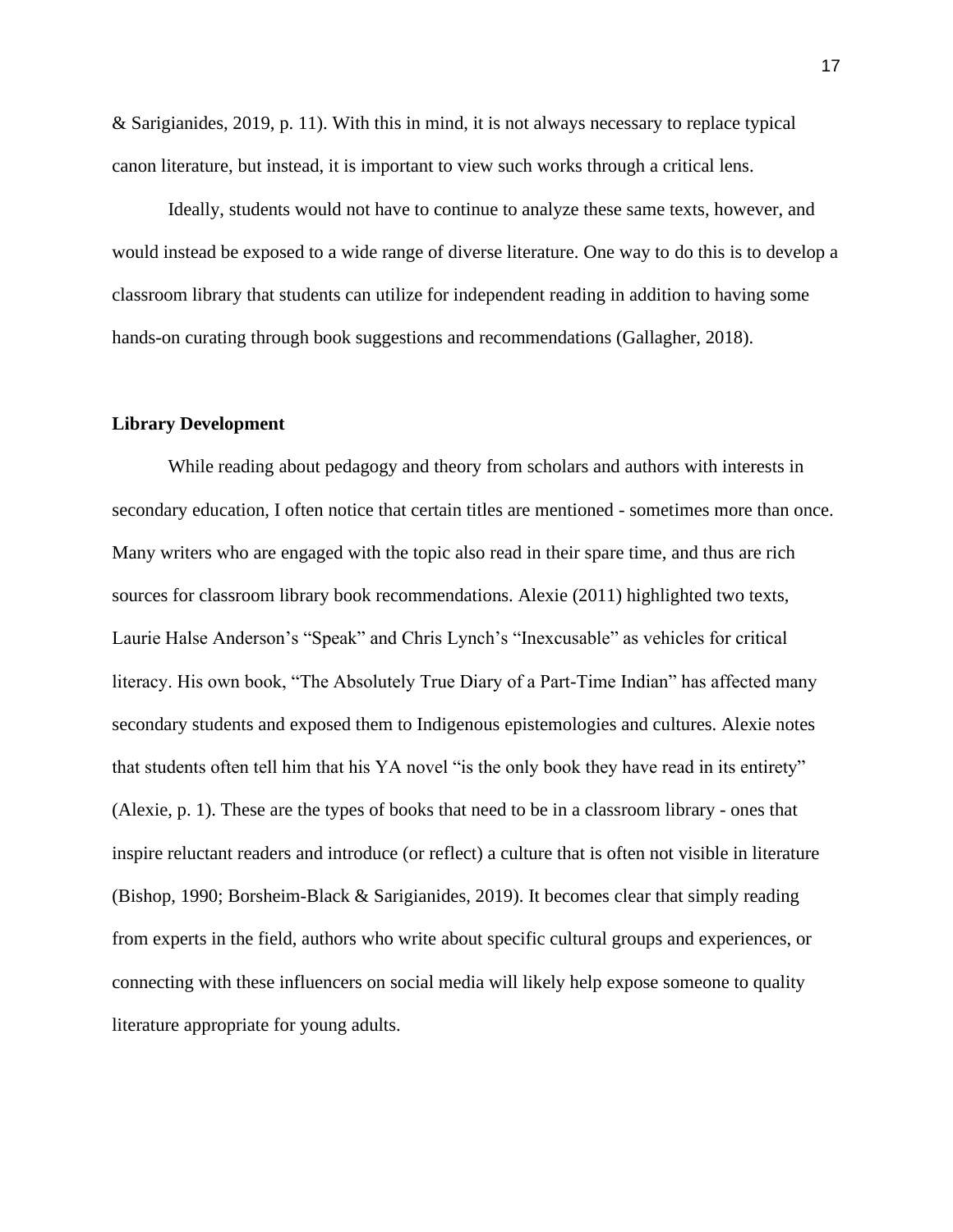& Sarigianides, 2019, p. 11). With this in mind, it is not always necessary to replace typical canon literature, but instead, it is important to view such works through a critical lens.

Ideally, students would not have to continue to analyze these same texts, however, and would instead be exposed to a wide range of diverse literature. One way to do this is to develop a classroom library that students can utilize for independent reading in addition to having some hands-on curating through book suggestions and recommendations (Gallagher, 2018).

### Library Development

While reading about pedagogy and theory from scholars and authors with interests in secondary education, I often notice that certain titles are mentioned - sometimes more than once. Many writers who are engaged with the topic also read in their spare time, and thus are rich sources for classroom library book recommendations. Alexie (2011) highlighted two texts, Laurie Halse Anderson's "Speak" and Chris Lynch's "Inexcusable" as vehicles for critical literacy. His own book, "The Absolutely True Diary of a Part-Time Indian" has affected many secondary students and exposed them to Indigenous epistemologies and cultures. Alexie notes that students often tell him that his YA novel "is the only book they have read in its entirety" (Alexie, p. 1). These are the types of books that need to be in a classroom library - ones that inspire reluctant readers and introduce (or reflect) a culture that is often not visible in literature (Bishop, 1990; Borsheim-Black & Sarigianides, 2019). It becomes clear that simply reading from experts in the field, authors who write about specific cultural groups and experiences, or connecting with these influencers on social media will likely help expose someone to quality literature appropriate for young adults.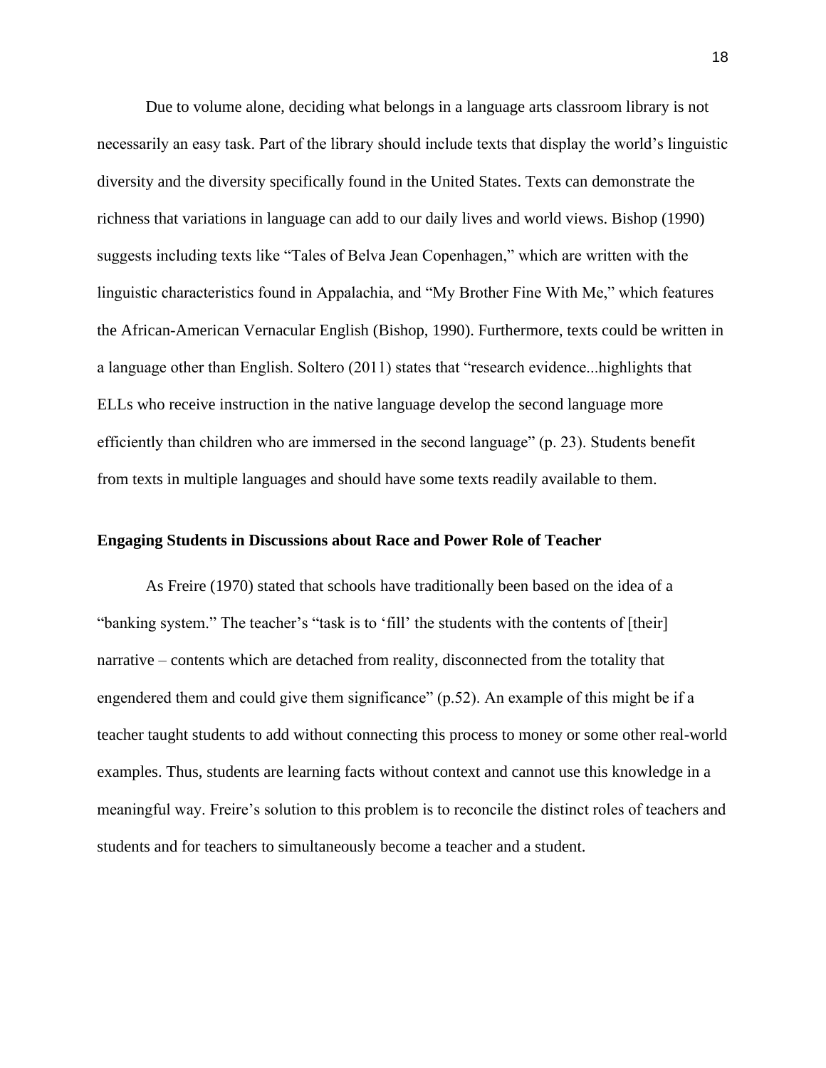Due to volume alone, deciding what belongs in a language arts classroom library is not necessarily an easy task. Part of the library should include texts that display the world's linguistic diversity and the diversity specifically found in the United States. Texts can demonstrate the richness that variations in language can add to our daily lives and world views. Bishop (1990) suggests including texts like "Tales of Belva Jean Copenhagen," which are written with the linguistic characteristics found in Appalachia, and "My Brother Fine With Me," which features the African-American Vernacular English (Bishop, 1990). Furthermore, texts could be written in a language other than English. Soltero (2011) states that "research evidence...highlights that ELLs who receive instruction in the native language develop the second language more efficiently than children who are immersed in the second language" (p. 23). Students benefit from texts in multiple languages and should have some texts readily available to them.

### Engaging Students in Discussions about Race and Power Role of Teacher

As Freire (1970) stated that schools have traditionally been based on the idea of a "banking system." The teacher's "task is to 'fill' the students with the contents of [their] narrative – contents which are detached from reality, disconnected from the totality that engendered them and could give them significance" (p.52). An example of this might be if a teacher taught students to add without connecting this process to money or some other real-world examples. Thus, students are learning facts without context and cannot use this knowledge in a meaningful way. Freire's solution to this problem is to reconcile the distinct roles of teachers and students and for teachers to simultaneously become a teacher and a student.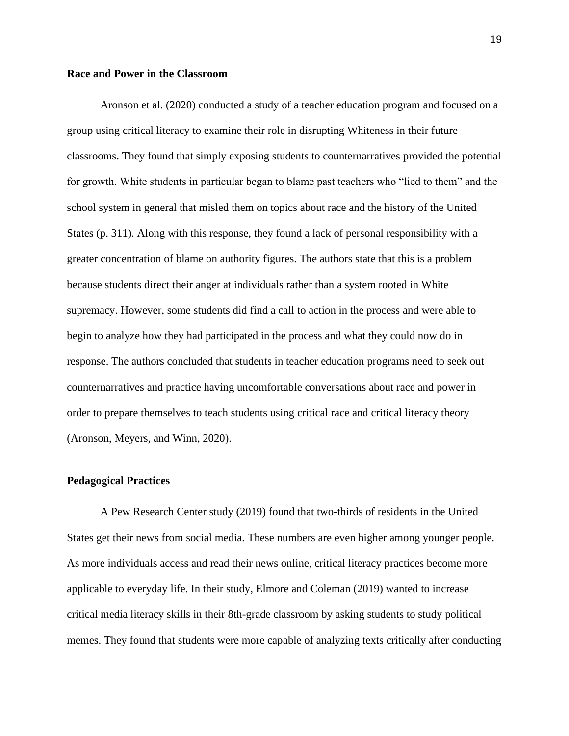### Race and Power in the Classroom

Aronson et al. (2020) conducted a study of a teacher education program and focused on a group using critical literacy to examine their role in disrupting Whiteness in their future classrooms. They found that simply exposing students to counternarratives provided the potential for growth. White students in particular began to blame past teachers who "lied to them" and the school system in general that misled them on topics about race and the history of the United States (p. 311). Along with this response, they found a lack of personal responsibility with a greater concentration of blame on authority figures. The authors state that this is a problem because students direct their anger at individuals rather than a system rooted in White supremacy. However, some students did find a call to action in the process and were able to begin to analyze how they had participated in the process and what they could now do in response. The authors concluded that students in teacher education programs need to seek out counternarratives and practice having uncomfortable conversations about race and power in order to prepare themselves to teach students using critical race and critical literacy theory (Aronson, Meyers, and Winn, 2020).

### Pedagogical Practices

A Pew Research Center study (2019) found that two-thirds of residents in the United States get their news from social media. These numbers are even higher among younger people. As more individuals access and read their news online, critical literacy practices become more applicable to everyday life. In their study, Elmore and Coleman (2019) wanted to increase critical media literacy skills in their 8th-grade classroom by asking students to study political memes. They found that students were more capable of analyzing texts critically after conducting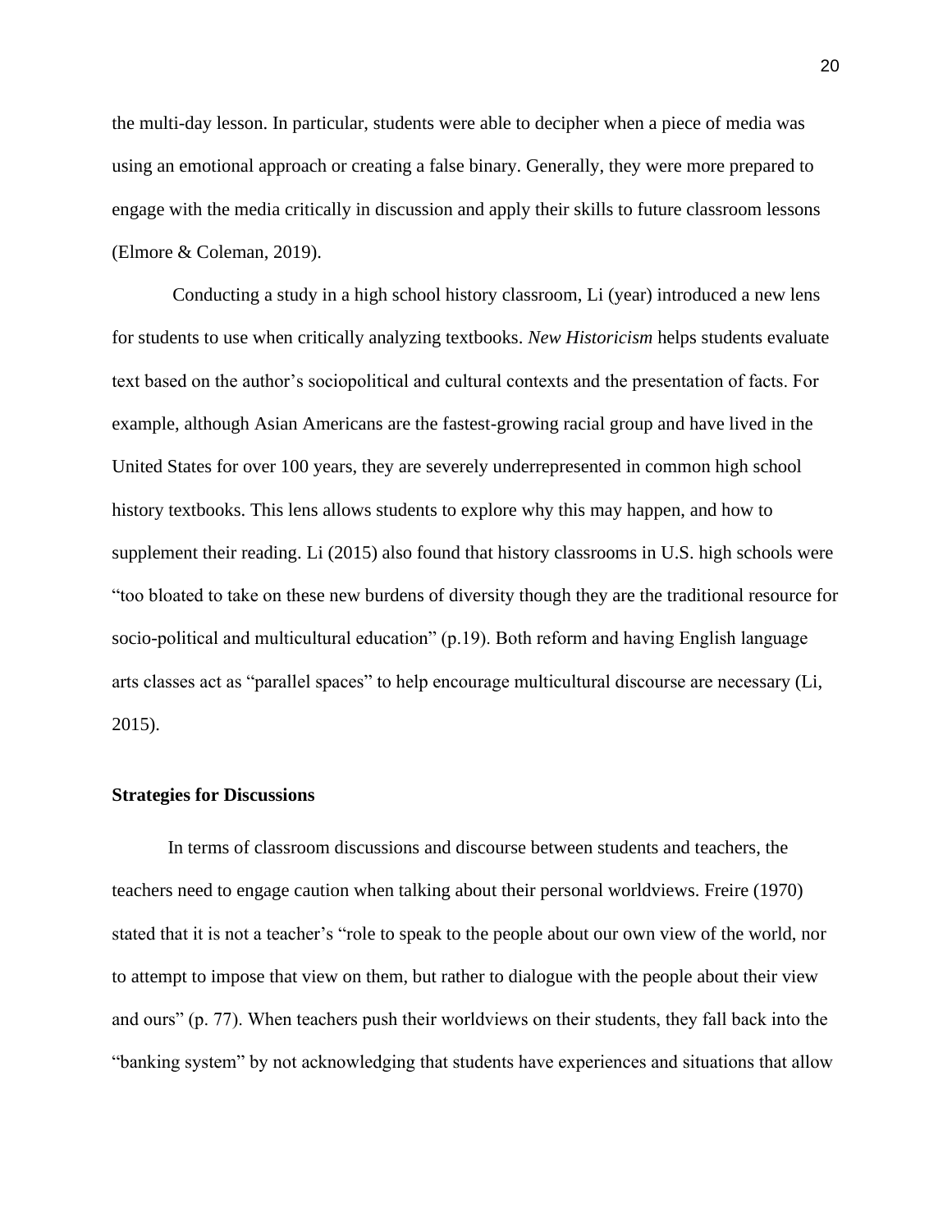the multi-day lesson. In particular, students were able to decipher when a piece of media was using an emotional approach or creating a false binary. Generally, they were more prepared to engage with the media critically in discussion and apply their skills to future classroom lessons (Elmore & Coleman, 2019).

Conducting a study in a high school history classroom, Li (year) introduced a new lens for students to use when critically analyzing textbooks. *New Historicism* helps students evaluate text based on the author's sociopolitical and cultural contexts and the presentation of facts. For example, although Asian Americans are the fastest-growing racial group and have lived in the United States for over 100 years, they are severely underrepresented in common high school history textbooks. This lens allows students to explore why this may happen, and how to supplement their reading. Li (2015) also found that history classrooms in U.S. high schools were "too bloated to take on these new burdens of diversity though they are the traditional resource for socio-political and multicultural education" (p.19). Both reform and having English language arts classes act as "parallel spaces" to help encourage multicultural discourse are necessary (Li, 2015).

### Strategies for Discussions

In terms of classroom discussions and discourse between students and teachers, the teachers need to engage caution when talking about their personal worldviews. Freire (1970) stated that it is not a teacher's "role to speak to the people about our own view of the world, nor to attempt to impose that view on them, but rather to dialogue with the people about their view and ours" (p. 77). When teachers push their worldviews on their students, they fall back into the "banking system" by not acknowledging that students have experiences and situations that allow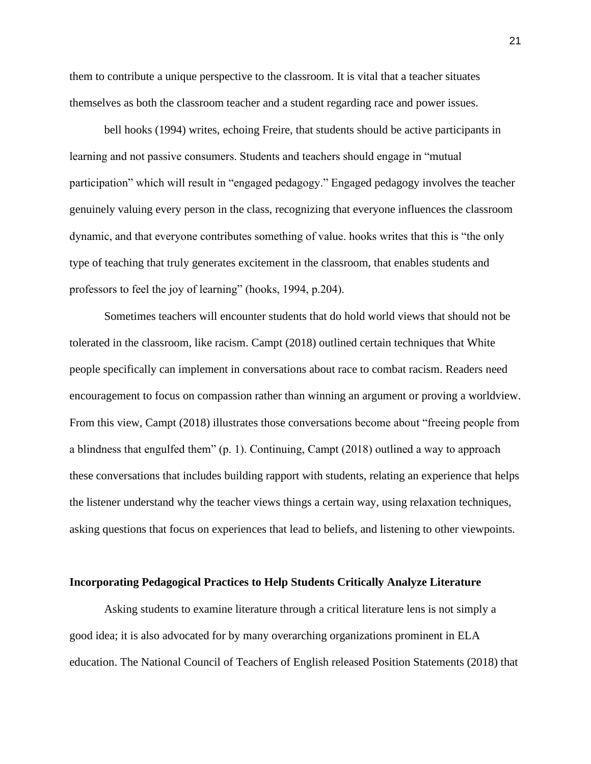them to contribute a unique perspective to the classroom. It is vital that a teacher situates themselves as both the classroom teacher and a student regarding race and power issues.

bell hooks (1994) writes, echoing Freire, that students should be active participants in learning and not passive consumers. Students and teachers should engage in "mutual participation" which will result in "engaged pedagogy." Engaged pedagogy involves the teacher genuinely valuing every person in the class, recognizing that everyone influences the classroom dynamic, and that everyone contributes something of value. hooks writes that this is "the only type of teaching that truly generates excitement in the classroom, that enables students and professors to feel the joy of learning" (hooks, 1994, p.204).

Sometimes teachers will encounter students that do hold world views that should not be tolerated in the classroom, like racism. Campt (2018) outlined certain techniques that White people specifically can implement in conversations about race to combat racism. Readers need encouragement to focus on compassion rather than winning an argument or proving a worldview. From this view, Campt (2018) illustrates those conversations become about "freeing people from a blindness that engulfed them" (p. 1). Continuing, Campt (2018) outlined a way to approach these conversations that includes building rapport with students, relating an experience that helps the listener understand why the teacher views things a certain way, using relaxation techniques, asking questions that focus on experiences that lead to beliefs, and listening to other viewpoints.

**Incorporating Pedagogical Practices to Help Students Critically Analyze Literature**

Asking students to examine literature through a critical literature lens is not simply a good idea; it is also advocated for by many overarching organizations prominent in ELA education. The National Council of Teachers of English released Position Statements (2018) that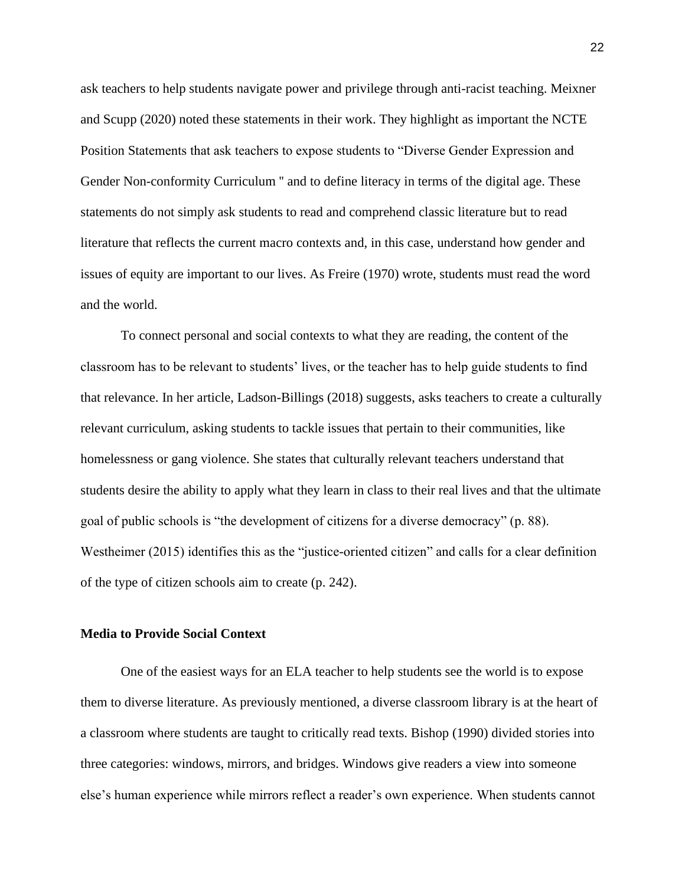ask teachers to help students navigate power and privilege through anti-racist teaching. Meixner and Scupp (2020) noted these statements in their work. They highlight as important the NCTE Position Statements that ask teachers to expose students to "Diverse Gender Expression and Gender Non-conformity Curriculum " and to define literacy in terms of the digital age. These statements do not simply ask students to read and comprehend classic literature but to read literature that reflects the current macro contexts and, in this case, understand how gender and issues of equity are important to our lives. As Freire (1970) wrote, students must read the word and the world.

To connect personal and social contexts to what they are reading, the content of the classroom has to be relevant to students' lives, or the teacher has to help guide students to find that relevance. In her article, Ladson-Billings (2018) suggests, asks teachers to create a culturally relevant curriculum, asking students to tackle issues that pertain to their communities, like homelessness or gang violence. She states that culturally relevant teachers understand that students desire the ability to apply what they learn in class to their real lives and that the ultimate goal of public schools is "the development of citizens for a diverse democracy" (p. 88). Westheimer (2015) identifies this as the "justice-oriented citizen" and calls for a clear definition of the type of citizen schools aim to create (p. 242).

### Media to Provide Social Context

One of the easiest ways for an ELA teacher to help students see the world is to expose them to diverse literature. As previously mentioned, a diverse classroom library is at the heart of a classroom where students are taught to critically read texts. Bishop (1990) divided stories into three categories: windows, mirrors, and bridges. Windows give readers a view into someone else's human experience while mirrors reflect a reader's own experience. When students cannot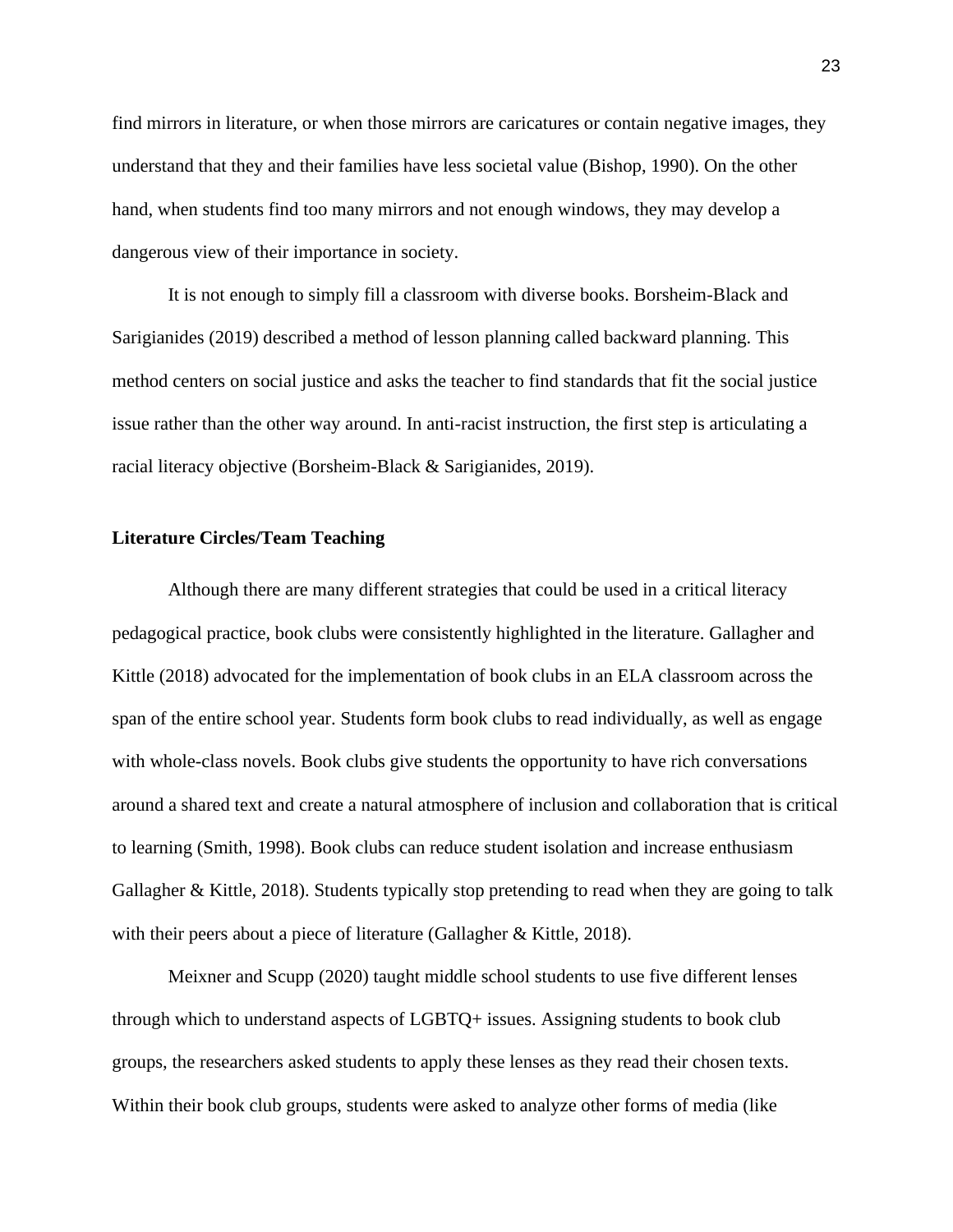find mirrors in literature, or when those mirrors are caricatures or contain negative images, they understand that they and their families have less societal value (Bishop, 1990). On the other hand, when students find too many mirrors and not enough windows, they may develop a dangerous view of their importance in society.

It is not enough to simply fill a classroom with diverse books. Borsheim-Black and Sarigianides (2019) described a method of lesson planning called backward planning. This method centers on social justice and asks the teacher to find standards that fit the social justice issue rather than the other way around. In anti-racist instruction, the first step is articulating a racial literacy objective (Borsheim-Black & Sarigianides, 2019).

**Literature Circles/Team Teaching**

Although there are many different strategies that could be used in a critical literacy pedagogical practice, book clubs were consistently highlighted in the literature. Gallagher and Kittle (2018) advocated for the implementation of book clubs in an ELA classroom across the span of the entire school year. Students form book clubs to read individually, as well as engage with whole-class novels. Book clubs give students the opportunity to have rich conversations around a shared text and create a natural atmosphere of inclusion and collaboration that is critical to learning (Smith, 1998). Book clubs can reduce student isolation and increase enthusiasm Gallagher & Kittle, 2018). Students typically stop pretending to read when they are going to talk with their peers about a piece of literature (Gallagher & Kittle, 2018).

Meixner and Scupp (2020) taught middle school students to use five different lenses through which to understand aspects of LGBTQ+ issues. Assigning students to book club groups, the researchers asked students to apply these lenses as they read their chosen texts. Within their book club groups, students were asked to analyze other forms of media (like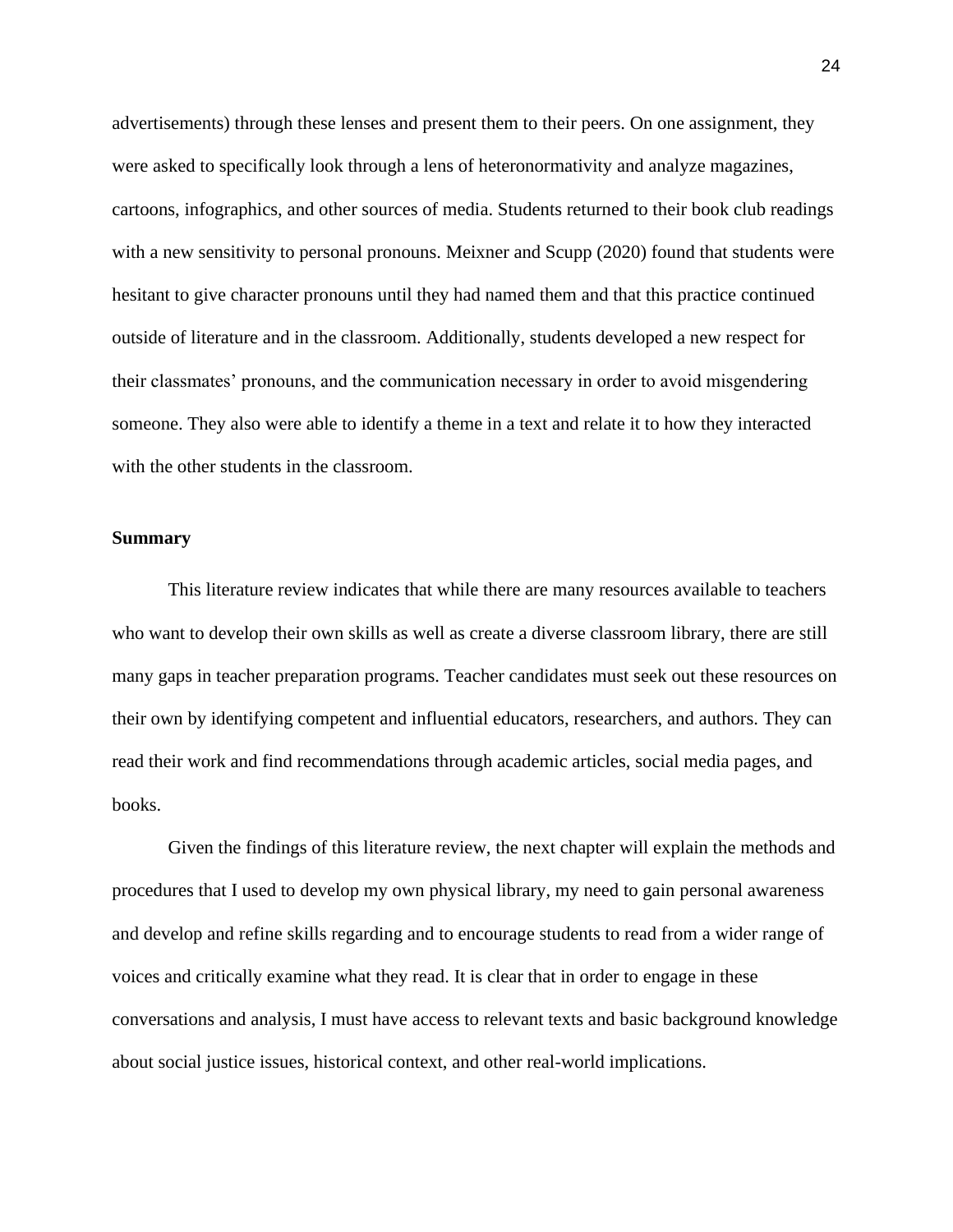advertisements) through these lenses and present them to their peers. On one assignment, they were asked to specifically look through a lens of heteronormativity and analyze magazines, cartoons, infographics, and other sources of media. Students returned to their book club readings with a new sensitivity to personal pronouns. Meixner and Scupp (2020) found that students were hesitant to give character pronouns until they had named them and that this practice continued outside of literature and in the classroom. Additionally, students developed a new respect for their classmates' pronouns, and the communication necessary in order to avoid misgendering someone. They also were able to identify a theme in a text and relate it to how they interacted with the other students in the classroom.

### Summary

This literature review indicates that while there are many resources available to teachers who want to develop their own skills as well as create a diverse classroom library, there are still many gaps in teacher preparation programs. Teacher candidates must seek out these resources on their own by identifying competent and influential educators, researchers, and authors. They can read their work and find recommendations through academic articles, social media pages, and books.

Given the findings of this literature review, the next chapter will explain the methods and procedures that I used to develop my own physical library, my need to gain personal awareness and develop and refine skills regarding and to encourage students to read from a wider range of voices and critically examine what they read. It is clear that in order to engage in these conversations and analysis, I must have access to relevant texts and basic background knowledge about social justice issues, historical context, and other real-world implications.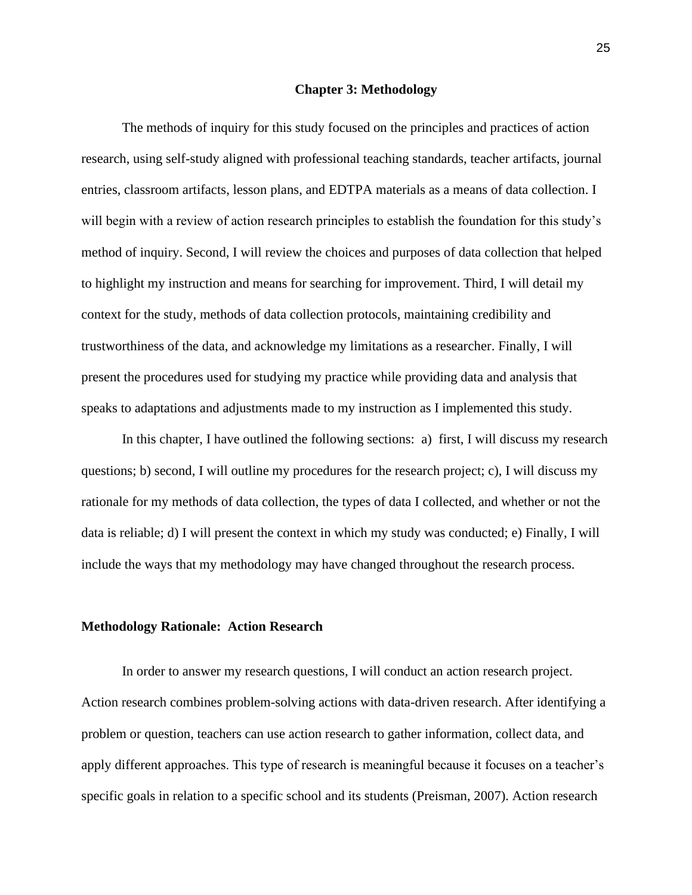# Chapter 3: Methodology

The methods of inquiry for this study focused on the principles and practices of action research, using self-study aligned with professional teaching standards, teacher artifacts, journal entries, classroom artifacts, lesson plans, and EDTPA materials as a means of data collection. I will begin with a review of action research principles to establish the foundation for this study's method of inquiry. Second, I will review the choices and purposes of data collection that helped to highlight my instruction and means for searching for improvement. Third, I will detail my context for the study, methods of data collection protocols, maintaining credibility and trustworthiness of the data, and acknowledge my limitations as a researcher. Finally, I will present the procedures used for studying my practice while providing data and analysis that speaks to adaptations and adjustments made to my instruction as I implemented this study.

In this chapter, I have outlined the following sections: a) first, I will discuss my research questions; b) second, I will outline my procedures for the research project; c), I will discuss my rationale for my methods of data collection, the types of data I collected, and whether or not the data is reliable; d) I will present the context in which my study was conducted; e) Finally, I will include the ways that my methodology may have changed throughout the research process.

## Methodology Rationale: Action Research

In order to answer my research questions, I will conduct an action research project. Action research combines problem-solving actions with data-driven research. After identifying a problem or question, teachers can use action research to gather information, collect data, and apply different approaches. This type of research is meaningful because it focuses on a teacher's specific goals in relation to a specific school and its students (Preisman, 2007). Action research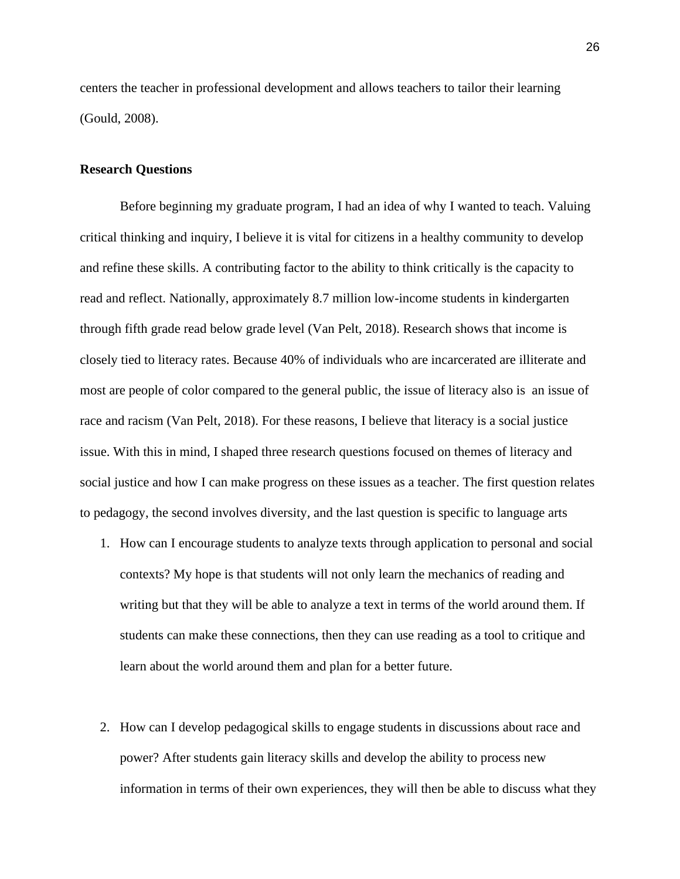centers the teacher in professional development and allows teachers to tailor their learning (Gould, 2008).

**Research Questions**

Before beginning my graduate program, I had an idea of why I wanted to teach. Valuing critical thinking and inquiry, I believe it is vital for citizens in a healthy community to develop and refine these skills. A contributing factor to the ability to think critically is the capacity to read and reflect. Nationally, approximately 8.7 million low-income students in kindergarten through fifth grade read below grade level (Van Pelt, 2018). Research shows that income is closely tied to literacy rates. Because 40% of individuals who are incarcerated are illiterate and most are people of color compared to the general public, the issue of literacy also is an issue of race and racism (Van Pelt, 2018). For these reasons, I believe that literacy is a social justice issue. With this in mind, I shaped three research questions focused on themes of literacy and social justice and how I can make progress on these issues as a teacher. The first question relates to pedagogy, the second involves diversity, and the last question is specific to language arts

1. How can I encourage students to analyze texts through application to personal and social contexts? My hope is that students will not only learn the mechanics of reading and writing but that they will be able to analyze a text in terms of the world around them. If students can make these connections, then they can use reading as a tool to critique and learn about the world around them and plan for a better future.

2. How can I develop pedagogical skills to engage students in discussions about race and power? After students gain literacy skills and develop the ability to process new information in terms of their own experiences, they will then be able to discuss what they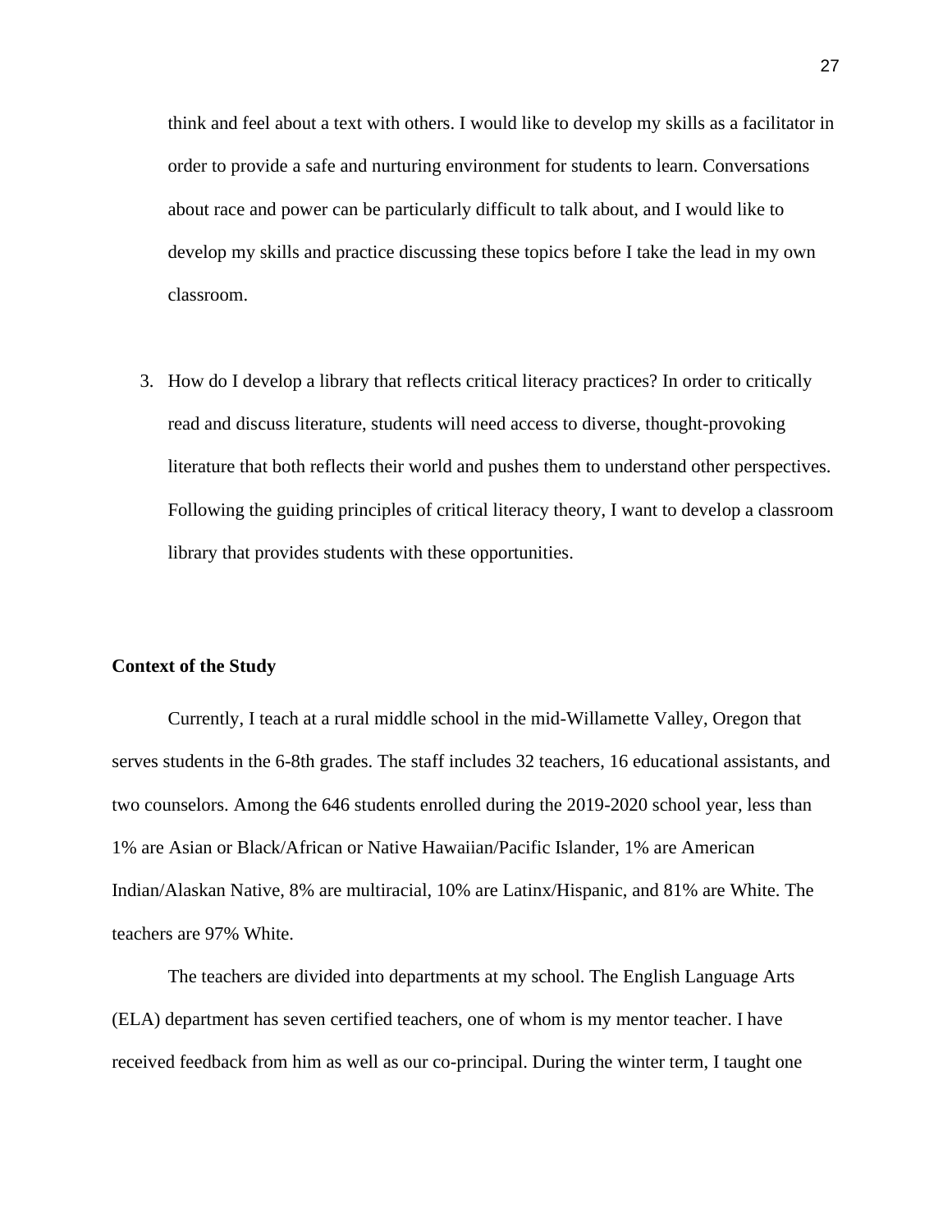think and feel about a text with others. I would like to develop my skills as a facilitator in order to provide a safe and nurturing environment for students to learn. Conversations about race and power can be particularly difficult to talk about, and I would like to develop my skills and practice discussing these topics before I take the lead in my own classroom.

3. How do I develop a library that reflects critical literacy practices? In order to critically read and discuss literature, students will need access to diverse, thought-provoking literature that both reflects their world and pushes them to understand other perspectives. Following the guiding principles of critical literacy theory, I want to develop a classroom library that provides students with these opportunities.

**Context of the Study**

Currently, I teach at a rural middle school in the mid-Willamette Valley, Oregon that serves students in the 6-8th grades. The staff includes 32 teachers, 16 educational assistants, and two counselors. Among the 646 students enrolled during the 2019-2020 school year, less than 1% are Asian or Black/African or Native Hawaiian/Pacific Islander, 1% are American Indian/Alaskan Native, 8% are multiracial, 10% are Latinx/Hispanic, and 81% are White. The teachers are 97% White.

The teachers are divided into departments at my school. The English Language Arts (ELA) department has seven certified teachers, one of whom is my mentor teacher. I have received feedback from him as well as our co-principal. During the winter term, I taught one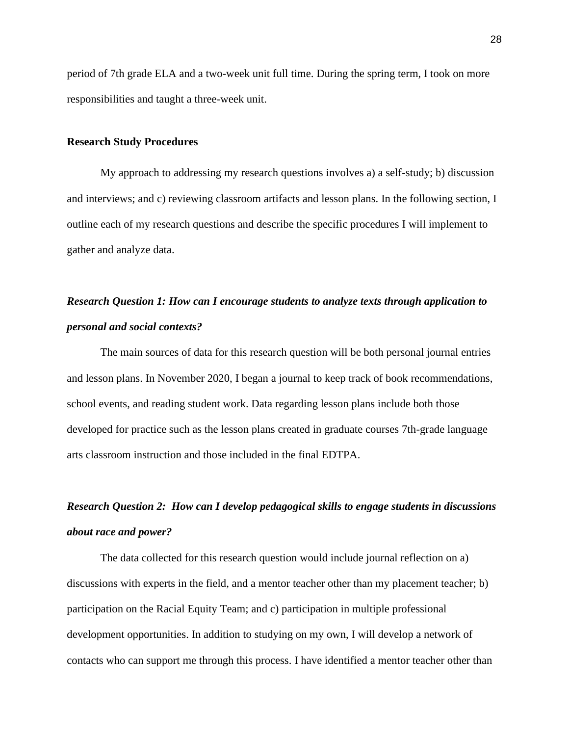period of 7th grade ELA and a two-week unit full time. During the spring term, I took on more responsibilities and taught a three-week unit.

**Research Study Procedures**

My approach to addressing my research questions involves a) a self-study; b) discussion and interviews; and c) reviewing classroom artifacts and lesson plans. In the following section, I outline each of my research questions and describe the specific procedures I will implement to gather and analyze data.

***Research Question 1: How can I encourage students to analyze texts through application to personal and social contexts?***

The main sources of data for this research question will be both personal journal entries and lesson plans. In November 2020, I began a journal to keep track of book recommendations, school events, and reading student work. Data regarding lesson plans include both those developed for practice such as the lesson plans created in graduate courses 7th-grade language arts classroom instruction and those included in the final EDTPA.

***Research Question 2: How can I develop pedagogical skills to engage students in discussions about race and power?***

The data collected for this research question would include journal reflection on a) discussions with experts in the field, and a mentor teacher other than my placement teacher; b) participation on the Racial Equity Team; and c) participation in multiple professional development opportunities. In addition to studying on my own, I will develop a network of contacts who can support me through this process. I have identified a mentor teacher other than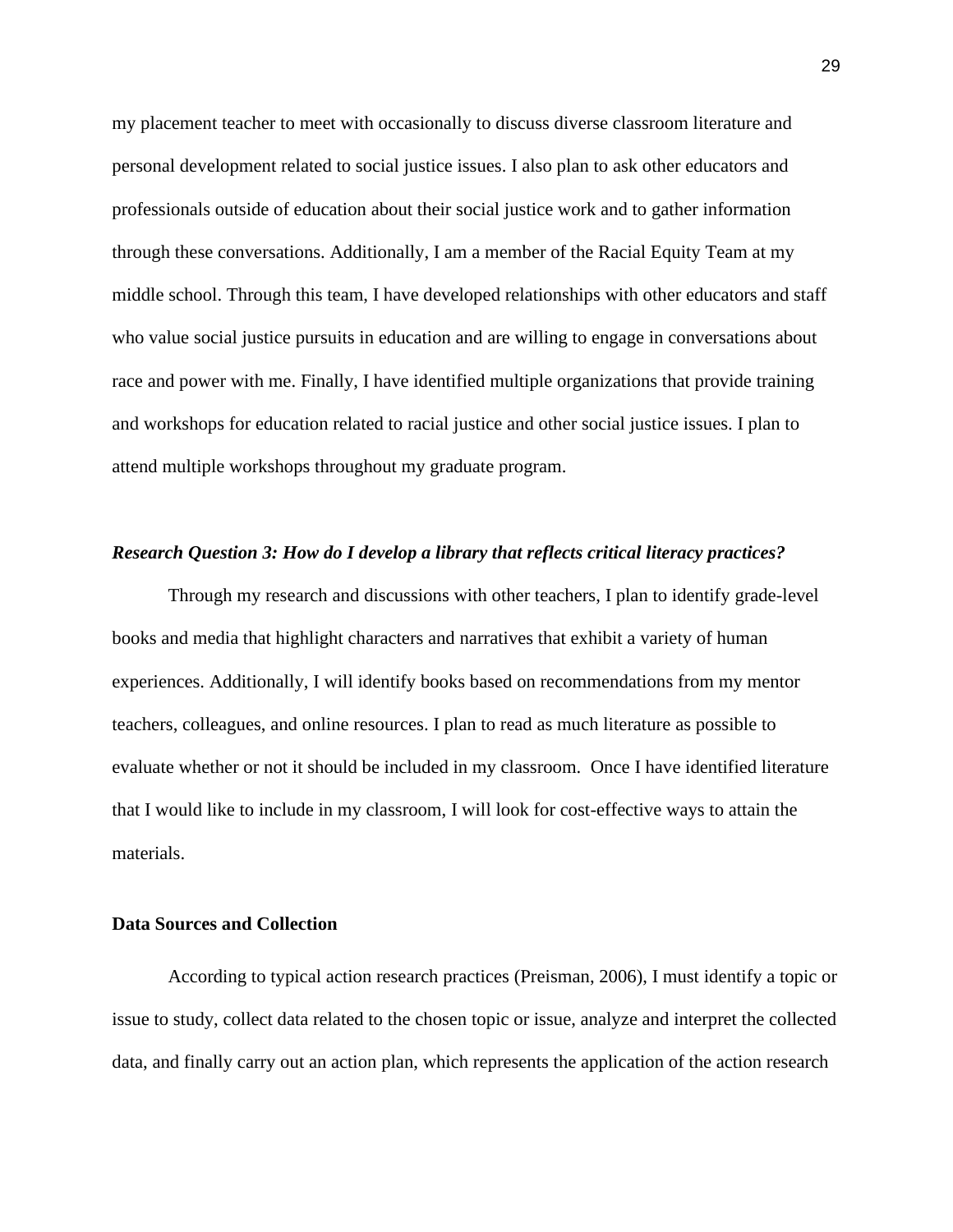my placement teacher to meet with occasionally to discuss diverse classroom literature and personal development related to social justice issues. I also plan to ask other educators and professionals outside of education about their social justice work and to gather information through these conversations. Additionally, I am a member of the Racial Equity Team at my middle school. Through this team, I have developed relationships with other educators and staff who value social justice pursuits in education and are willing to engage in conversations about race and power with me. Finally, I have identified multiple organizations that provide training and workshops for education related to racial justice and other social justice issues. I plan to attend multiple workshops throughout my graduate program.

### ***Research Question 3: How do I develop a library that reflects critical literacy practices?***

Through my research and discussions with other teachers, I plan to identify grade-level books and media that highlight characters and narratives that exhibit a variety of human experiences. Additionally, I will identify books based on recommendations from my mentor teachers, colleagues, and online resources. I plan to read as much literature as possible to evaluate whether or not it should be included in my classroom. Once I have identified literature that I would like to include in my classroom, I will look for cost-effective ways to attain the materials.

## **Data Sources and Collection**

According to typical action research practices (Preisman, 2006), I must identify a topic or issue to study, collect data related to the chosen topic or issue, analyze and interpret the collected data, and finally carry out an action plan, which represents the application of the action research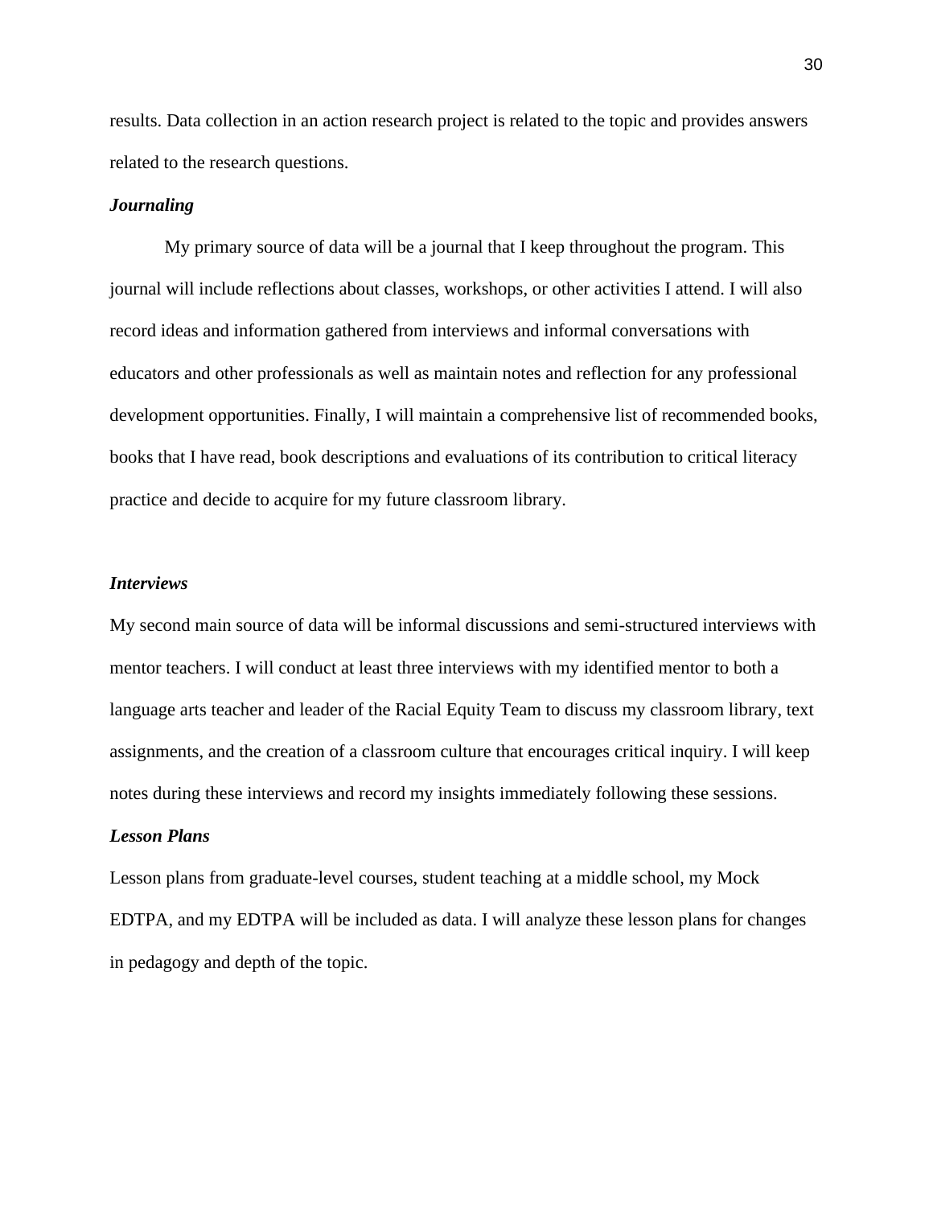results. Data collection in an action research project is related to the topic and provides answers related to the research questions.

***Journaling***

My primary source of data will be a journal that I keep throughout the program. This journal will include reflections about classes, workshops, or other activities I attend. I will also record ideas and information gathered from interviews and informal conversations with educators and other professionals as well as maintain notes and reflection for any professional development opportunities. Finally, I will maintain a comprehensive list of recommended books, books that I have read, book descriptions and evaluations of its contribution to critical literacy practice and decide to acquire for my future classroom library.

***Interviews***

My second main source of data will be informal discussions and semi-structured interviews with mentor teachers. I will conduct at least three interviews with my identified mentor to both a language arts teacher and leader of the Racial Equity Team to discuss my classroom library, text assignments, and the creation of a classroom culture that encourages critical inquiry. I will keep notes during these interviews and record my insights immediately following these sessions.

***Lesson Plans***

Lesson plans from graduate-level courses, student teaching at a middle school, my Mock EDTPA, and my EDTPA will be included as data. I will analyze these lesson plans for changes in pedagogy and depth of the topic.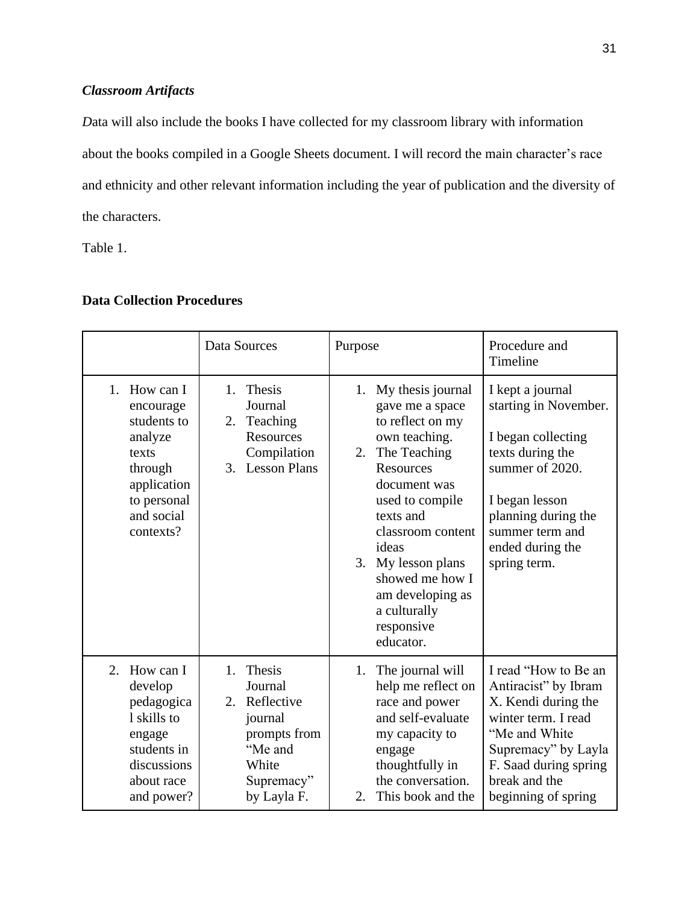### *Classroom Artifacts*

*D*ata will also include the books I have collected for my classroom library with information about the books compiled in a Google Sheets document. I will record the main character's race and ethnicity and other relevant information including the year of publication and the diversity of the characters.

Table 1.

**Data Collection Procedures**

| | Data Sources | Purpose | Procedure and Timeline |
|---|---|---|---|
| 1. How can I encourage students to analyze texts through application to personal and social contexts? | 1. Thesis Journal<br>2. Teaching Resources Compilation<br>3. Lesson Plans | 1. My thesis journal gave me a space to reflect on my own teaching.<br>2. The Teaching Resources document was used to compile texts and classroom content ideas<br>3. My lesson plans showed me how I am developing as a culturally responsive educator. | I kept a journal starting in November.<br><br>I began collecting texts during the summer of 2020.<br><br>I began lesson planning during the summer term and ended during the spring term. |
| 2. How can I develop pedagogical skills to engage students in discussions about race and power? | 1. Thesis Journal<br>2. Reflective journal prompts from "Me and White Supremacy" by Layla F. | 1. The journal will help me reflect on race and power and self-evaluate my capacity to engage thoughtfully in the conversation.<br>2. This book and the | I read "How to Be an Antiracist" by Ibram X. Kendi during the winter term. I read "Me and White Supremacy" by Layla F. Saad during spring break and the beginning of spring |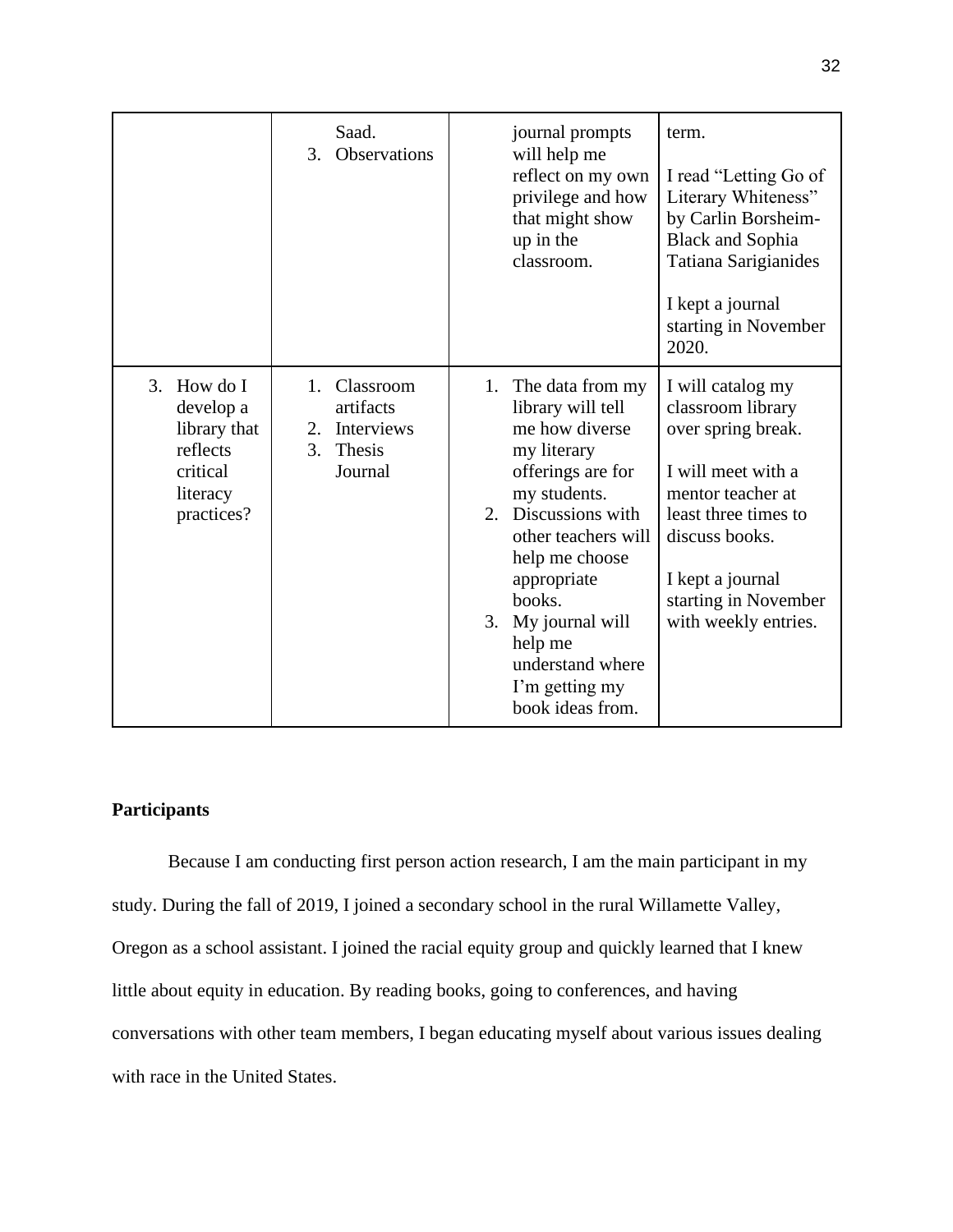| | Saad.<br>3. Observations | journal prompts will help me reflect on my own privilege and how that might show up in the classroom. | term.<br><br>I read "Letting Go of Literary Whiteness" by Carlin Borsheim-Black and Sophia Tatiana Sarigianides<br><br>I kept a journal starting in November 2020. |
|---|---|---|---|
| 3. How do I develop a library that reflects critical literacy practices? | 1. Classroom artifacts<br>2. Interviews<br>3. Thesis Journal | 1. The data from my library will tell me how diverse my literary offerings are for my students.<br>2. Discussions with other teachers will help me choose appropriate books.<br>3. My journal will help me understand where I'm getting my book ideas from. | I will catalog my classroom library over spring break.<br><br>I will meet with a mentor teacher at least three times to discuss books.<br><br>I kept a journal starting in November with weekly entries. |

**Participants**

Because I am conducting first person action research, I am the main participant in my study. During the fall of 2019, I joined a secondary school in the rural Willamette Valley, Oregon as a school assistant. I joined the racial equity group and quickly learned that I knew little about equity in education. By reading books, going to conferences, and having conversations with other team members, I began educating myself about various issues dealing with race in the United States.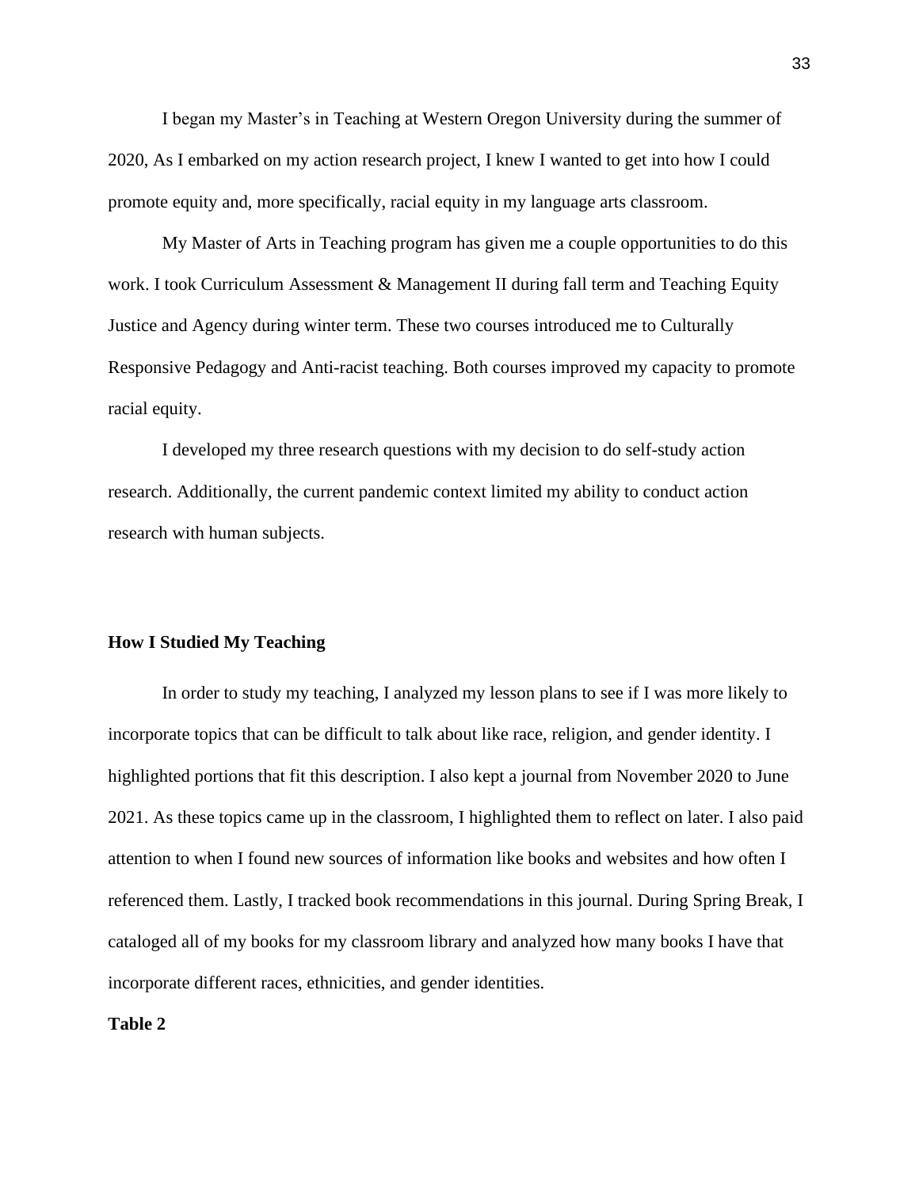I began my Master's in Teaching at Western Oregon University during the summer of 2020, As I embarked on my action research project, I knew I wanted to get into how I could promote equity and, more specifically, racial equity in my language arts classroom.

My Master of Arts in Teaching program has given me a couple opportunities to do this work. I took Curriculum Assessment & Management II during fall term and Teaching Equity Justice and Agency during winter term. These two courses introduced me to Culturally Responsive Pedagogy and Anti-racist teaching. Both courses improved my capacity to promote racial equity.

I developed my three research questions with my decision to do self-study action research. Additionally, the current pandemic context limited my ability to conduct action research with human subjects.

**How I Studied My Teaching**

In order to study my teaching, I analyzed my lesson plans to see if I was more likely to incorporate topics that can be difficult to talk about like race, religion, and gender identity. I highlighted portions that fit this description. I also kept a journal from November 2020 to June 2021. As these topics came up in the classroom, I highlighted them to reflect on later. I also paid attention to when I found new sources of information like books and websites and how often I referenced them. Lastly, I tracked book recommendations in this journal. During Spring Break, I cataloged all of my books for my classroom library and analyzed how many books I have that incorporate different races, ethnicities, and gender identities.

**Table 2**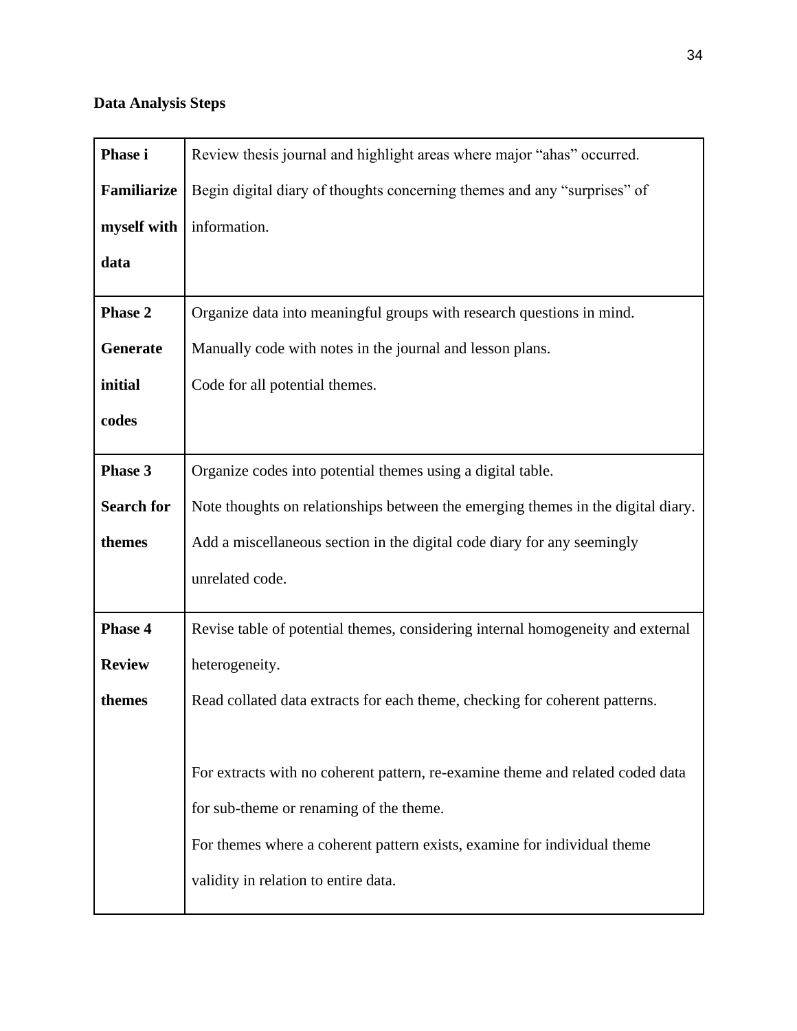**Data Analysis Steps**

| | |
|---|---|
| **Phase i Familiarize myself with data** | Review thesis journal and highlight areas where major “ahas” occurred. Begin digital diary of thoughts concerning themes and any “surprises” of information. |
| **Phase 2 Generate initial codes** | Organize data into meaningful groups with research questions in mind. Manually code with notes in the journal and lesson plans. Code for all potential themes. |
| **Phase 3 Search for themes** | Organize codes into potential themes using a digital table. Note thoughts on relationships between the emerging themes in the digital diary. Add a miscellaneous section in the digital code diary for any seemingly unrelated code. |
| **Phase 4 Review themes** | Revise table of potential themes, considering internal homogeneity and external heterogeneity. Read collated data extracts for each theme, checking for coherent patterns. For extracts with no coherent pattern, re-examine theme and related coded data for sub-theme or renaming of the theme. For themes where a coherent pattern exists, examine for individual theme validity in relation to entire data. |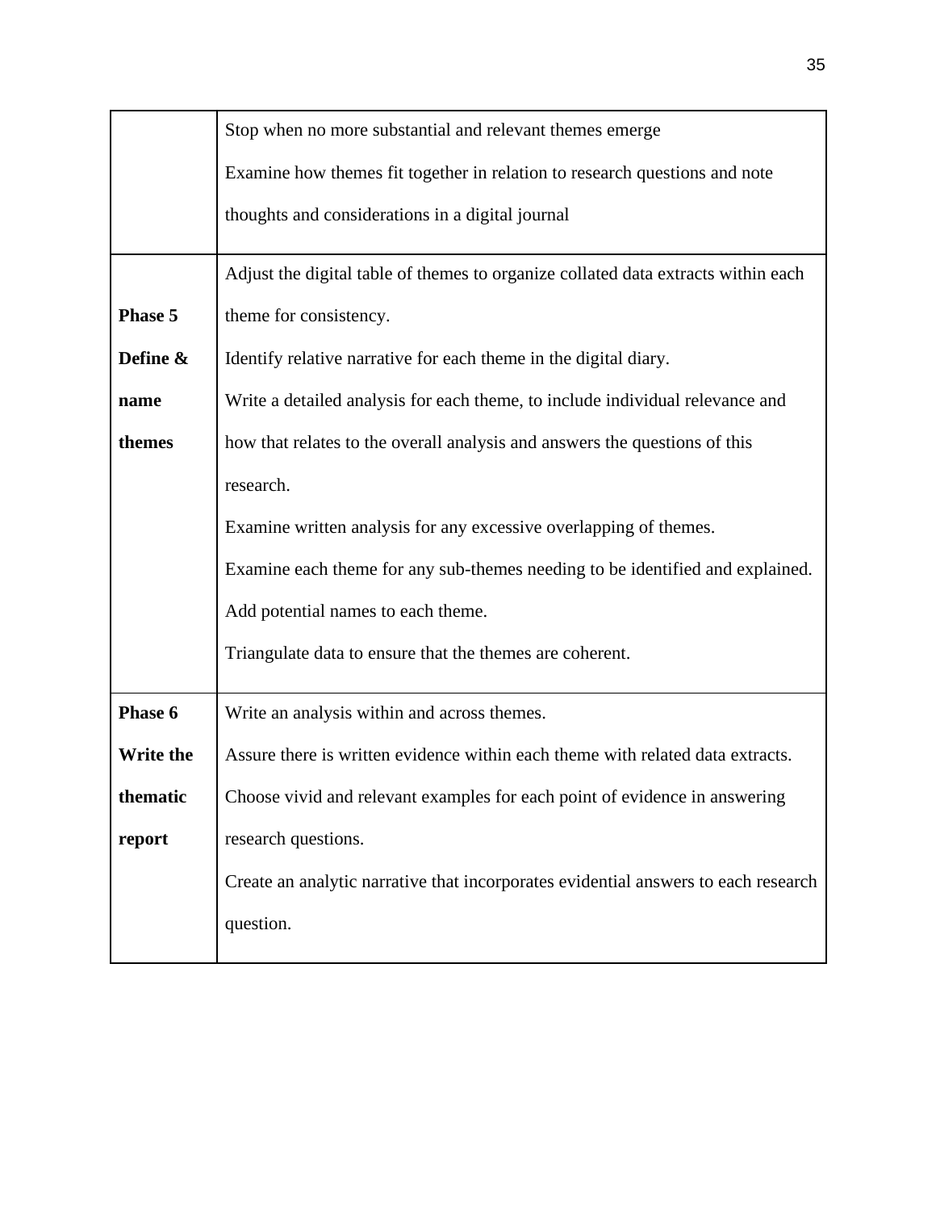| | |
|---|---|
| | Stop when no more substantial and relevant themes emerge<br>Examine how themes fit together in relation to research questions and note thoughts and considerations in a digital journal |
| **Phase 5 Define & name themes** | Adjust the digital table of themes to organize collated data extracts within each theme for consistency.<br>Identify relative narrative for each theme in the digital diary.<br>Write a detailed analysis for each theme, to include individual relevance and how that relates to the overall analysis and answers the questions of this research.<br>Examine written analysis for any excessive overlapping of themes.<br>Examine each theme for any sub-themes needing to be identified and explained.<br>Add potential names to each theme.<br>Triangulate data to ensure that the themes are coherent. |
| **Phase 6 Write the thematic report** | Write an analysis within and across themes.<br>Assure there is written evidence within each theme with related data extracts.<br>Choose vivid and relevant examples for each point of evidence in answering research questions.<br>Create an analytic narrative that incorporates evidential answers to each research question. |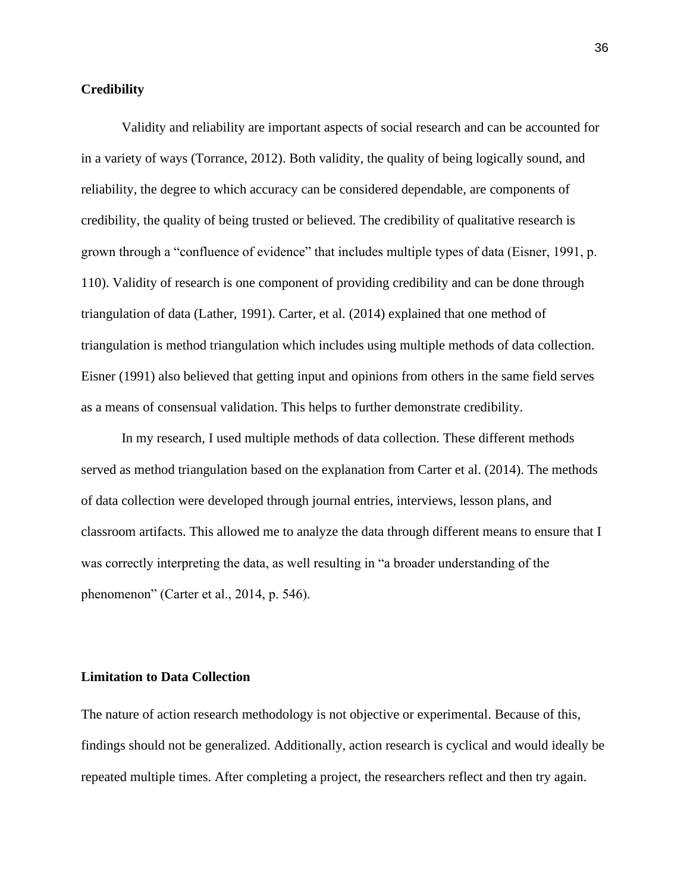**Credibility**

Validity and reliability are important aspects of social research and can be accounted for in a variety of ways (Torrance, 2012). Both validity, the quality of being logically sound, and reliability, the degree to which accuracy can be considered dependable, are components of credibility, the quality of being trusted or believed. The credibility of qualitative research is grown through a "confluence of evidence" that includes multiple types of data (Eisner, 1991, p. 110). Validity of research is one component of providing credibility and can be done through triangulation of data (Lather, 1991). Carter, et al. (2014) explained that one method of triangulation is method triangulation which includes using multiple methods of data collection. Eisner (1991) also believed that getting input and opinions from others in the same field serves as a means of consensual validation. This helps to further demonstrate credibility.

In my research, I used multiple methods of data collection. These different methods served as method triangulation based on the explanation from Carter et al. (2014). The methods of data collection were developed through journal entries, interviews, lesson plans, and classroom artifacts. This allowed me to analyze the data through different means to ensure that I was correctly interpreting the data, as well resulting in "a broader understanding of the phenomenon" (Carter et al., 2014, p. 546).

**Limitation to Data Collection**

The nature of action research methodology is not objective or experimental. Because of this, findings should not be generalized. Additionally, action research is cyclical and would ideally be repeated multiple times. After completing a project, the researchers reflect and then try again.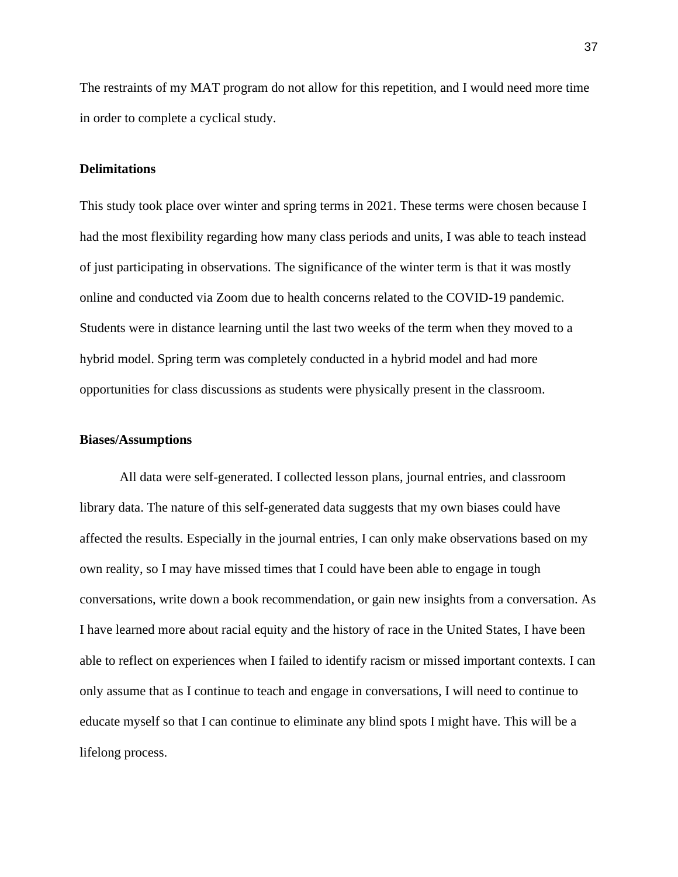The restraints of my MAT program do not allow for this repetition, and I would need more time in order to complete a cyclical study.

### Delimitations

This study took place over winter and spring terms in 2021. These terms were chosen because I had the most flexibility regarding how many class periods and units, I was able to teach instead of just participating in observations. The significance of the winter term is that it was mostly online and conducted via Zoom due to health concerns related to the COVID-19 pandemic. Students were in distance learning until the last two weeks of the term when they moved to a hybrid model. Spring term was completely conducted in a hybrid model and had more opportunities for class discussions as students were physically present in the classroom.

### Biases/Assumptions

All data were self-generated. I collected lesson plans, journal entries, and classroom library data. The nature of this self-generated data suggests that my own biases could have affected the results. Especially in the journal entries, I can only make observations based on my own reality, so I may have missed times that I could have been able to engage in tough conversations, write down a book recommendation, or gain new insights from a conversation. As I have learned more about racial equity and the history of race in the United States, I have been able to reflect on experiences when I failed to identify racism or missed important contexts. I can only assume that as I continue to teach and engage in conversations, I will need to continue to educate myself so that I can continue to eliminate any blind spots I might have. This will be a lifelong process.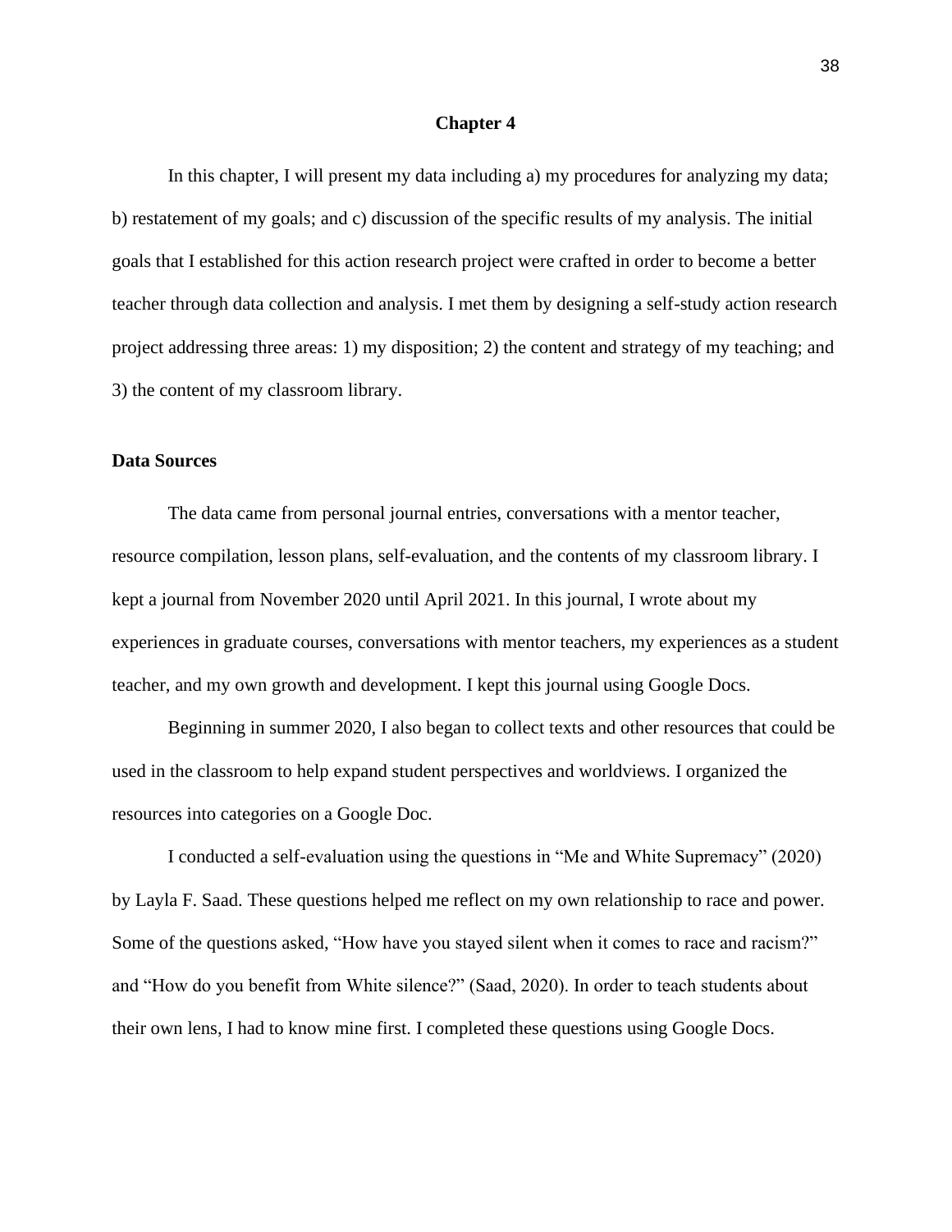# Chapter 4

In this chapter, I will present my data including a) my procedures for analyzing my data; b) restatement of my goals; and c) discussion of the specific results of my analysis. The initial goals that I established for this action research project were crafted in order to become a better teacher through data collection and analysis. I met them by designing a self-study action research project addressing three areas: 1) my disposition; 2) the content and strategy of my teaching; and 3) the content of my classroom library.

## Data Sources

The data came from personal journal entries, conversations with a mentor teacher, resource compilation, lesson plans, self-evaluation, and the contents of my classroom library. I kept a journal from November 2020 until April 2021. In this journal, I wrote about my experiences in graduate courses, conversations with mentor teachers, my experiences as a student teacher, and my own growth and development. I kept this journal using Google Docs.

Beginning in summer 2020, I also began to collect texts and other resources that could be used in the classroom to help expand student perspectives and worldviews. I organized the resources into categories on a Google Doc.

I conducted a self-evaluation using the questions in "Me and White Supremacy" (2020) by Layla F. Saad. These questions helped me reflect on my own relationship to race and power. Some of the questions asked, "How have you stayed silent when it comes to race and racism?" and "How do you benefit from White silence?" (Saad, 2020). In order to teach students about their own lens, I had to know mine first. I completed these questions using Google Docs.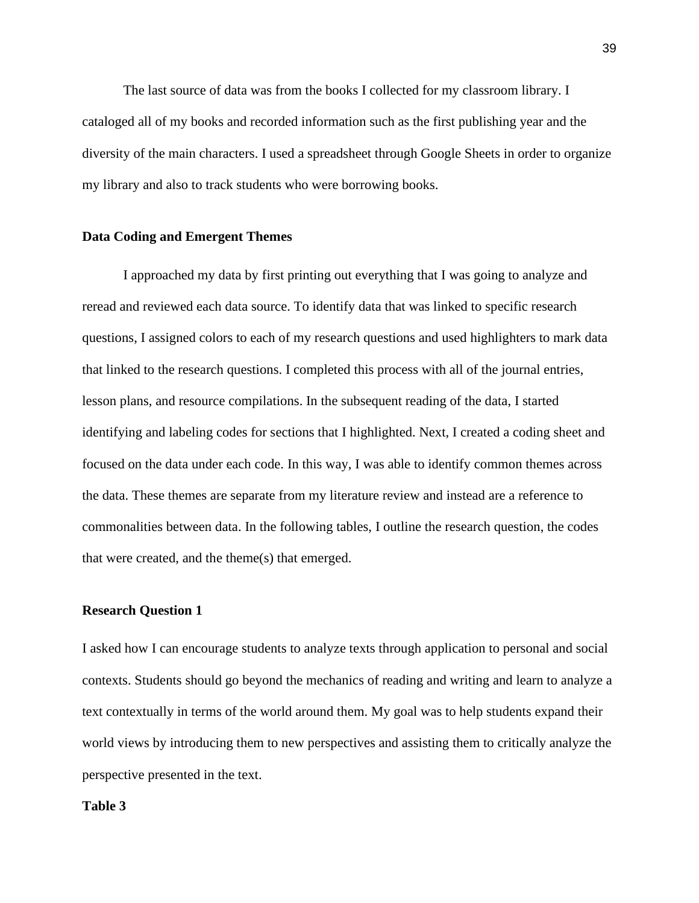The last source of data was from the books I collected for my classroom library. I cataloged all of my books and recorded information such as the first publishing year and the diversity of the main characters. I used a spreadsheet through Google Sheets in order to organize my library and also to track students who were borrowing books.

## Data Coding and Emergent Themes

I approached my data by first printing out everything that I was going to analyze and reread and reviewed each data source. To identify data that was linked to specific research questions, I assigned colors to each of my research questions and used highlighters to mark data that linked to the research questions. I completed this process with all of the journal entries, lesson plans, and resource compilations. In the subsequent reading of the data, I started identifying and labeling codes for sections that I highlighted. Next, I created a coding sheet and focused on the data under each code. In this way, I was able to identify common themes across the data. These themes are separate from my literature review and instead are a reference to commonalities between data. In the following tables, I outline the research question, the codes that were created, and the theme(s) that emerged.

### Research Question 1

I asked how I can encourage students to analyze texts through application to personal and social contexts. Students should go beyond the mechanics of reading and writing and learn to analyze a text contextually in terms of the world around them. My goal was to help students expand their world views by introducing them to new perspectives and assisting them to critically analyze the perspective presented in the text.

**Table 3**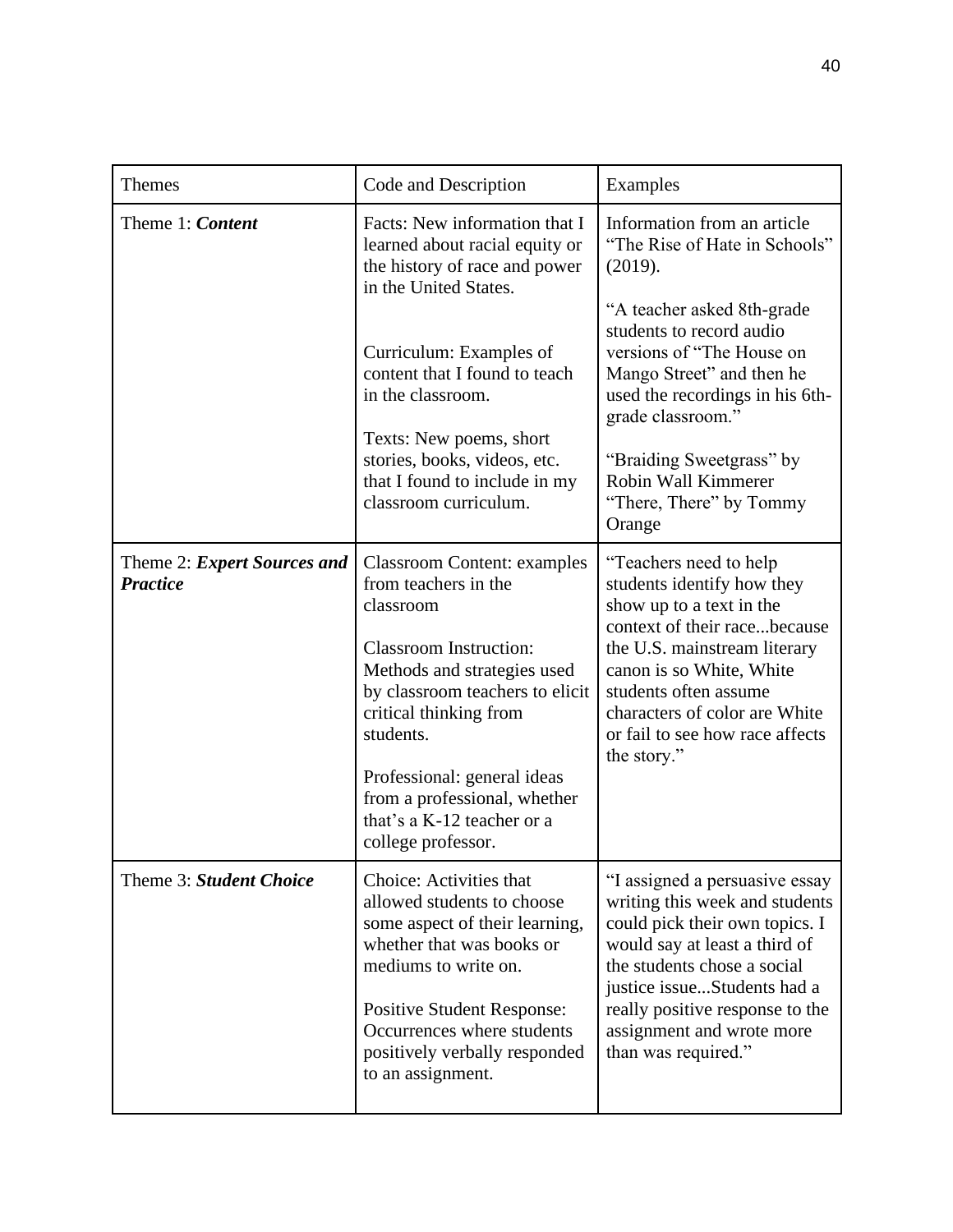| Themes | Code and Description | Examples |
|---|---|---|
| Theme 1: ***Content*** | Facts: New information that I learned about racial equity or the history of race and power in the United States.<br><br>Curriculum: Examples of content that I found to teach in the classroom.<br><br>Texts: New poems, short stories, books, videos, etc. that I found to include in my classroom curriculum. | Information from an article "The Rise of Hate in Schools" (2019).<br><br>"A teacher asked 8th-grade students to record audio versions of "The House on Mango Street" and then he used the recordings in his 6th-grade classroom."<br><br>"Braiding Sweetgrass" by Robin Wall Kimmerer<br>"There, There" by Tommy Orange |
| Theme 2: ***Expert Sources and Practice*** | Classroom Content: examples from teachers in the classroom<br><br>Classroom Instruction: Methods and strategies used by classroom teachers to elicit critical thinking from students.<br><br>Professional: general ideas from a professional, whether that's a K-12 teacher or a college professor. | "Teachers need to help students identify how they show up to a text in the context of their race...because the U.S. mainstream literary canon is so White, White students often assume characters of color are White or fail to see how race affects the story." |
| Theme 3: ***Student Choice*** | Choice: Activities that allowed students to choose some aspect of their learning, whether that was books or mediums to write on.<br><br>Positive Student Response: Occurrences where students positively verbally responded to an assignment. | "I assigned a persuasive essay writing this week and students could pick their own topics. I would say at least a third of the students chose a social justice issue...Students had a really positive response to the assignment and wrote more than was required." |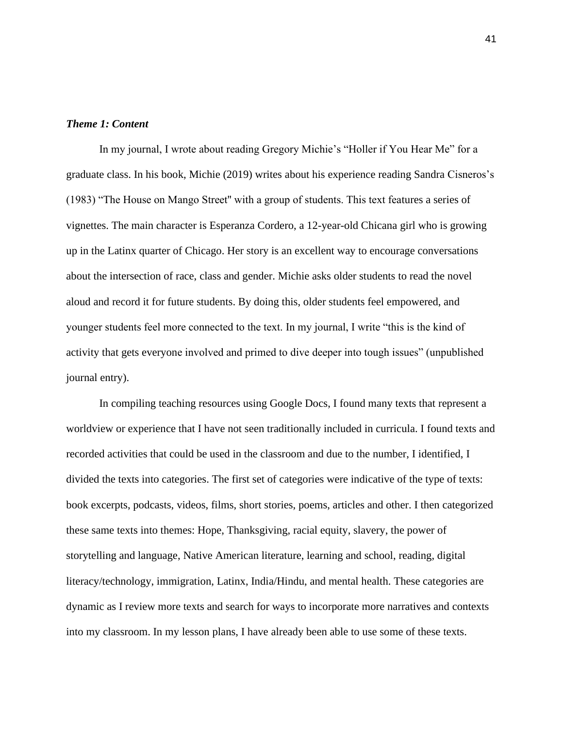***Theme 1: Content***

In my journal, I wrote about reading Gregory Michie's "Holler if You Hear Me" for a graduate class. In his book, Michie (2019) writes about his experience reading Sandra Cisneros's (1983) "The House on Mango Street'' with a group of students. This text features a series of vignettes. The main character is Esperanza Cordero, a 12-year-old Chicana girl who is growing up in the Latinx quarter of Chicago. Her story is an excellent way to encourage conversations about the intersection of race, class and gender. Michie asks older students to read the novel aloud and record it for future students. By doing this, older students feel empowered, and younger students feel more connected to the text. In my journal, I write "this is the kind of activity that gets everyone involved and primed to dive deeper into tough issues" (unpublished journal entry).

In compiling teaching resources using Google Docs, I found many texts that represent a worldview or experience that I have not seen traditionally included in curricula. I found texts and recorded activities that could be used in the classroom and due to the number, I identified, I divided the texts into categories. The first set of categories were indicative of the type of texts: book excerpts, podcasts, videos, films, short stories, poems, articles and other. I then categorized these same texts into themes: Hope, Thanksgiving, racial equity, slavery, the power of storytelling and language, Native American literature, learning and school, reading, digital literacy/technology, immigration, Latinx, India/Hindu, and mental health. These categories are dynamic as I review more texts and search for ways to incorporate more narratives and contexts into my classroom. In my lesson plans, I have already been able to use some of these texts.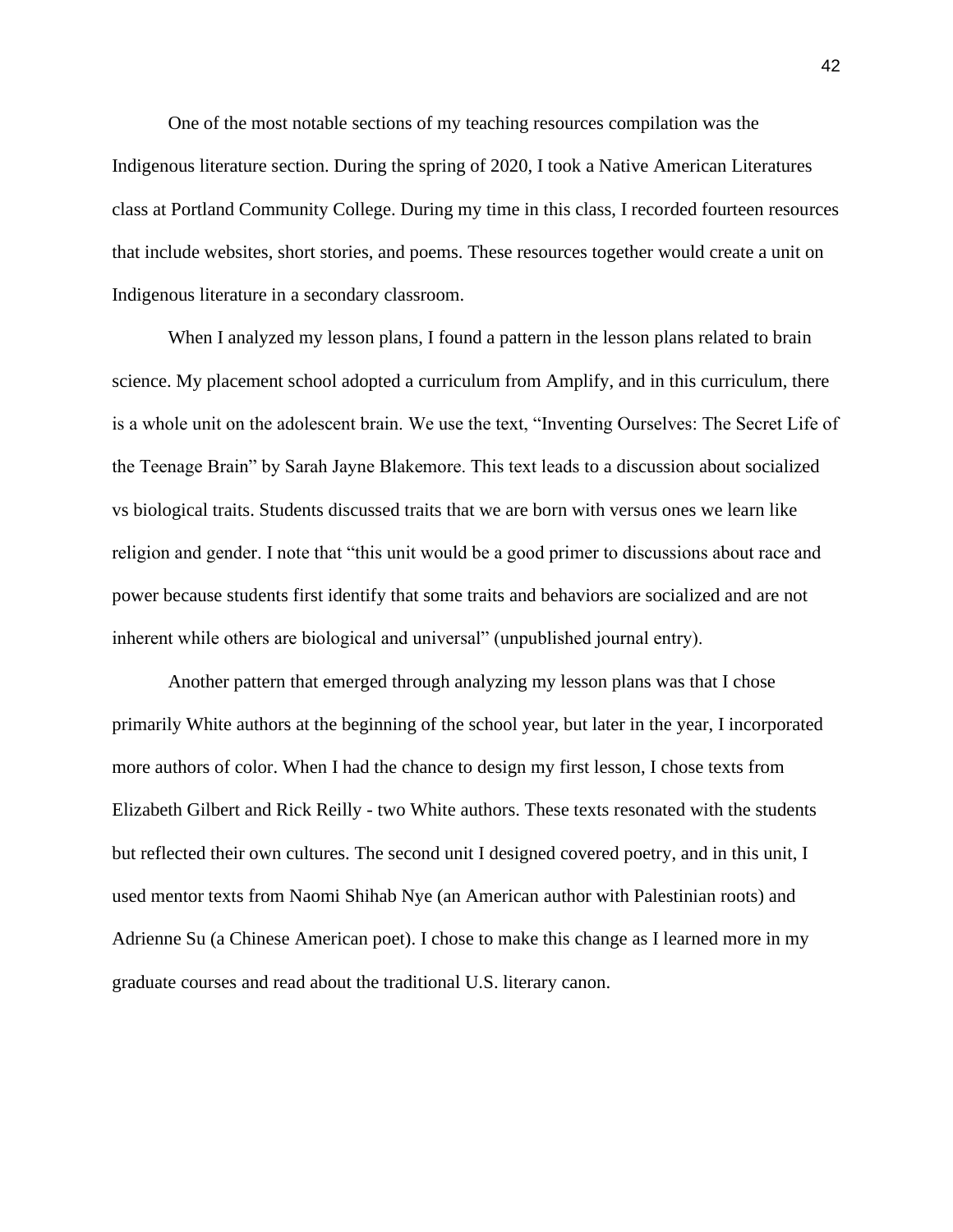One of the most notable sections of my teaching resources compilation was the Indigenous literature section. During the spring of 2020, I took a Native American Literatures class at Portland Community College. During my time in this class, I recorded fourteen resources that include websites, short stories, and poems. These resources together would create a unit on Indigenous literature in a secondary classroom.

When I analyzed my lesson plans, I found a pattern in the lesson plans related to brain science. My placement school adopted a curriculum from Amplify, and in this curriculum, there is a whole unit on the adolescent brain. We use the text, "Inventing Ourselves: The Secret Life of the Teenage Brain" by Sarah Jayne Blakemore. This text leads to a discussion about socialized vs biological traits. Students discussed traits that we are born with versus ones we learn like religion and gender. I note that "this unit would be a good primer to discussions about race and power because students first identify that some traits and behaviors are socialized and are not inherent while others are biological and universal" (unpublished journal entry).

Another pattern that emerged through analyzing my lesson plans was that I chose primarily White authors at the beginning of the school year, but later in the year, I incorporated more authors of color. When I had the chance to design my first lesson, I chose texts from Elizabeth Gilbert and Rick Reilly - two White authors. These texts resonated with the students but reflected their own cultures. The second unit I designed covered poetry, and in this unit, I used mentor texts from Naomi Shihab Nye (an American author with Palestinian roots) and Adrienne Su (a Chinese American poet). I chose to make this change as I learned more in my graduate courses and read about the traditional U.S. literary canon.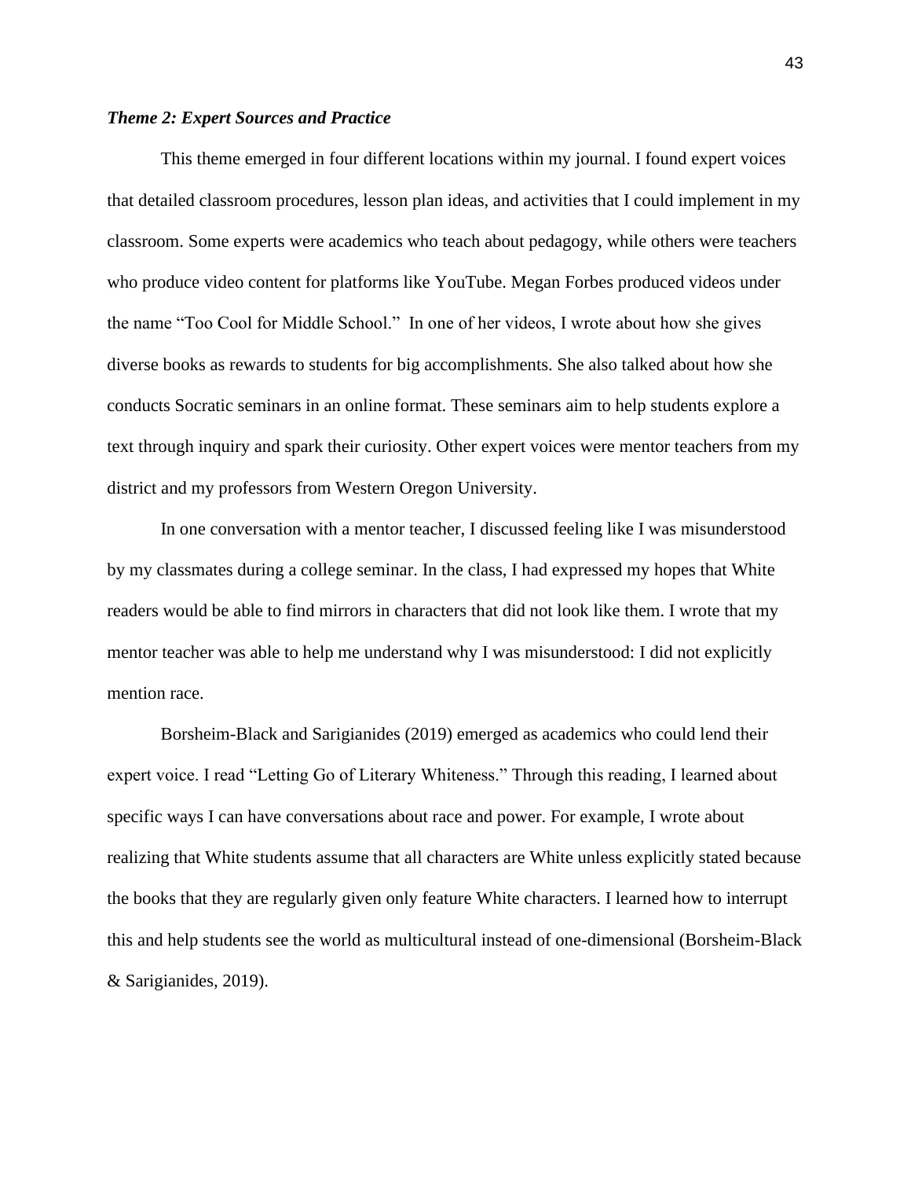### ***Theme 2: Expert Sources and Practice***

This theme emerged in four different locations within my journal. I found expert voices that detailed classroom procedures, lesson plan ideas, and activities that I could implement in my classroom. Some experts were academics who teach about pedagogy, while others were teachers who produce video content for platforms like YouTube. Megan Forbes produced videos under the name "Too Cool for Middle School." In one of her videos, I wrote about how she gives diverse books as rewards to students for big accomplishments. She also talked about how she conducts Socratic seminars in an online format. These seminars aim to help students explore a text through inquiry and spark their curiosity. Other expert voices were mentor teachers from my district and my professors from Western Oregon University.

In one conversation with a mentor teacher, I discussed feeling like I was misunderstood by my classmates during a college seminar. In the class, I had expressed my hopes that White readers would be able to find mirrors in characters that did not look like them. I wrote that my mentor teacher was able to help me understand why I was misunderstood: I did not explicitly mention race.

Borsheim-Black and Sarigianides (2019) emerged as academics who could lend their expert voice. I read "Letting Go of Literary Whiteness." Through this reading, I learned about specific ways I can have conversations about race and power. For example, I wrote about realizing that White students assume that all characters are White unless explicitly stated because the books that they are regularly given only feature White characters. I learned how to interrupt this and help students see the world as multicultural instead of one-dimensional (Borsheim-Black & Sarigianides, 2019).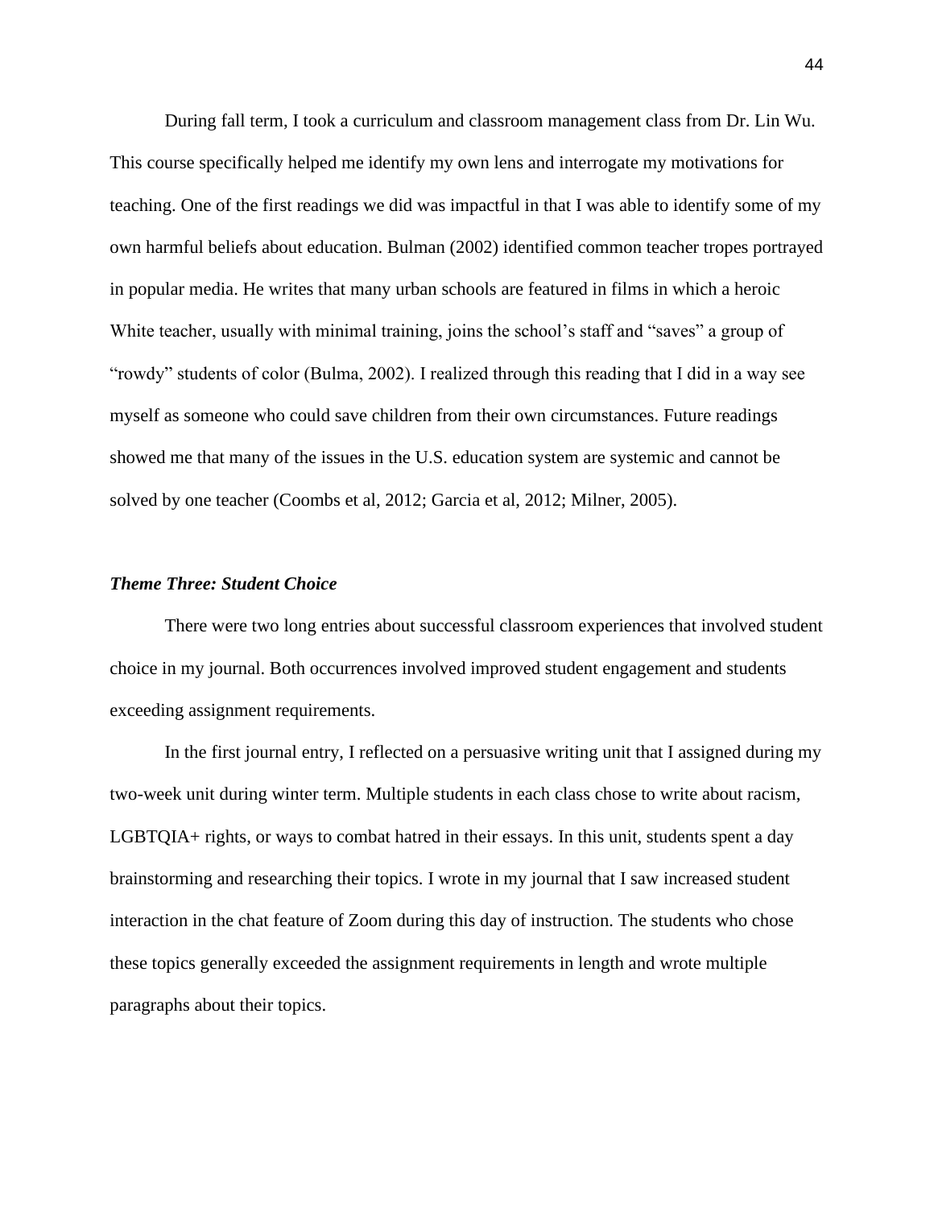During fall term, I took a curriculum and classroom management class from Dr. Lin Wu. This course specifically helped me identify my own lens and interrogate my motivations for teaching. One of the first readings we did was impactful in that I was able to identify some of my own harmful beliefs about education. Bulman (2002) identified common teacher tropes portrayed in popular media. He writes that many urban schools are featured in films in which a heroic White teacher, usually with minimal training, joins the school's staff and "saves" a group of "rowdy" students of color (Bulma, 2002). I realized through this reading that I did in a way see myself as someone who could save children from their own circumstances. Future readings showed me that many of the issues in the U.S. education system are systemic and cannot be solved by one teacher (Coombs et al, 2012; Garcia et al, 2012; Milner, 2005).

### *Theme Three: Student Choice*

There were two long entries about successful classroom experiences that involved student choice in my journal. Both occurrences involved improved student engagement and students exceeding assignment requirements.

In the first journal entry, I reflected on a persuasive writing unit that I assigned during my two-week unit during winter term. Multiple students in each class chose to write about racism, LGBTQIA+ rights, or ways to combat hatred in their essays. In this unit, students spent a day brainstorming and researching their topics. I wrote in my journal that I saw increased student interaction in the chat feature of Zoom during this day of instruction. The students who chose these topics generally exceeded the assignment requirements in length and wrote multiple paragraphs about their topics.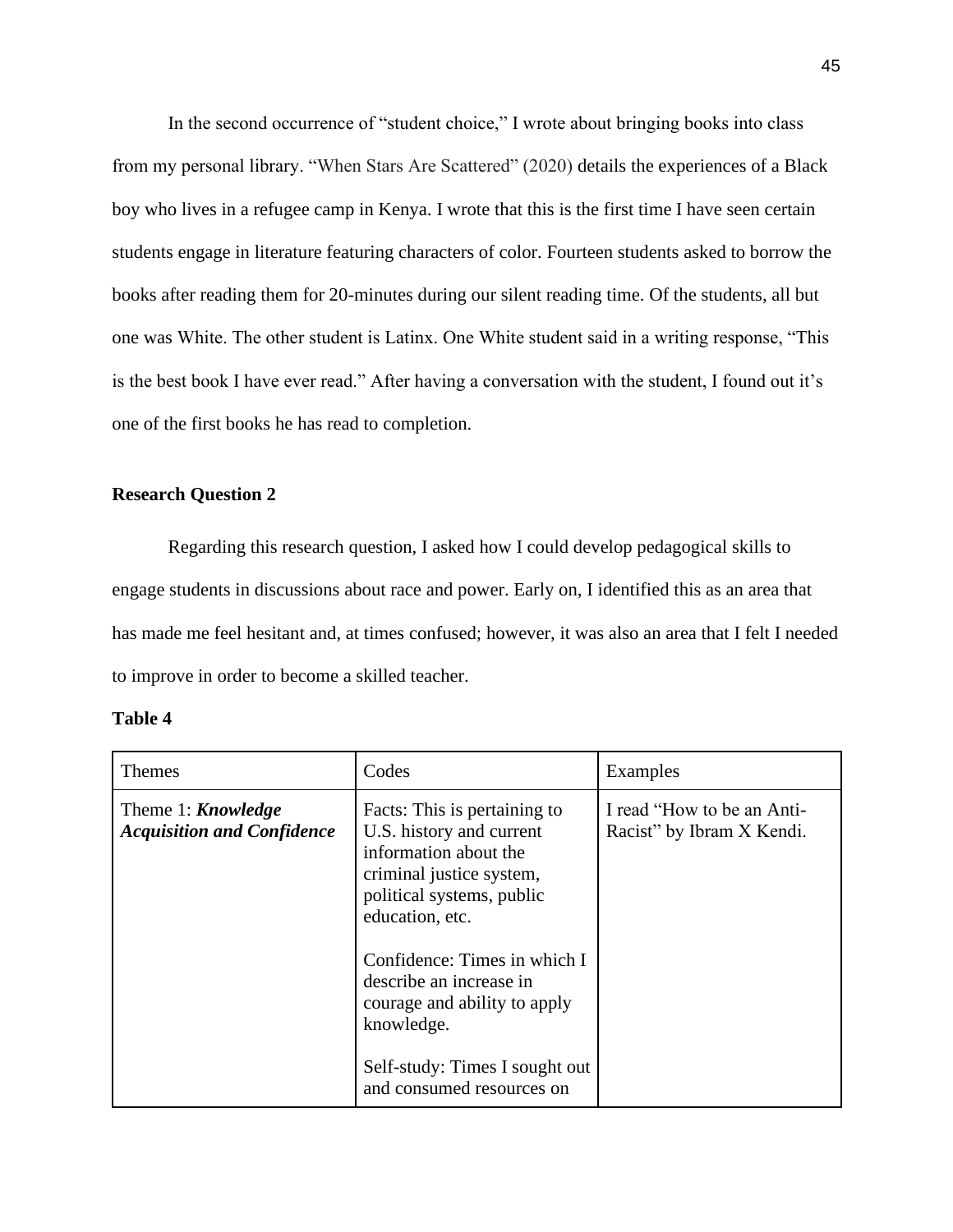In the second occurrence of "student choice," I wrote about bringing books into class from my personal library. "When Stars Are Scattered" (2020) details the experiences of a Black boy who lives in a refugee camp in Kenya. I wrote that this is the first time I have seen certain students engage in literature featuring characters of color. Fourteen students asked to borrow the books after reading them for 20-minutes during our silent reading time. Of the students, all but one was White. The other student is Latinx. One White student said in a writing response, "This is the best book I have ever read." After having a conversation with the student, I found out it's one of the first books he has read to completion.

**Research Question 2**

Regarding this research question, I asked how I could develop pedagogical skills to engage students in discussions about race and power. Early on, I identified this as an area that has made me feel hesitant and, at times confused; however, it was also an area that I felt I needed to improve in order to become a skilled teacher.

**Table 4**

| Themes | Codes | Examples |
|---|---|---|
| Theme 1: ***Knowledge Acquisition and Confidence*** | Facts: This is pertaining to U.S. history and current information about the criminal justice system, political systems, public education, etc.<br><br>Confidence: Times in which I describe an increase in courage and ability to apply knowledge.<br><br>Self-study: Times I sought out and consumed resources on | I read "How to be an Anti-Racist" by Ibram X Kendi. |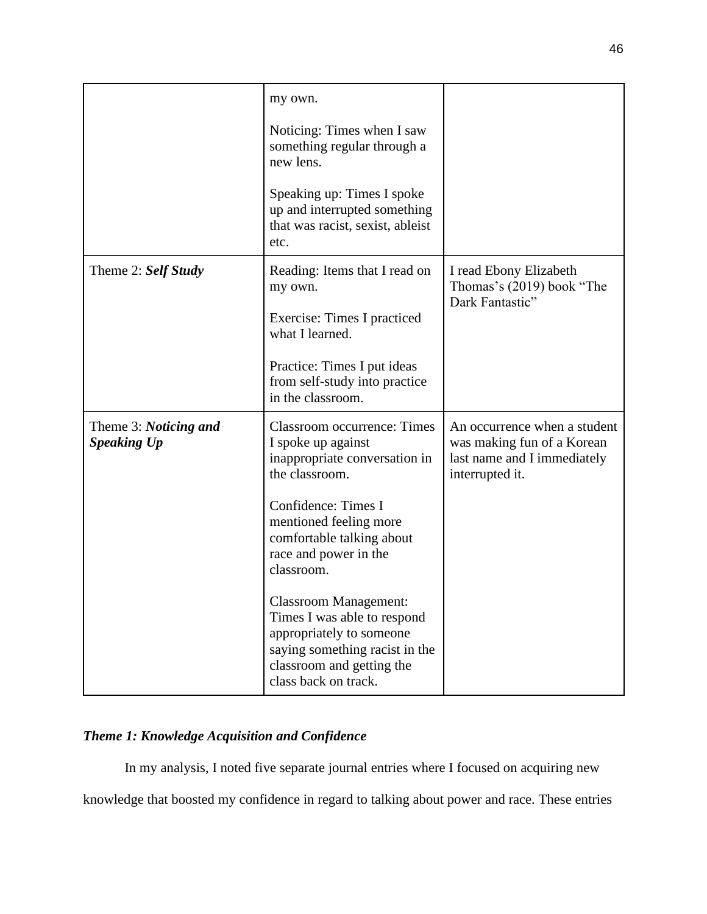| | | |
|---|---|---|
| | my own.<br><br>Noticing: Times when I saw something regular through a new lens.<br><br>Speaking up: Times I spoke up and interrupted something that was racist, sexist, ableist etc. | |
| Theme 2: ***Self Study*** | Reading: Items that I read on my own.<br><br>Exercise: Times I practiced what I learned.<br><br>Practice: Times I put ideas from self-study into practice in the classroom. | I read Ebony Elizabeth Thomas's (2019) book "The Dark Fantastic" |
| Theme 3: ***Noticing and Speaking Up*** | Classroom occurrence: Times I spoke up against inappropriate conversation in the classroom.<br><br>Confidence: Times I mentioned feeling more comfortable talking about race and power in the classroom.<br><br>Classroom Management: Times I was able to respond appropriately to someone saying something racist in the classroom and getting the class back on track. | An occurrence when a student was making fun of a Korean last name and I immediately interrupted it. |

### ***Theme 1: Knowledge Acquisition and Confidence***

In my analysis, I noted five separate journal entries where I focused on acquiring new knowledge that boosted my confidence in regard to talking about power and race. These entries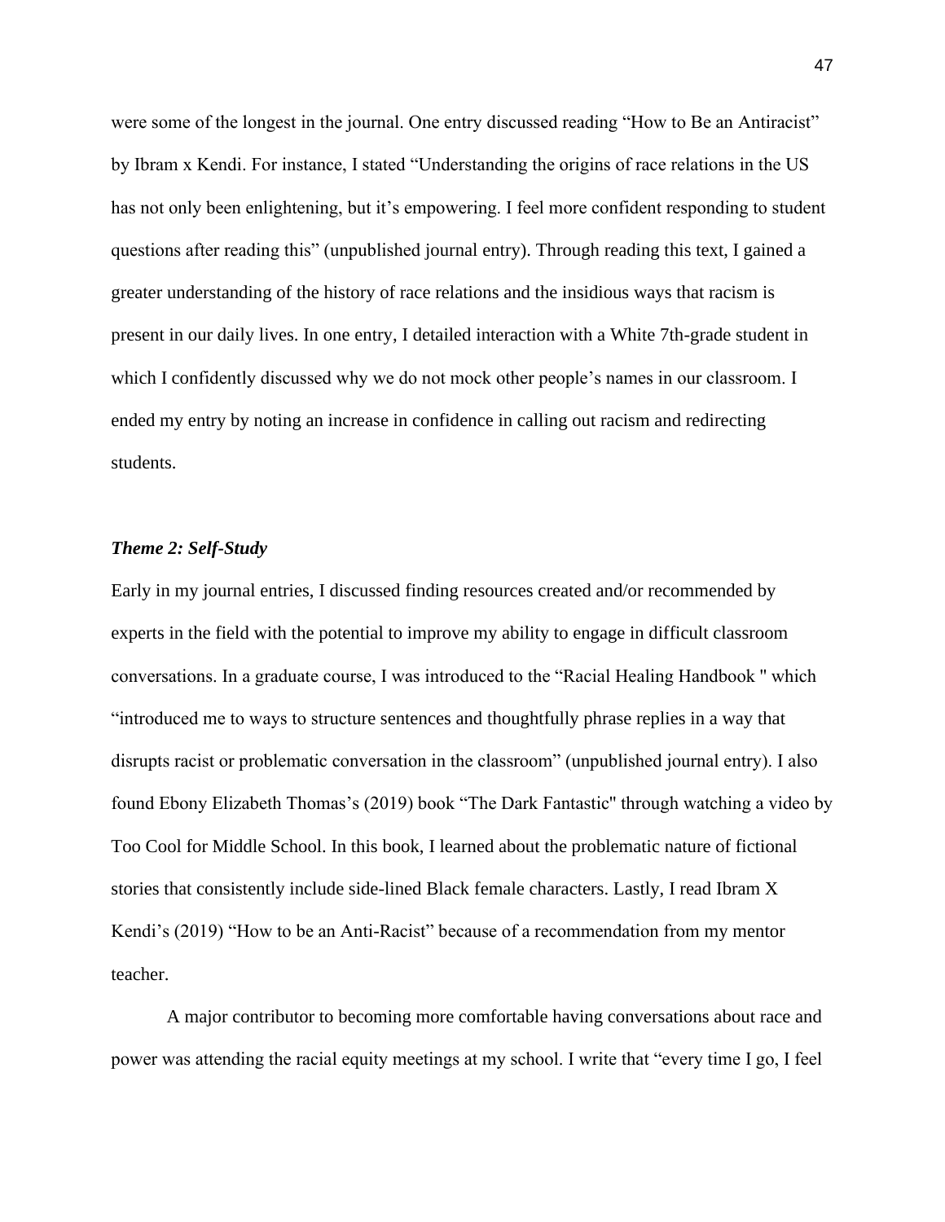were some of the longest in the journal. One entry discussed reading “How to Be an Antiracist” by Ibram x Kendi. For instance, I stated “Understanding the origins of race relations in the US has not only been enlightening, but it’s empowering. I feel more confident responding to student questions after reading this” (unpublished journal entry). Through reading this text, I gained a greater understanding of the history of race relations and the insidious ways that racism is present in our daily lives. In one entry, I detailed interaction with a White 7th-grade student in which I confidently discussed why we do not mock other people’s names in our classroom. I ended my entry by noting an increase in confidence in calling out racism and redirecting students.

### *Theme 2: Self-Study*

Early in my journal entries, I discussed finding resources created and/or recommended by experts in the field with the potential to improve my ability to engage in difficult classroom conversations. In a graduate course, I was introduced to the “Racial Healing Handbook " which “introduced me to ways to structure sentences and thoughtfully phrase replies in a way that disrupts racist or problematic conversation in the classroom” (unpublished journal entry). I also found Ebony Elizabeth Thomas’s (2019) book “The Dark Fantastic" through watching a video by Too Cool for Middle School. In this book, I learned about the problematic nature of fictional stories that consistently include side-lined Black female characters. Lastly, I read Ibram X Kendi’s (2019) “How to be an Anti-Racist” because of a recommendation from my mentor teacher.

A major contributor to becoming more comfortable having conversations about race and power was attending the racial equity meetings at my school. I write that “every time I go, I feel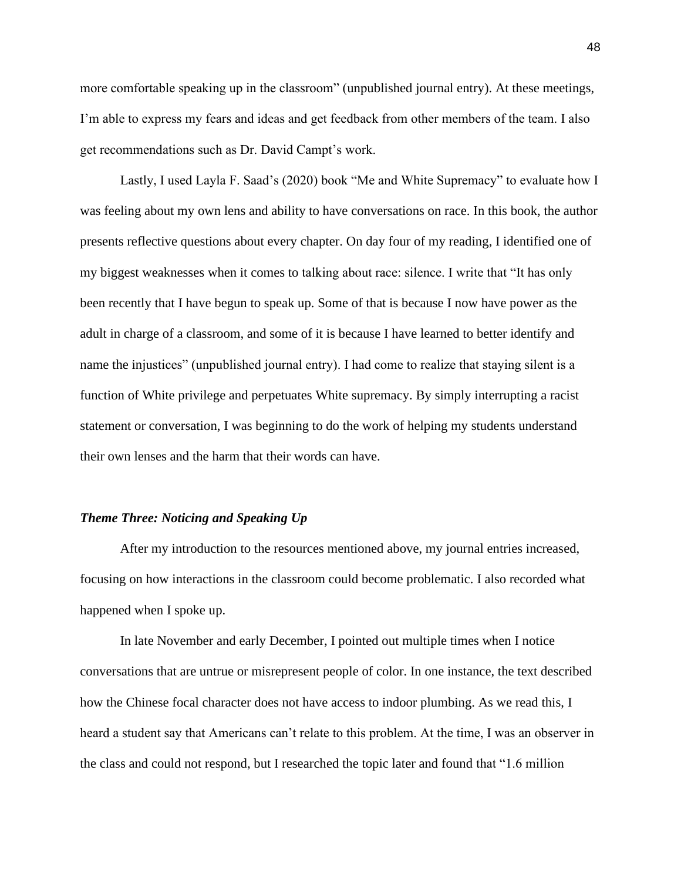more comfortable speaking up in the classroom" (unpublished journal entry). At these meetings, I'm able to express my fears and ideas and get feedback from other members of the team. I also get recommendations such as Dr. David Campt's work.

Lastly, I used Layla F. Saad's (2020) book "Me and White Supremacy" to evaluate how I was feeling about my own lens and ability to have conversations on race. In this book, the author presents reflective questions about every chapter. On day four of my reading, I identified one of my biggest weaknesses when it comes to talking about race: silence. I write that "It has only been recently that I have begun to speak up. Some of that is because I now have power as the adult in charge of a classroom, and some of it is because I have learned to better identify and name the injustices" (unpublished journal entry). I had come to realize that staying silent is a function of White privilege and perpetuates White supremacy. By simply interrupting a racist statement or conversation, I was beginning to do the work of helping my students understand their own lenses and the harm that their words can have.

### *Theme Three: Noticing and Speaking Up*

After my introduction to the resources mentioned above, my journal entries increased, focusing on how interactions in the classroom could become problematic. I also recorded what happened when I spoke up.

In late November and early December, I pointed out multiple times when I notice conversations that are untrue or misrepresent people of color. In one instance, the text described how the Chinese focal character does not have access to indoor plumbing. As we read this, I heard a student say that Americans can't relate to this problem. At the time, I was an observer in the class and could not respond, but I researched the topic later and found that "1.6 million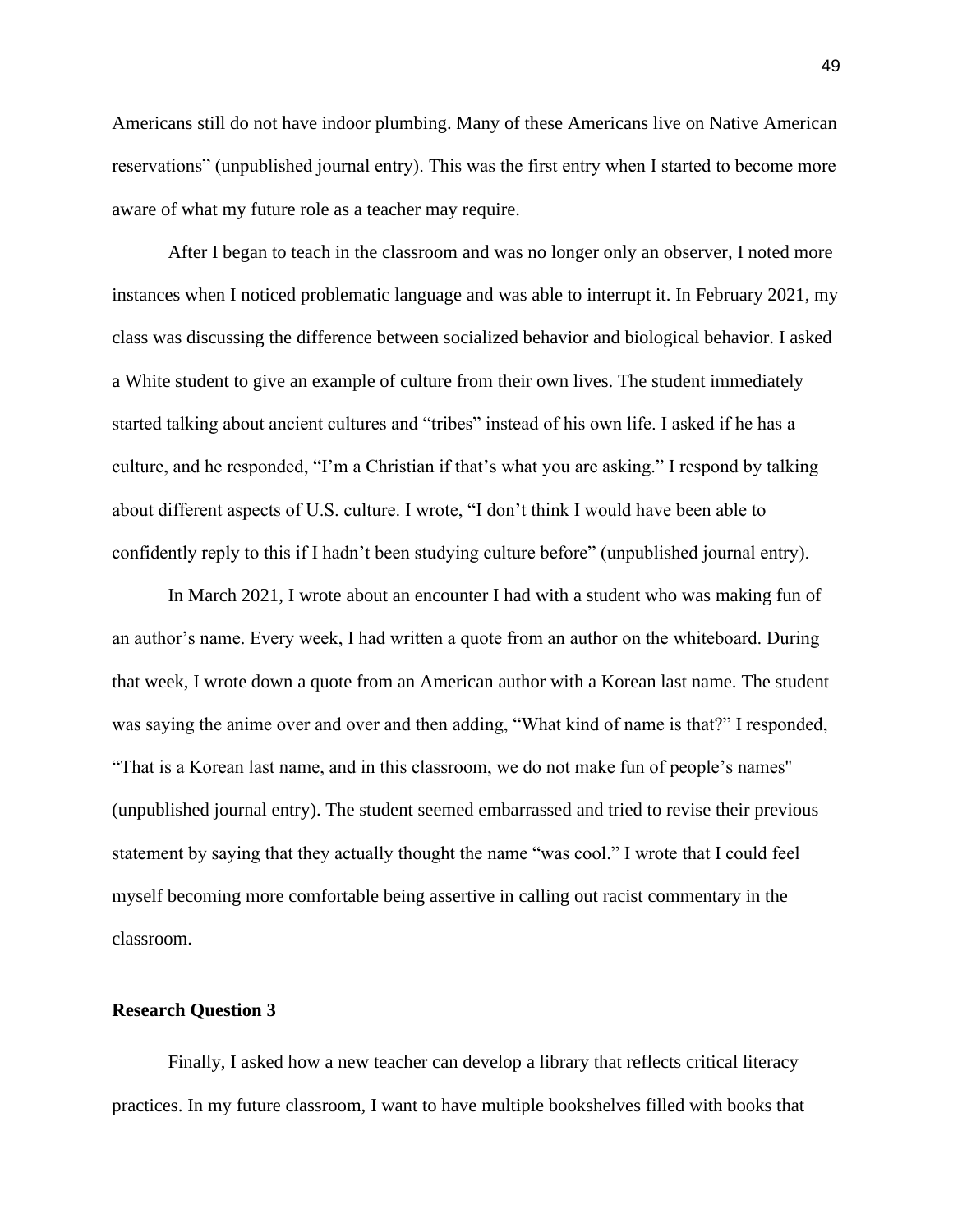Americans still do not have indoor plumbing. Many of these Americans live on Native American reservations" (unpublished journal entry). This was the first entry when I started to become more aware of what my future role as a teacher may require.

After I began to teach in the classroom and was no longer only an observer, I noted more instances when I noticed problematic language and was able to interrupt it. In February 2021, my class was discussing the difference between socialized behavior and biological behavior. I asked a White student to give an example of culture from their own lives. The student immediately started talking about ancient cultures and "tribes" instead of his own life. I asked if he has a culture, and he responded, "I'm a Christian if that's what you are asking." I respond by talking about different aspects of U.S. culture. I wrote, "I don't think I would have been able to confidently reply to this if I hadn't been studying culture before" (unpublished journal entry).

In March 2021, I wrote about an encounter I had with a student who was making fun of an author's name. Every week, I had written a quote from an author on the whiteboard. During that week, I wrote down a quote from an American author with a Korean last name. The student was saying the anime over and over and then adding, "What kind of name is that?" I responded, "That is a Korean last name, and in this classroom, we do not make fun of people's names" (unpublished journal entry). The student seemed embarrassed and tried to revise their previous statement by saying that they actually thought the name "was cool." I wrote that I could feel myself becoming more comfortable being assertive in calling out racist commentary in the classroom.

**Research Question 3**

Finally, I asked how a new teacher can develop a library that reflects critical literacy practices. In my future classroom, I want to have multiple bookshelves filled with books that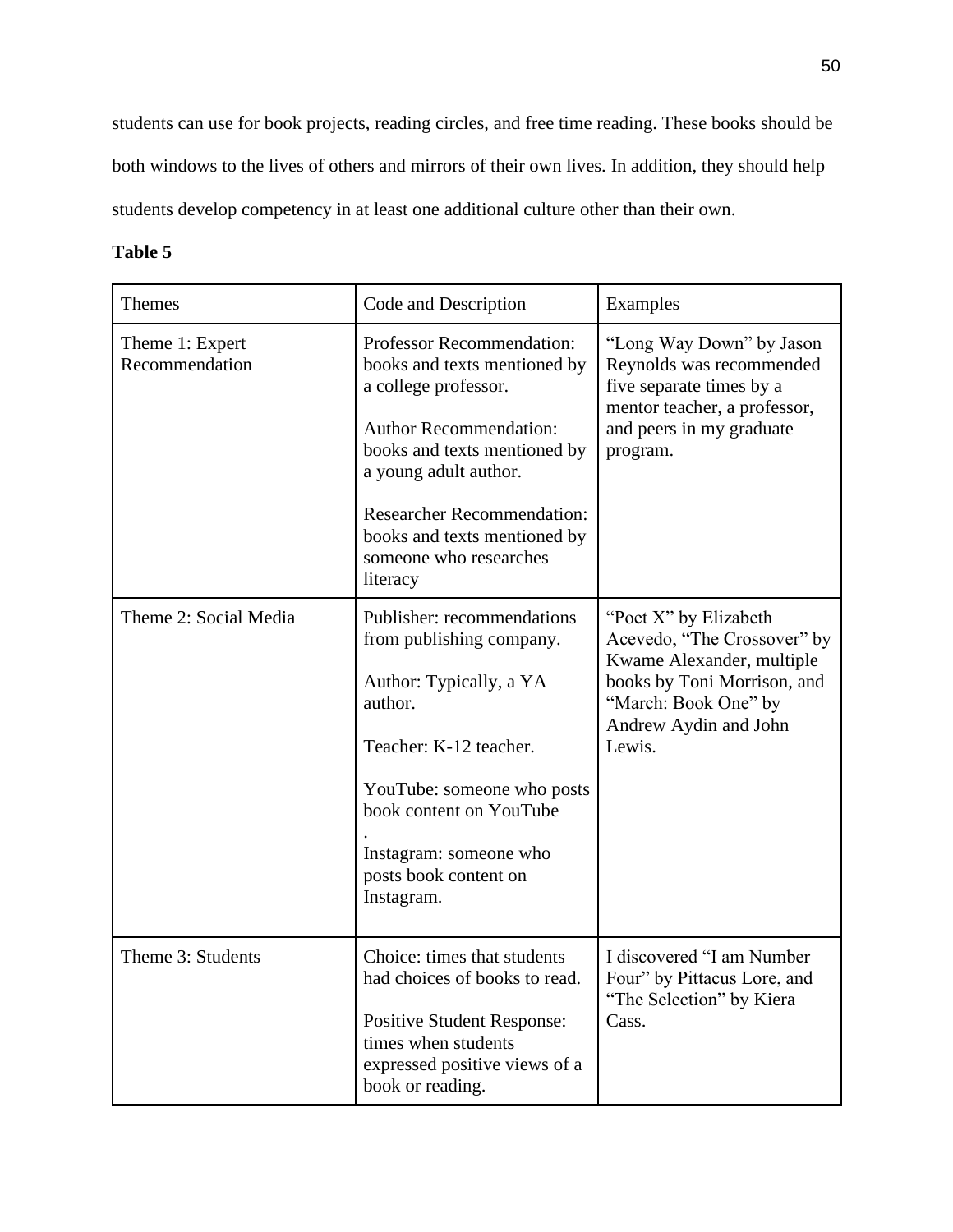students can use for book projects, reading circles, and free time reading. These books should be both windows to the lives of others and mirrors of their own lives. In addition, they should help students develop competency in at least one additional culture other than their own.

**Table 5**

| Themes | Code and Description | Examples |
|---|---|---|
| Theme 1: Expert Recommendation | Professor Recommendation: books and texts mentioned by a college professor.<br><br>Author Recommendation: books and texts mentioned by a young adult author.<br><br>Researcher Recommendation: books and texts mentioned by someone who researches literacy | “Long Way Down” by Jason Reynolds was recommended five separate times by a mentor teacher, a professor, and peers in my graduate program. |
| Theme 2: Social Media | Publisher: recommendations from publishing company.<br><br>Author: Typically, a YA author.<br><br>Teacher: K-12 teacher.<br><br>YouTube: someone who posts book content on YouTube<br>.<br>Instagram: someone who posts book content on Instagram. | “Poet X” by Elizabeth Acevedo, “The Crossover” by Kwame Alexander, multiple books by Toni Morrison, and “March: Book One” by Andrew Aydin and John Lewis. |
| Theme 3: Students | Choice: times that students had choices of books to read.<br><br>Positive Student Response: times when students expressed positive views of a book or reading. | I discovered “I am Number Four” by Pittacus Lore, and “The Selection” by Kiera Cass. |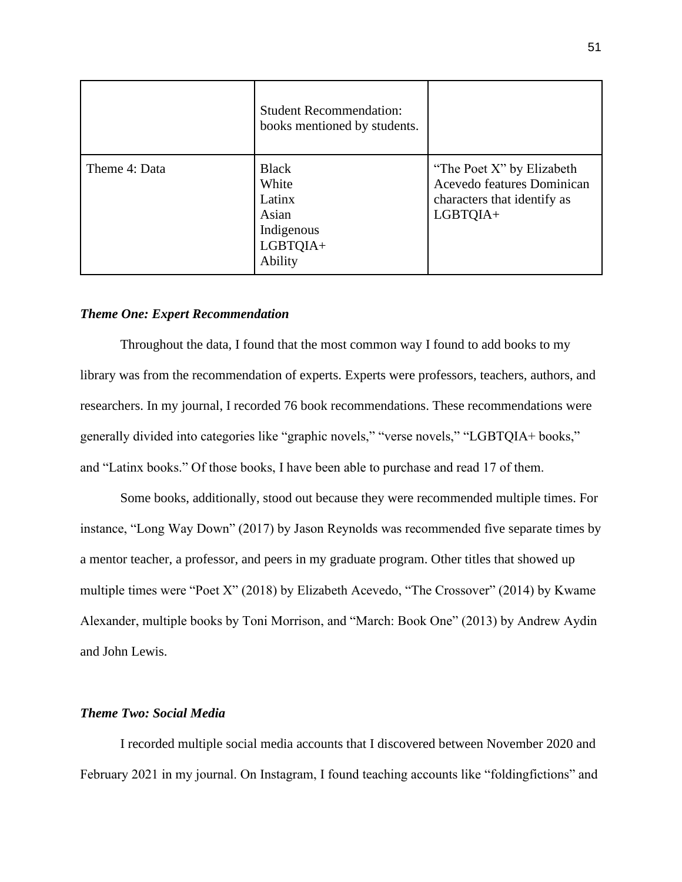| | | |
|---|---|---|
| | Student Recommendation: books mentioned by students. | |
| Theme 4: Data | Black<br>White<br>Latinx<br>Asian<br>Indigenous<br>LGBTQIA+<br>Ability | "The Poet X" by Elizabeth Acevedo features Dominican characters that identify as LGBTQIA+ |

### *Theme One: Expert Recommendation*

Throughout the data, I found that the most common way I found to add books to my library was from the recommendation of experts. Experts were professors, teachers, authors, and researchers. In my journal, I recorded 76 book recommendations. These recommendations were generally divided into categories like "graphic novels," "verse novels," "LGBTQIA+ books," and "Latinx books." Of those books, I have been able to purchase and read 17 of them.

Some books, additionally, stood out because they were recommended multiple times. For instance, "Long Way Down" (2017) by Jason Reynolds was recommended five separate times by a mentor teacher, a professor, and peers in my graduate program. Other titles that showed up multiple times were "Poet X" (2018) by Elizabeth Acevedo, "The Crossover" (2014) by Kwame Alexander, multiple books by Toni Morrison, and "March: Book One" (2013) by Andrew Aydin and John Lewis.

### *Theme Two: Social Media*

I recorded multiple social media accounts that I discovered between November 2020 and February 2021 in my journal. On Instagram, I found teaching accounts like "foldingfictions" and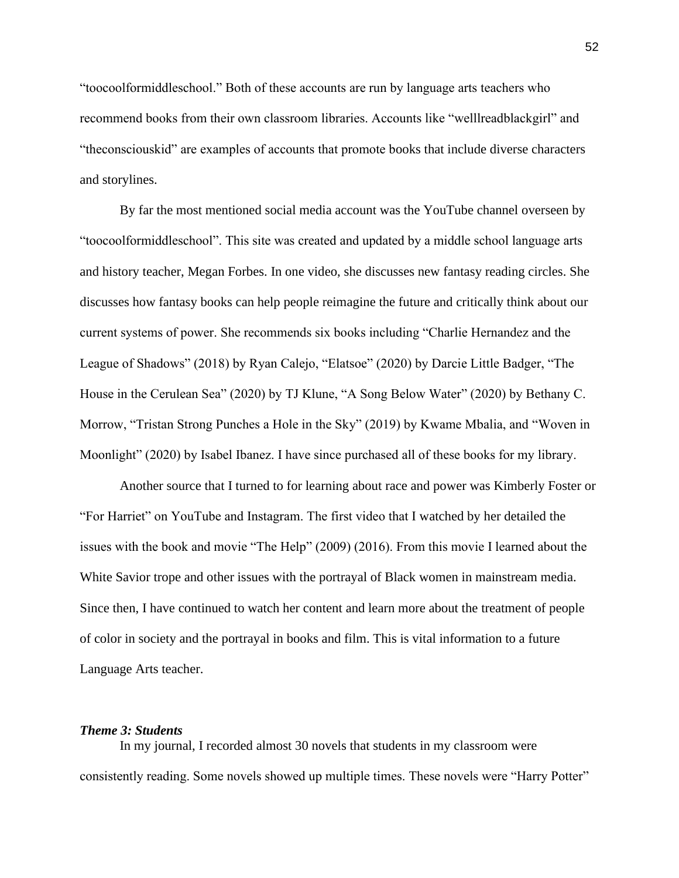"toocoolformiddleschool." Both of these accounts are run by language arts teachers who recommend books from their own classroom libraries. Accounts like "welllreadblackgirl" and "theconsciouskid" are examples of accounts that promote books that include diverse characters and storylines.

By far the most mentioned social media account was the YouTube channel overseen by "toocoolformiddleschool". This site was created and updated by a middle school language arts and history teacher, Megan Forbes. In one video, she discusses new fantasy reading circles. She discusses how fantasy books can help people reimagine the future and critically think about our current systems of power. She recommends six books including "Charlie Hernandez and the League of Shadows" (2018) by Ryan Calejo, "Elatsoe" (2020) by Darcie Little Badger, "The House in the Cerulean Sea" (2020) by TJ Klune, "A Song Below Water" (2020) by Bethany C. Morrow, "Tristan Strong Punches a Hole in the Sky" (2019) by Kwame Mbalia, and "Woven in Moonlight" (2020) by Isabel Ibanez. I have since purchased all of these books for my library.

Another source that I turned to for learning about race and power was Kimberly Foster or "For Harriet" on YouTube and Instagram. The first video that I watched by her detailed the issues with the book and movie "The Help" (2009) (2016). From this movie I learned about the White Savior trope and other issues with the portrayal of Black women in mainstream media. Since then, I have continued to watch her content and learn more about the treatment of people of color in society and the portrayal in books and film. This is vital information to a future Language Arts teacher.

### *Theme 3: Students*

In my journal, I recorded almost 30 novels that students in my classroom were consistently reading. Some novels showed up multiple times. These novels were "Harry Potter"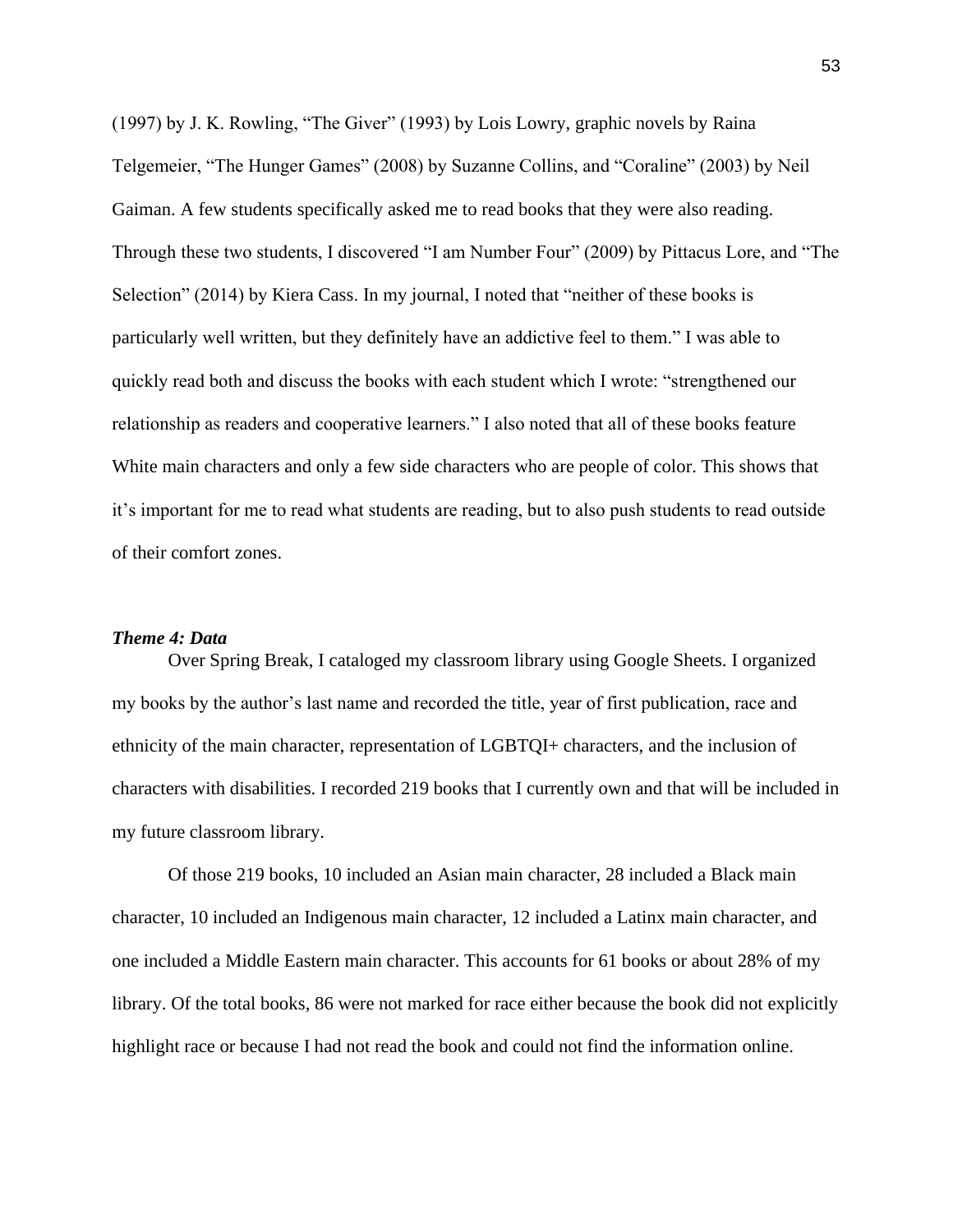(1997) by J. K. Rowling, "The Giver" (1993) by Lois Lowry, graphic novels by Raina Telgemeier, "The Hunger Games" (2008) by Suzanne Collins, and "Coraline" (2003) by Neil Gaiman. A few students specifically asked me to read books that they were also reading. Through these two students, I discovered "I am Number Four" (2009) by Pittacus Lore, and "The Selection" (2014) by Kiera Cass. In my journal, I noted that "neither of these books is particularly well written, but they definitely have an addictive feel to them." I was able to quickly read both and discuss the books with each student which I wrote: "strengthened our relationship as readers and cooperative learners." I also noted that all of these books feature White main characters and only a few side characters who are people of color. This shows that it's important for me to read what students are reading, but to also push students to read outside of their comfort zones.

### *Theme 4: Data*

Over Spring Break, I cataloged my classroom library using Google Sheets. I organized my books by the author's last name and recorded the title, year of first publication, race and ethnicity of the main character, representation of LGBTQI+ characters, and the inclusion of characters with disabilities. I recorded 219 books that I currently own and that will be included in my future classroom library.

Of those 219 books, 10 included an Asian main character, 28 included a Black main character, 10 included an Indigenous main character, 12 included a Latinx main character, and one included a Middle Eastern main character. This accounts for 61 books or about 28% of my library. Of the total books, 86 were not marked for race either because the book did not explicitly highlight race or because I had not read the book and could not find the information online.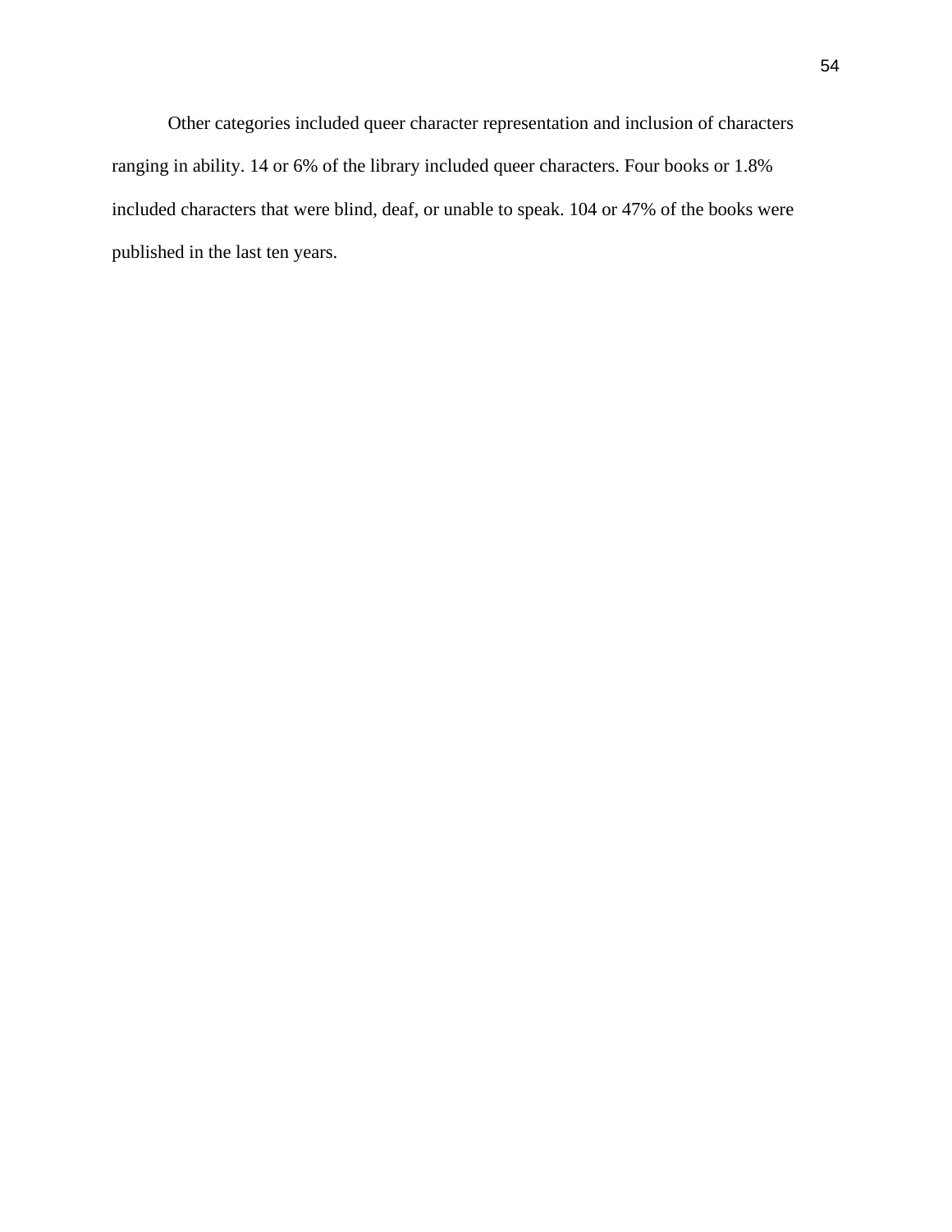Other categories included queer character representation and inclusion of characters ranging in ability. 14 or 6% of the library included queer characters. Four books or 1.8% included characters that were blind, deaf, or unable to speak. 104 or 47% of the books were published in the last ten years.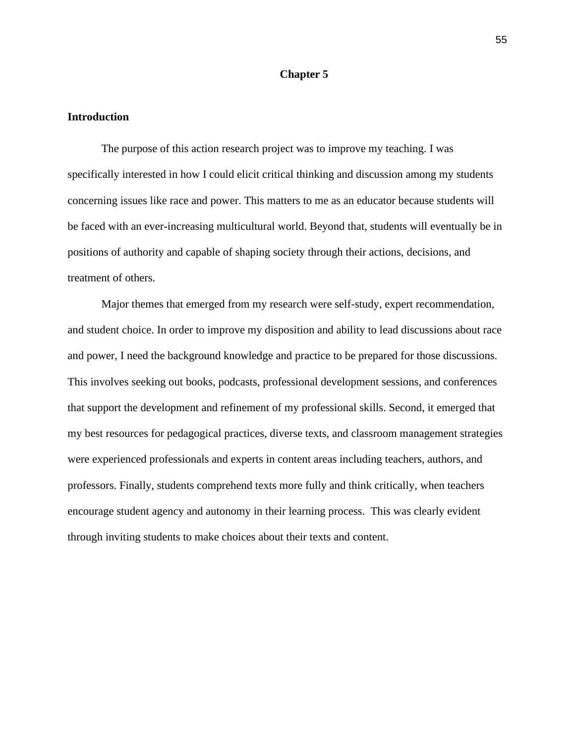# Chapter 5

## Introduction

The purpose of this action research project was to improve my teaching. I was specifically interested in how I could elicit critical thinking and discussion among my students concerning issues like race and power. This matters to me as an educator because students will be faced with an ever-increasing multicultural world. Beyond that, students will eventually be in positions of authority and capable of shaping society through their actions, decisions, and treatment of others.

Major themes that emerged from my research were self-study, expert recommendation, and student choice. In order to improve my disposition and ability to lead discussions about race and power, I need the background knowledge and practice to be prepared for those discussions. This involves seeking out books, podcasts, professional development sessions, and conferences that support the development and refinement of my professional skills. Second, it emerged that my best resources for pedagogical practices, diverse texts, and classroom management strategies were experienced professionals and experts in content areas including teachers, authors, and professors. Finally, students comprehend texts more fully and think critically, when teachers encourage student agency and autonomy in their learning process. This was clearly evident through inviting students to make choices about their texts and content.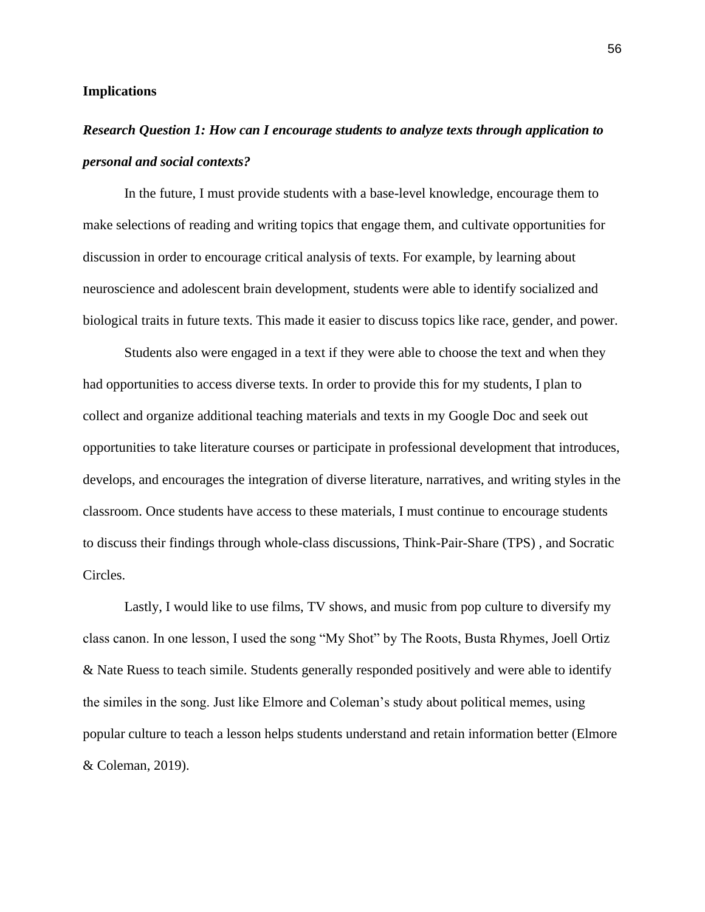## Implications

### *Research Question 1: How can I encourage students to analyze texts through application to personal and social contexts?*

In the future, I must provide students with a base-level knowledge, encourage them to make selections of reading and writing topics that engage them, and cultivate opportunities for discussion in order to encourage critical analysis of texts. For example, by learning about neuroscience and adolescent brain development, students were able to identify socialized and biological traits in future texts. This made it easier to discuss topics like race, gender, and power.

Students also were engaged in a text if they were able to choose the text and when they had opportunities to access diverse texts. In order to provide this for my students, I plan to collect and organize additional teaching materials and texts in my Google Doc and seek out opportunities to take literature courses or participate in professional development that introduces, develops, and encourages the integration of diverse literature, narratives, and writing styles in the classroom. Once students have access to these materials, I must continue to encourage students to discuss their findings through whole-class discussions, Think-Pair-Share (TPS) , and Socratic Circles.

Lastly, I would like to use films, TV shows, and music from pop culture to diversify my class canon. In one lesson, I used the song "My Shot" by The Roots, Busta Rhymes, Joell Ortiz & Nate Ruess to teach simile. Students generally responded positively and were able to identify the similes in the song. Just like Elmore and Coleman's study about political memes, using popular culture to teach a lesson helps students understand and retain information better (Elmore & Coleman, 2019).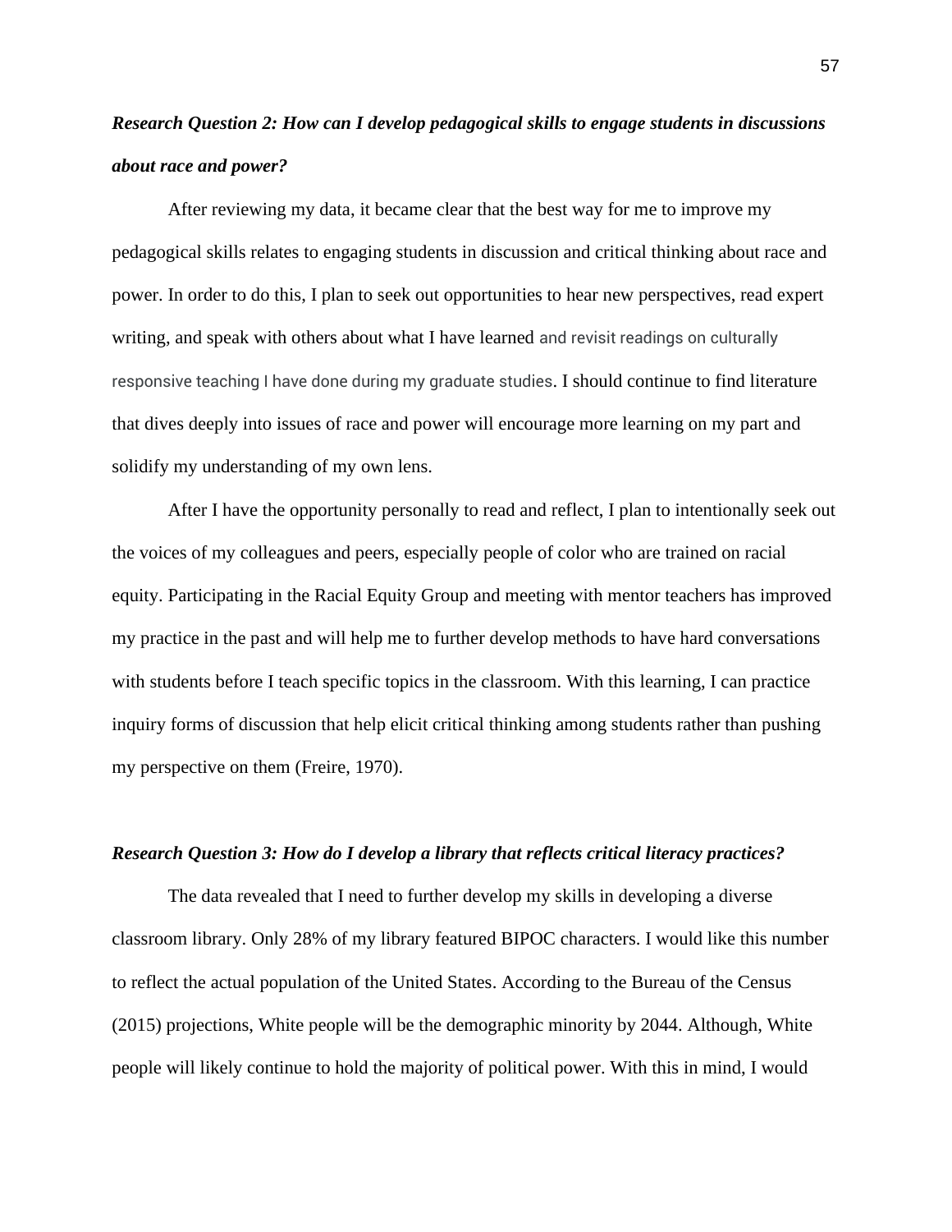***Research Question 2: How can I develop pedagogical skills to engage students in discussions about race and power?***

After reviewing my data, it became clear that the best way for me to improve my pedagogical skills relates to engaging students in discussion and critical thinking about race and power. In order to do this, I plan to seek out opportunities to hear new perspectives, read expert writing, and speak with others about what I have learned and revisit readings on culturally responsive teaching I have done during my graduate studies. I should continue to find literature that dives deeply into issues of race and power will encourage more learning on my part and solidify my understanding of my own lens.

After I have the opportunity personally to read and reflect, I plan to intentionally seek out the voices of my colleagues and peers, especially people of color who are trained on racial equity. Participating in the Racial Equity Group and meeting with mentor teachers has improved my practice in the past and will help me to further develop methods to have hard conversations with students before I teach specific topics in the classroom. With this learning, I can practice inquiry forms of discussion that help elicit critical thinking among students rather than pushing my perspective on them (Freire, 1970).

***Research Question 3: How do I develop a library that reflects critical literacy practices?***

The data revealed that I need to further develop my skills in developing a diverse classroom library. Only 28% of my library featured BIPOC characters. I would like this number to reflect the actual population of the United States. According to the Bureau of the Census (2015) projections, White people will be the demographic minority by 2044. Although, White people will likely continue to hold the majority of political power. With this in mind, I would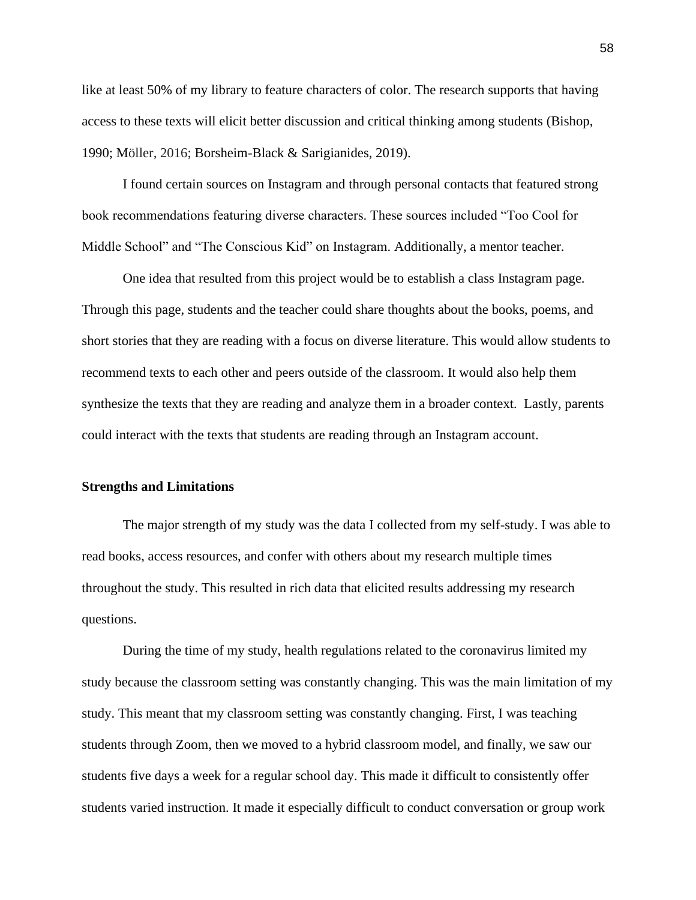like at least 50% of my library to feature characters of color. The research supports that having access to these texts will elicit better discussion and critical thinking among students (Bishop, 1990; Möller, 2016; Borsheim-Black & Sarigianides, 2019).

I found certain sources on Instagram and through personal contacts that featured strong book recommendations featuring diverse characters. These sources included "Too Cool for Middle School" and "The Conscious Kid" on Instagram. Additionally, a mentor teacher.

One idea that resulted from this project would be to establish a class Instagram page. Through this page, students and the teacher could share thoughts about the books, poems, and short stories that they are reading with a focus on diverse literature. This would allow students to recommend texts to each other and peers outside of the classroom. It would also help them synthesize the texts that they are reading and analyze them in a broader context. Lastly, parents could interact with the texts that students are reading through an Instagram account.

### Strengths and Limitations

The major strength of my study was the data I collected from my self-study. I was able to read books, access resources, and confer with others about my research multiple times throughout the study. This resulted in rich data that elicited results addressing my research questions.

During the time of my study, health regulations related to the coronavirus limited my study because the classroom setting was constantly changing. This was the main limitation of my study. This meant that my classroom setting was constantly changing. First, I was teaching students through Zoom, then we moved to a hybrid classroom model, and finally, we saw our students five days a week for a regular school day. This made it difficult to consistently offer students varied instruction. It made it especially difficult to conduct conversation or group work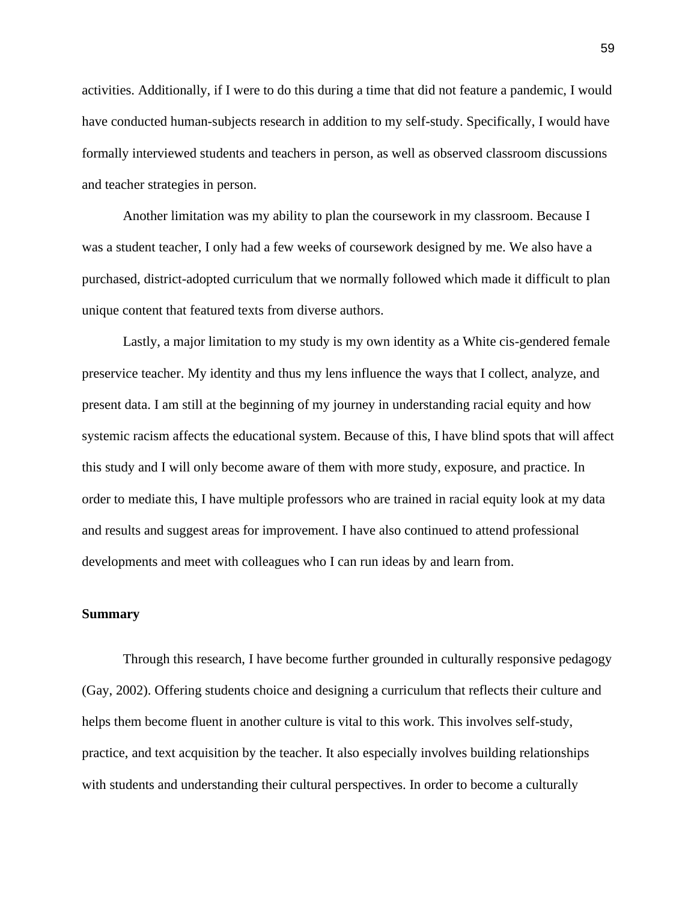activities. Additionally, if I were to do this during a time that did not feature a pandemic, I would have conducted human-subjects research in addition to my self-study. Specifically, I would have formally interviewed students and teachers in person, as well as observed classroom discussions and teacher strategies in person.

Another limitation was my ability to plan the coursework in my classroom. Because I was a student teacher, I only had a few weeks of coursework designed by me. We also have a purchased, district-adopted curriculum that we normally followed which made it difficult to plan unique content that featured texts from diverse authors.

Lastly, a major limitation to my study is my own identity as a White cis-gendered female preservice teacher. My identity and thus my lens influence the ways that I collect, analyze, and present data. I am still at the beginning of my journey in understanding racial equity and how systemic racism affects the educational system. Because of this, I have blind spots that will affect this study and I will only become aware of them with more study, exposure, and practice. In order to mediate this, I have multiple professors who are trained in racial equity look at my data and results and suggest areas for improvement. I have also continued to attend professional developments and meet with colleagues who I can run ideas by and learn from.

**Summary**

Through this research, I have become further grounded in culturally responsive pedagogy (Gay, 2002). Offering students choice and designing a curriculum that reflects their culture and helps them become fluent in another culture is vital to this work. This involves self-study, practice, and text acquisition by the teacher. It also especially involves building relationships with students and understanding their cultural perspectives. In order to become a culturally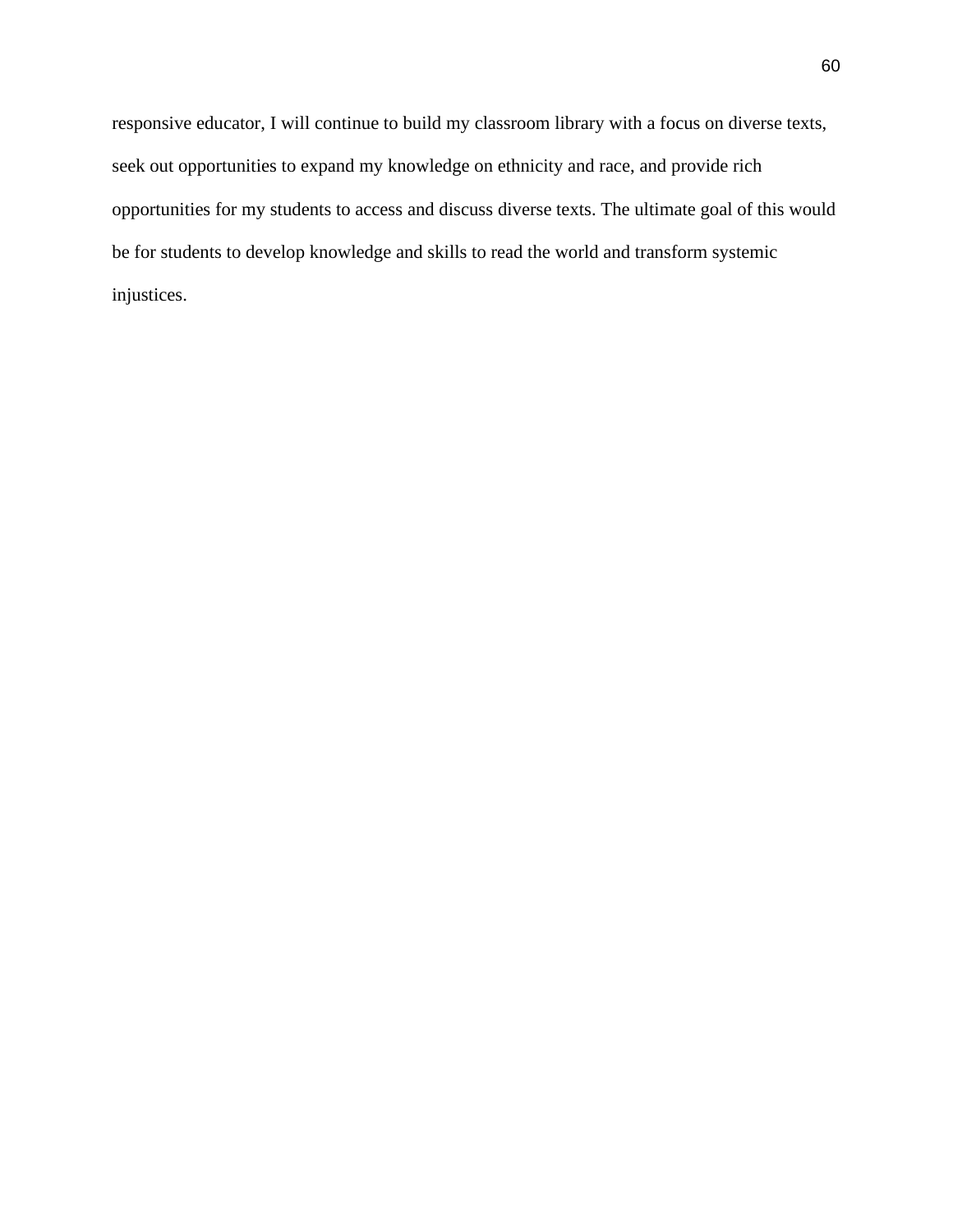responsive educator, I will continue to build my classroom library with a focus on diverse texts, seek out opportunities to expand my knowledge on ethnicity and race, and provide rich opportunities for my students to access and discuss diverse texts. The ultimate goal of this would be for students to develop knowledge and skills to read the world and transform systemic injustices.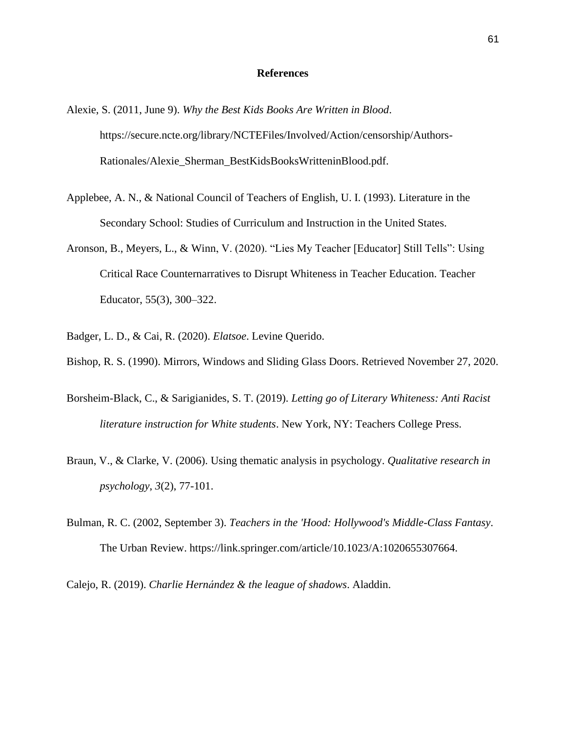# References

Alexie, S. (2011, June 9). *Why the Best Kids Books Are Written in Blood*. https://secure.ncte.org/library/NCTEFiles/Involved/Action/censorship/Authors-Rationales/Alexie_Sherman_BestKidsBooksWritteninBlood.pdf.

Applebee, A. N., & National Council of Teachers of English, U. I. (1993). Literature in the Secondary School: Studies of Curriculum and Instruction in the United States.

Aronson, B., Meyers, L., & Winn, V. (2020). "Lies My Teacher [Educator] Still Tells": Using Critical Race Counternarratives to Disrupt Whiteness in Teacher Education. Teacher Educator, 55(3), 300–322.

Badger, L. D., & Cai, R. (2020). *Elatsoe*. Levine Querido.

Bishop, R. S. (1990). Mirrors, Windows and Sliding Glass Doors. Retrieved November 27, 2020.

Borsheim-Black, C., & Sarigianides, S. T. (2019). *Letting go of Literary Whiteness: Anti Racist literature instruction for White students*. New York, NY: Teachers College Press.

Braun, V., & Clarke, V. (2006). Using thematic analysis in psychology. *Qualitative research in psychology*, *3*(2), 77-101.

Bulman, R. C. (2002, September 3). *Teachers in the 'Hood: Hollywood's Middle-Class Fantasy*. The Urban Review. https://link.springer.com/article/10.1023/A:1020655307664.

Calejo, R. (2019). *Charlie Hernández & the league of shadows*. Aladdin.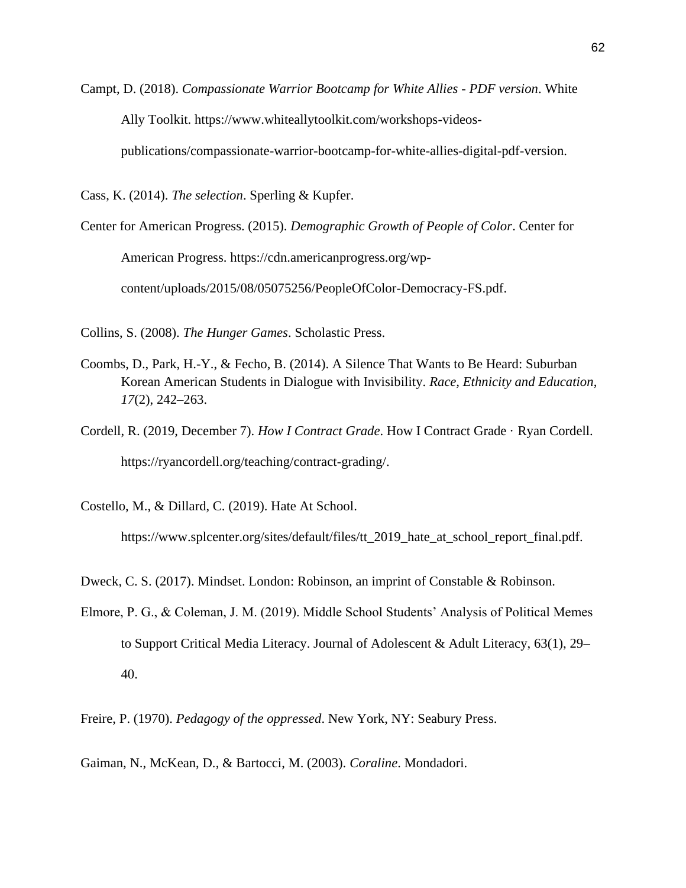Campt, D. (2018). *Compassionate Warrior Bootcamp for White Allies - PDF version*. White Ally Toolkit. https://www.whiteallytoolkit.com/workshops-videos-publications/compassionate-warrior-bootcamp-for-white-allies-digital-pdf-version.

Cass, K. (2014). *The selection*. Sperling & Kupfer.

Center for American Progress. (2015). *Demographic Growth of People of Color*. Center for American Progress. https://cdn.americanprogress.org/wp-content/uploads/2015/08/05075256/PeopleOfColor-Democracy-FS.pdf.

Collins, S. (2008). *The Hunger Games*. Scholastic Press.

Coombs, D., Park, H.-Y., & Fecho, B. (2014). A Silence That Wants to Be Heard: Suburban Korean American Students in Dialogue with Invisibility. *Race, Ethnicity and Education*, *17*(2), 242–263.

Cordell, R. (2019, December 7). *How I Contract Grade*. How I Contract Grade · Ryan Cordell. https://ryancordell.org/teaching/contract-grading/.

Costello, M., & Dillard, C. (2019). Hate At School. https://www.splcenter.org/sites/default/files/tt_2019_hate_at_school_report_final.pdf.

Dweck, C. S. (2017). Mindset. London: Robinson, an imprint of Constable & Robinson.

Elmore, P. G., & Coleman, J. M. (2019). Middle School Students' Analysis of Political Memes to Support Critical Media Literacy. Journal of Adolescent & Adult Literacy, 63(1), 29–40.

Freire, P. (1970). *Pedagogy of the oppressed*. New York, NY: Seabury Press.

Gaiman, N., McKean, D., & Bartocci, M. (2003). *Coraline*. Mondadori.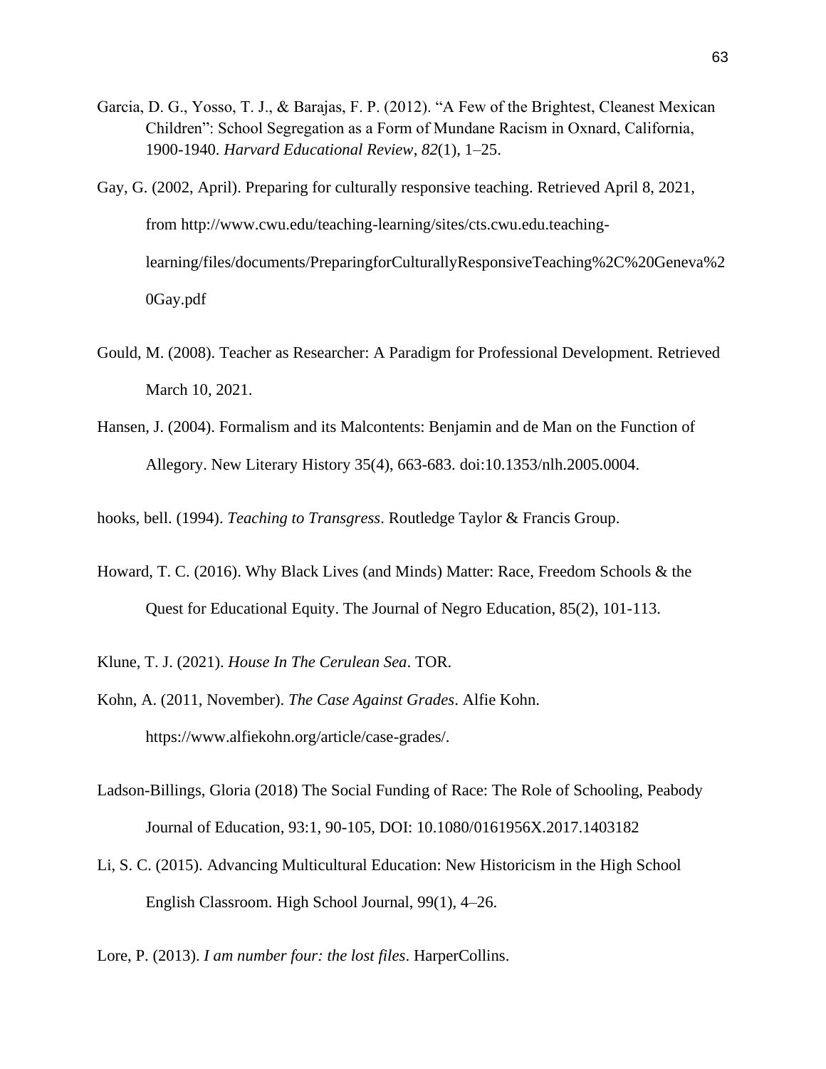Garcia, D. G., Yosso, T. J., & Barajas, F. P. (2012). "A Few of the Brightest, Cleanest Mexican Children": School Segregation as a Form of Mundane Racism in Oxnard, California, 1900-1940. *Harvard Educational Review*, *82*(1), 1–25.

Gay, G. (2002, April). Preparing for culturally responsive teaching. Retrieved April 8, 2021, from http://www.cwu.edu/teaching-learning/sites/cts.cwu.edu.teaching-learning/files/documents/PreparingforCulturallyResponsiveTeaching%2C%20Geneva%20Gay.pdf

Gould, M. (2008). Teacher as Researcher: A Paradigm for Professional Development. Retrieved March 10, 2021.

Hansen, J. (2004). Formalism and its Malcontents: Benjamin and de Man on the Function of Allegory. New Literary History 35(4), 663-683. doi:10.1353/nlh.2005.0004.

hooks, bell. (1994). *Teaching to Transgress*. Routledge Taylor & Francis Group.

Howard, T. C. (2016). Why Black Lives (and Minds) Matter: Race, Freedom Schools & the Quest for Educational Equity. The Journal of Negro Education, 85(2), 101-113.

Klune, T. J. (2021). *House In The Cerulean Sea*. TOR.

Kohn, A. (2011, November). *The Case Against Grades*. Alfie Kohn. https://www.alfiekohn.org/article/case-grades/.

Ladson-Billings, Gloria (2018) The Social Funding of Race: The Role of Schooling, Peabody Journal of Education, 93:1, 90-105, DOI: 10.1080/0161956X.2017.1403182

Li, S. C. (2015). Advancing Multicultural Education: New Historicism in the High School English Classroom. High School Journal, 99(1), 4–26.

Lore, P. (2013). *I am number four: the lost files*. HarperCollins.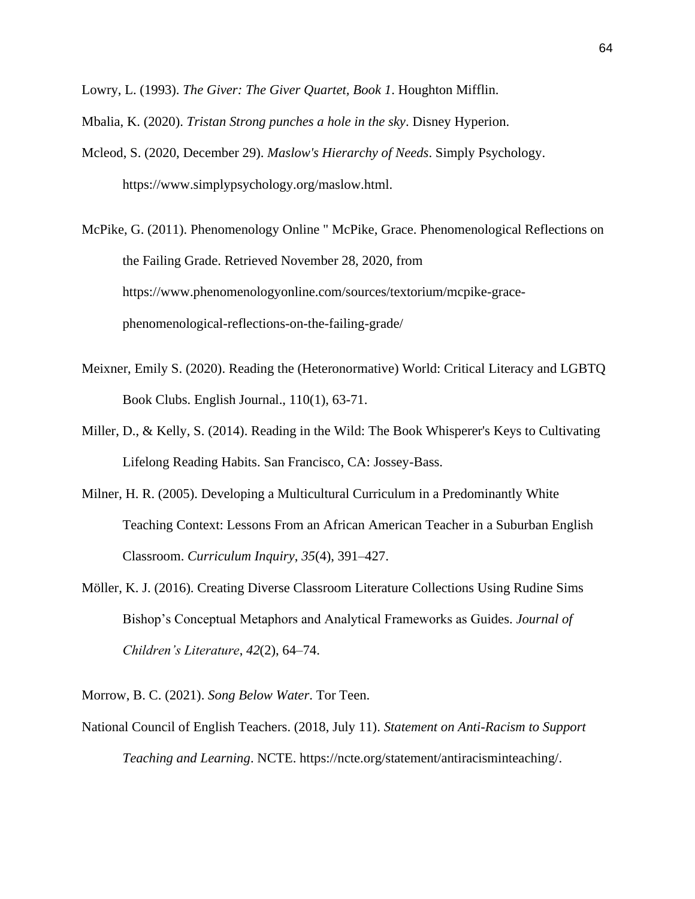Lowry, L. (1993). *The Giver: The Giver Quartet, Book 1*. Houghton Mifflin.

Mbalia, K. (2020). *Tristan Strong punches a hole in the sky*. Disney Hyperion.

Mcleod, S. (2020, December 29). *Maslow's Hierarchy of Needs*. Simply Psychology. https://www.simplypsychology.org/maslow.html.

McPike, G. (2011). Phenomenology Online " McPike, Grace. Phenomenological Reflections on the Failing Grade. Retrieved November 28, 2020, from https://www.phenomenologyonline.com/sources/textorium/mcpike-grace-phenomenological-reflections-on-the-failing-grade/

Meixner, Emily S. (2020). Reading the (Heteronormative) World: Critical Literacy and LGBTQ Book Clubs. English Journal., 110(1), 63-71.

Miller, D., & Kelly, S. (2014). Reading in the Wild: The Book Whisperer's Keys to Cultivating Lifelong Reading Habits. San Francisco, CA: Jossey-Bass.

Milner, H. R. (2005). Developing a Multicultural Curriculum in a Predominantly White Teaching Context: Lessons From an African American Teacher in a Suburban English Classroom. *Curriculum Inquiry*, *35*(4), 391–427.

Möller, K. J. (2016). Creating Diverse Classroom Literature Collections Using Rudine Sims Bishop's Conceptual Metaphors and Analytical Frameworks as Guides. *Journal of Children's Literature*, *42*(2), 64–74.

Morrow, B. C. (2021). *Song Below Water*. Tor Teen.

National Council of English Teachers. (2018, July 11). *Statement on Anti-Racism to Support Teaching and Learning*. NCTE. https://ncte.org/statement/antiracisminteaching/.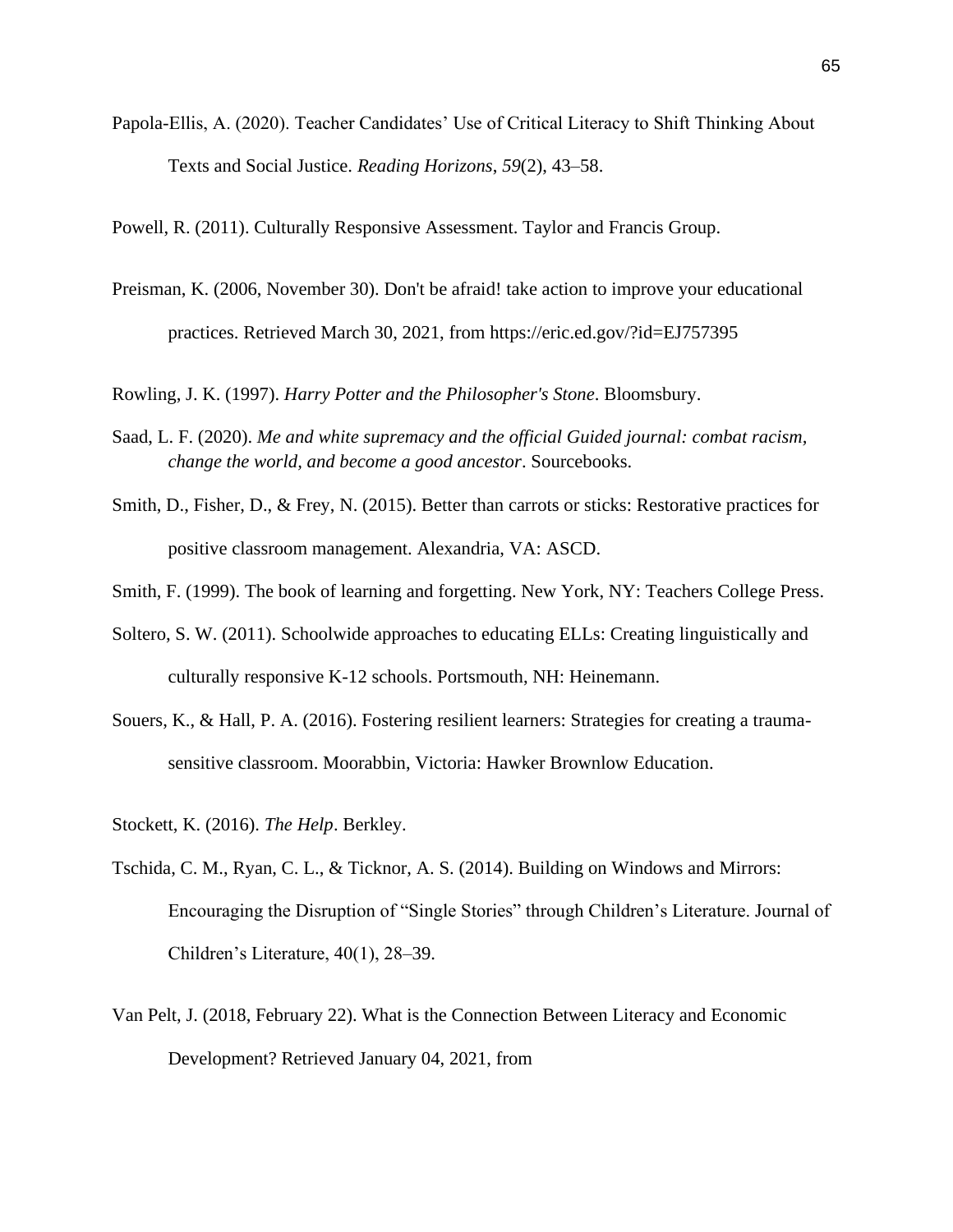Papola-Ellis, A. (2020). Teacher Candidates' Use of Critical Literacy to Shift Thinking About Texts and Social Justice. *Reading Horizons*, *59*(2), 43–58.

Powell, R. (2011). Culturally Responsive Assessment. Taylor and Francis Group.

Preisman, K. (2006, November 30). Don't be afraid! take action to improve your educational practices. Retrieved March 30, 2021, from https://eric.ed.gov/?id=EJ757395

Rowling, J. K. (1997). *Harry Potter and the Philosopher's Stone*. Bloomsbury.

Saad, L. F. (2020). *Me and white supremacy and the official Guided journal: combat racism, change the world, and become a good ancestor*. Sourcebooks.

Smith, D., Fisher, D., & Frey, N. (2015). Better than carrots or sticks: Restorative practices for positive classroom management. Alexandria, VA: ASCD.

Smith, F. (1999). The book of learning and forgetting. New York, NY: Teachers College Press.

Soltero, S. W. (2011). Schoolwide approaches to educating ELLs: Creating linguistically and culturally responsive K-12 schools. Portsmouth, NH: Heinemann.

Souers, K., & Hall, P. A. (2016). Fostering resilient learners: Strategies for creating a trauma-sensitive classroom. Moorabbin, Victoria: Hawker Brownlow Education.

Stockett, K. (2016). *The Help*. Berkley.

Tschida, C. M., Ryan, C. L., & Ticknor, A. S. (2014). Building on Windows and Mirrors: Encouraging the Disruption of "Single Stories" through Children's Literature. Journal of Children's Literature, 40(1), 28–39.

Van Pelt, J. (2018, February 22). What is the Connection Between Literacy and Economic Development? Retrieved January 04, 2021, from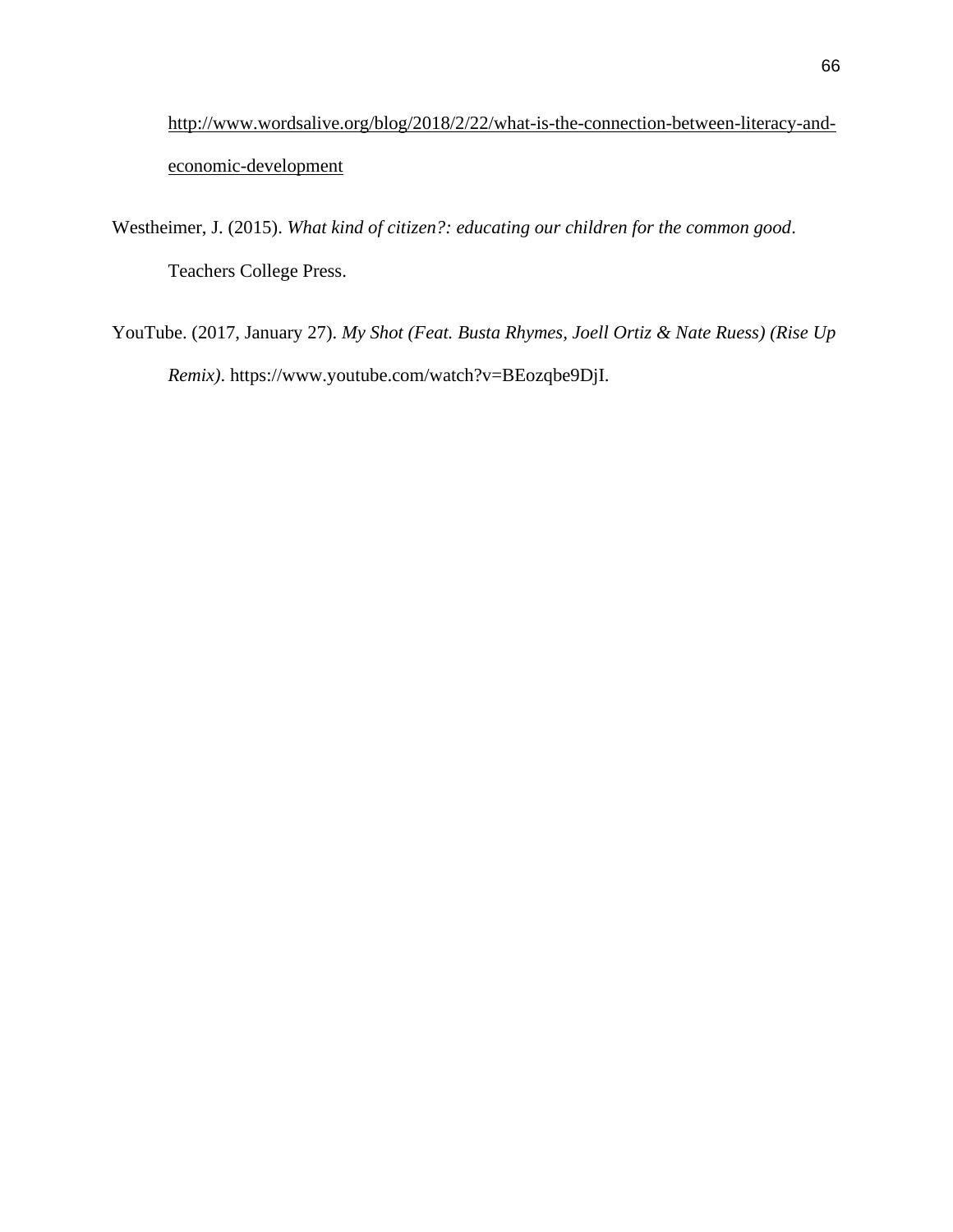http://www.wordsalive.org/blog/2018/2/22/what-is-the-connection-between-literacy-and-economic-development

Westheimer, J. (2015). *What kind of citizen?: educating our children for the common good*. Teachers College Press.

YouTube. (2017, January 27). *My Shot (Feat. Busta Rhymes, Joell Ortiz & Nate Ruess) (Rise Up Remix)*. https://www.youtube.com/watch?v=BEozqbe9DjI.